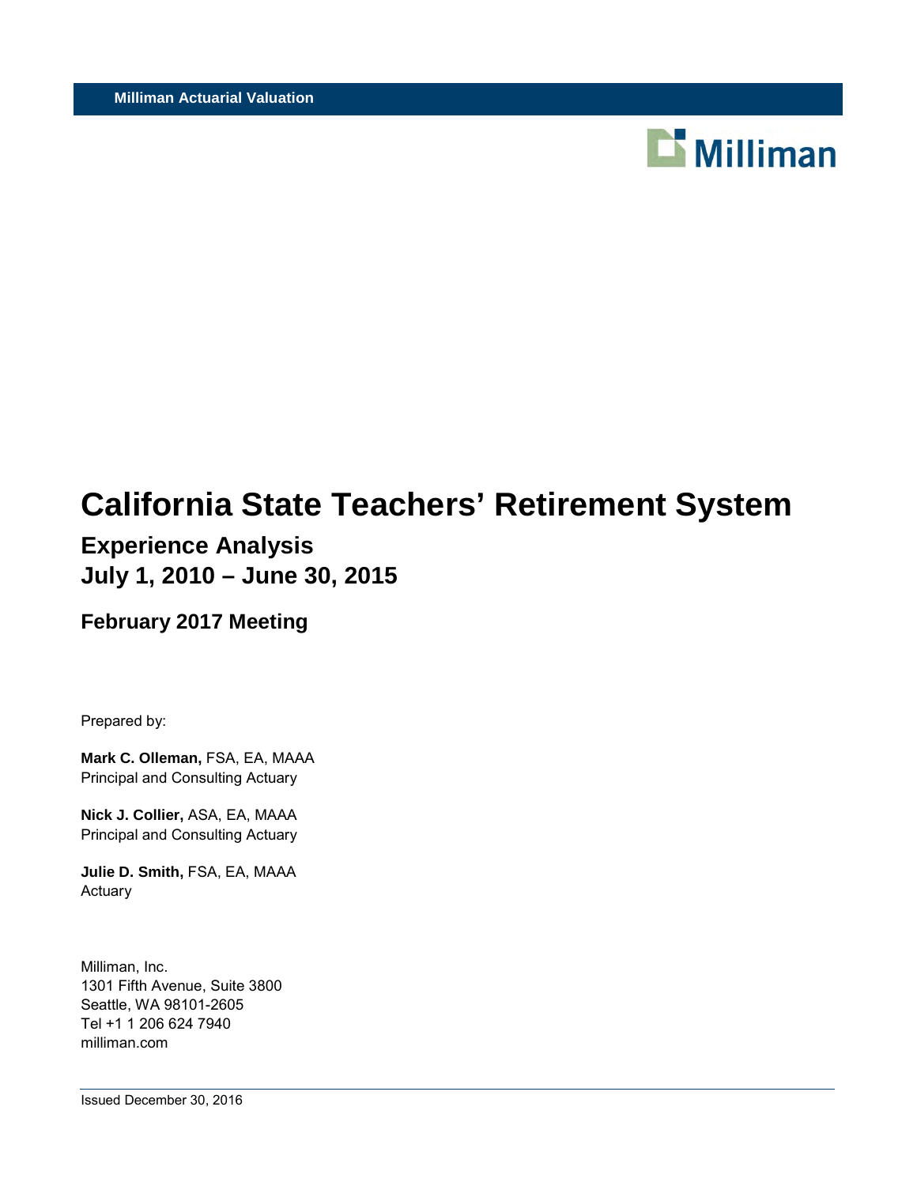Milliman Actuarial Valuation

Milliman

# California State Teachers' Retirement System

## Experience Analysis
## July 1, 2010 – June 30, 2015

### February 2017 Meeting

Prepared by:

**Mark C. Olleman,** FSA, EA, MAAA
Principal and Consulting Actuary

**Nick J. Collier,** ASA, EA, MAAA
Principal and Consulting Actuary

**Julie D. Smith,** FSA, EA, MAAA
Actuary

Milliman, Inc.
1301 Fifth Avenue, Suite 3800
Seattle, WA 98101-2605
Tel +1 1 206 624 7940
milliman.com

Issued December 30, 2016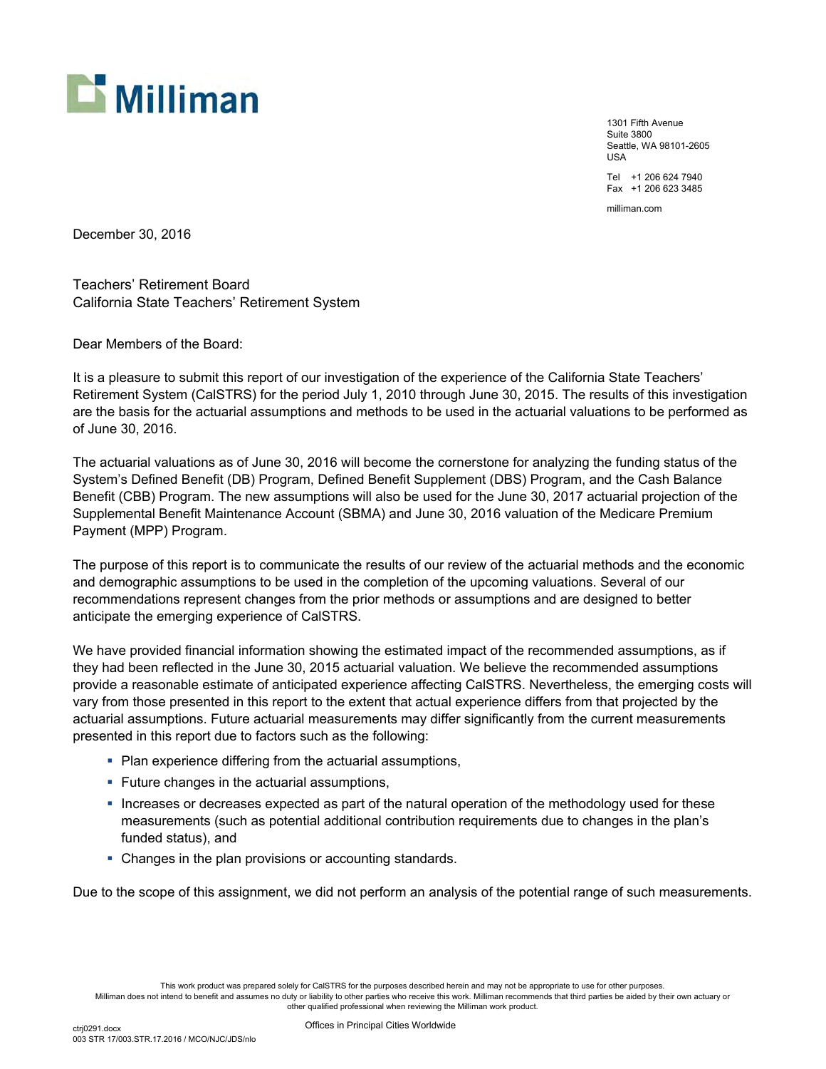Milliman

1301 Fifth Avenue
Suite 3800
Seattle, WA 98101-2605
USA

Tel +1 206 624 7940
Fax +1 206 623 3485

milliman.com

December 30, 2016

Teachers' Retirement Board
California State Teachers' Retirement System

Dear Members of the Board:

It is a pleasure to submit this report of our investigation of the experience of the California State Teachers' Retirement System (CalSTRS) for the period July 1, 2010 through June 30, 2015. The results of this investigation are the basis for the actuarial assumptions and methods to be used in the actuarial valuations to be performed as of June 30, 2016.

The actuarial valuations as of June 30, 2016 will become the cornerstone for analyzing the funding status of the System's Defined Benefit (DB) Program, Defined Benefit Supplement (DBS) Program, and the Cash Balance Benefit (CBB) Program. The new assumptions will also be used for the June 30, 2017 actuarial projection of the Supplemental Benefit Maintenance Account (SBMA) and June 30, 2016 valuation of the Medicare Premium Payment (MPP) Program.

The purpose of this report is to communicate the results of our review of the actuarial methods and the economic and demographic assumptions to be used in the completion of the upcoming valuations. Several of our recommendations represent changes from the prior methods or assumptions and are designed to better anticipate the emerging experience of CalSTRS.

We have provided financial information showing the estimated impact of the recommended assumptions, as if they had been reflected in the June 30, 2015 actuarial valuation. We believe the recommended assumptions provide a reasonable estimate of anticipated experience affecting CalSTRS. Nevertheless, the emerging costs will vary from those presented in this report to the extent that actual experience differs from that projected by the actuarial assumptions. Future actuarial measurements may differ significantly from the current measurements presented in this report due to factors such as the following:

- Plan experience differing from the actuarial assumptions,
- Future changes in the actuarial assumptions,
- Increases or decreases expected as part of the natural operation of the methodology used for these measurements (such as potential additional contribution requirements due to changes in the plan's funded status), and
- Changes in the plan provisions or accounting standards.

Due to the scope of this assignment, we did not perform an analysis of the potential range of such measurements.

This work product was prepared solely for CalSTRS for the purposes described herein and may not be appropriate to use for other purposes. Milliman does not intend to benefit and assumes no duty or liability to other parties who receive this work. Milliman recommends that third parties be aided by their own actuary or other qualified professional when reviewing the Milliman work product.

ctrj0291.docx
003 STR 17/003.STR.17.2016 / MCO/NJC/JDS/nlo

Offices in Principal Cities Worldwide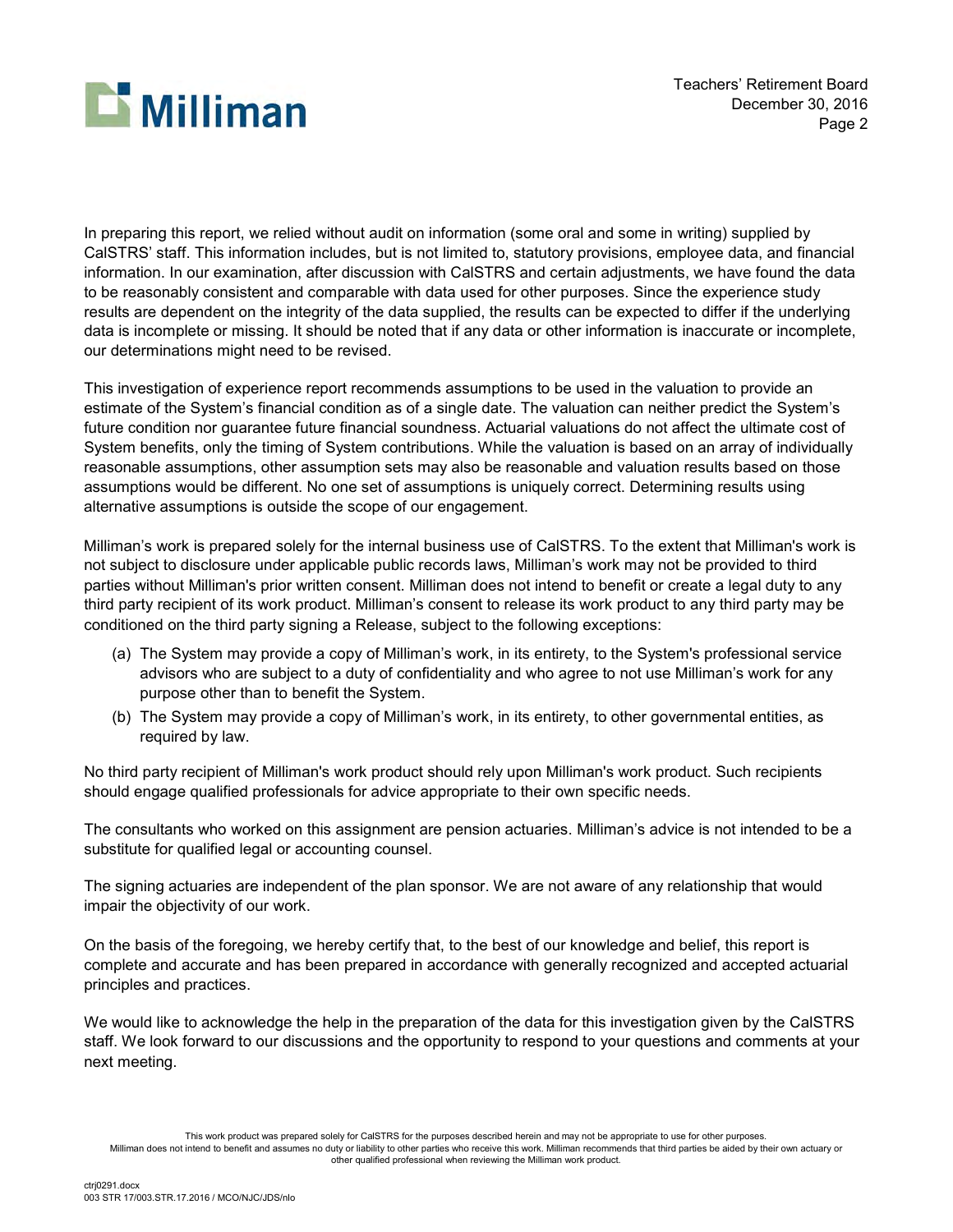In preparing this report, we relied without audit on information (some oral and some in writing) supplied by CalSTRS' staff. This information includes, but is not limited to, statutory provisions, employee data, and financial information. In our examination, after discussion with CalSTRS and certain adjustments, we have found the data to be reasonably consistent and comparable with data used for other purposes. Since the experience study results are dependent on the integrity of the data supplied, the results can be expected to differ if the underlying data is incomplete or missing. It should be noted that if any data or other information is inaccurate or incomplete, our determinations might need to be revised.

This investigation of experience report recommends assumptions to be used in the valuation to provide an estimate of the System's financial condition as of a single date. The valuation can neither predict the System's future condition nor guarantee future financial soundness. Actuarial valuations do not affect the ultimate cost of System benefits, only the timing of System contributions. While the valuation is based on an array of individually reasonable assumptions, other assumption sets may also be reasonable and valuation results based on those assumptions would be different. No one set of assumptions is uniquely correct. Determining results using alternative assumptions is outside the scope of our engagement.

Milliman's work is prepared solely for the internal business use of CalSTRS. To the extent that Milliman's work is not subject to disclosure under applicable public records laws, Milliman's work may not be provided to third parties without Milliman's prior written consent. Milliman does not intend to benefit or create a legal duty to any third party recipient of its work product. Milliman's consent to release its work product to any third party may be conditioned on the third party signing a Release, subject to the following exceptions:

(a) The System may provide a copy of Milliman's work, in its entirety, to the System's professional service advisors who are subject to a duty of confidentiality and who agree to not use Milliman's work for any purpose other than to benefit the System.

(b) The System may provide a copy of Milliman's work, in its entirety, to other governmental entities, as required by law.

No third party recipient of Milliman's work product should rely upon Milliman's work product. Such recipients should engage qualified professionals for advice appropriate to their own specific needs.

The consultants who worked on this assignment are pension actuaries. Milliman's advice is not intended to be a substitute for qualified legal or accounting counsel.

The signing actuaries are independent of the plan sponsor. We are not aware of any relationship that would impair the objectivity of our work.

On the basis of the foregoing, we hereby certify that, to the best of our knowledge and belief, this report is complete and accurate and has been prepared in accordance with generally recognized and accepted actuarial principles and practices.

We would like to acknowledge the help in the preparation of the data for this investigation given by the CalSTRS staff. We look forward to our discussions and the opportunity to respond to your questions and comments at your next meeting.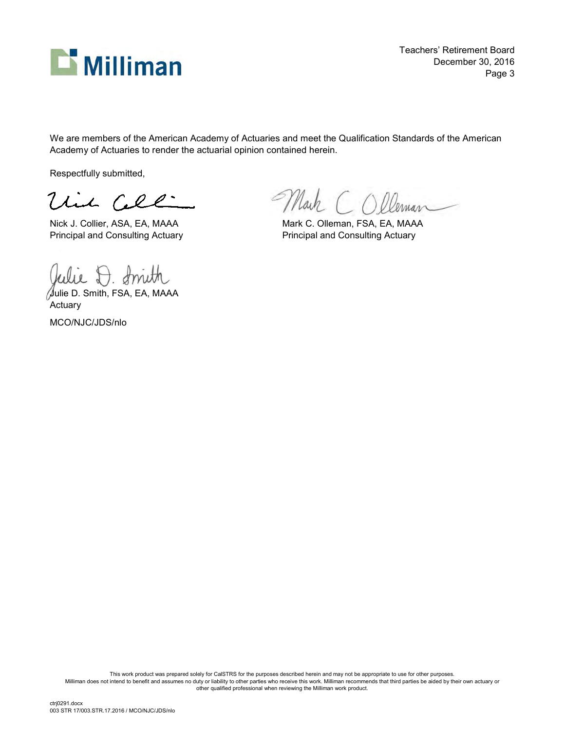We are members of the American Academy of Actuaries and meet the Qualification Standards of the American Academy of Actuaries to render the actuarial opinion contained herein.

Respectfully submitted,

Nick J. Collier, ASA, EA, MAAA
Principal and Consulting Actuary

Mark C. Olleman, FSA, EA, MAAA
Principal and Consulting Actuary

Julie D. Smith, FSA, EA, MAAA
Actuary

MCO/NJC/JDS/nlo

This work product was prepared solely for CalSTRS for the purposes described herein and may not be appropriate to use for other purposes. Milliman does not intend to benefit and assumes no duty or liability to other parties who receive this work. Milliman recommends that third parties be aided by their own actuary or other qualified professional when reviewing the Milliman work product.

ctrj0291.docx
003 STR 17/003.STR.17.2016 / MCO/NJC/JDS/nlo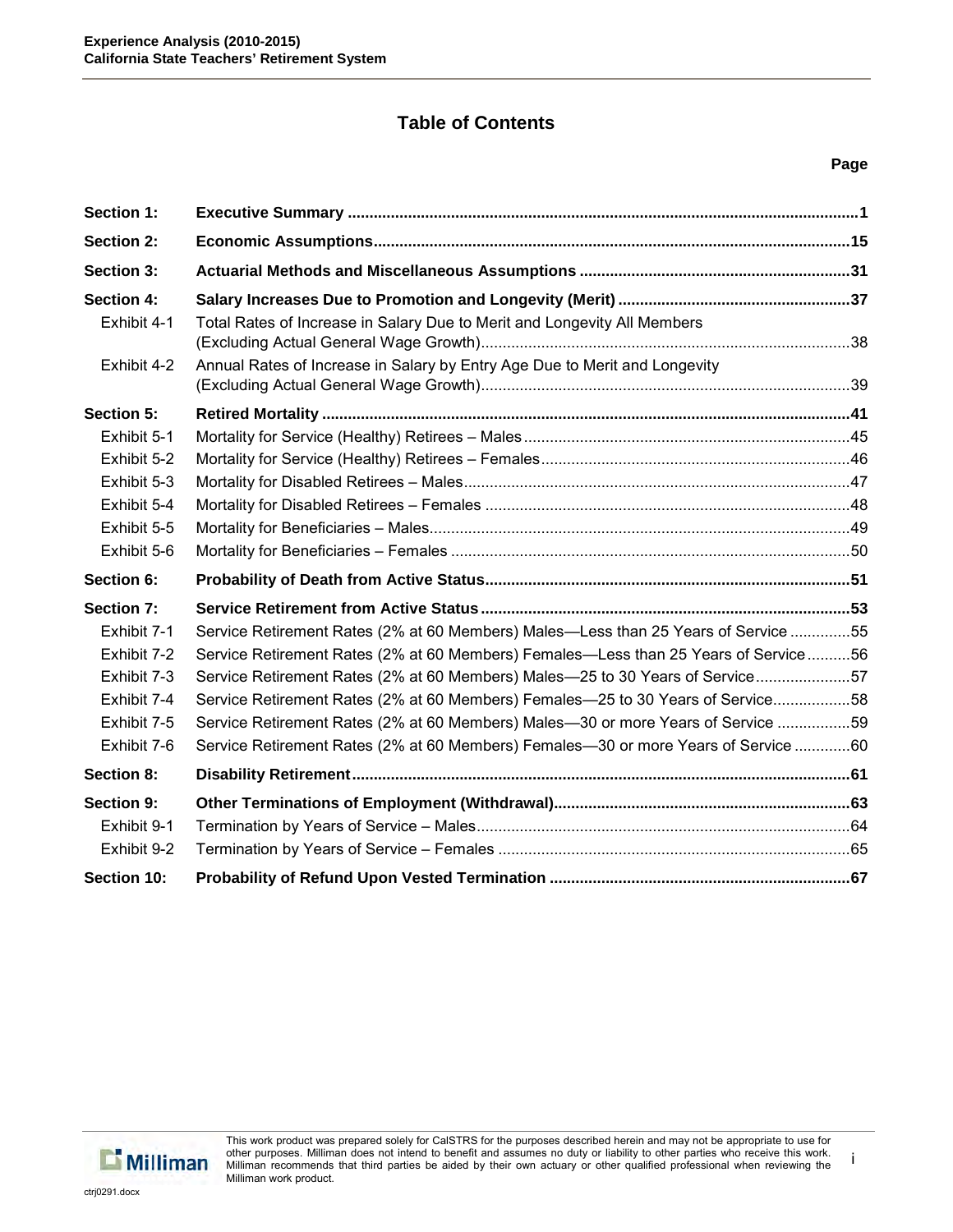# Table of Contents

| | | Page |
|---|---|---|
| **Section 1:** | **Executive Summary** | **1** |
| **Section 2:** | **Economic Assumptions** | **15** |
| **Section 3:** | **Actuarial Methods and Miscellaneous Assumptions** | **31** |
| **Section 4:** | **Salary Increases Due to Promotion and Longevity (Merit)** | **37** |
| Exhibit 4-1 | Total Rates of Increase in Salary Due to Merit and Longevity All Members (Excluding Actual General Wage Growth) | 38 |
| Exhibit 4-2 | Annual Rates of Increase in Salary by Entry Age Due to Merit and Longevity (Excluding Actual General Wage Growth) | 39 |
| **Section 5:** | **Retired Mortality** | **41** |
| Exhibit 5-1 | Mortality for Service (Healthy) Retirees – Males | 45 |
| Exhibit 5-2 | Mortality for Service (Healthy) Retirees – Females | 46 |
| Exhibit 5-3 | Mortality for Disabled Retirees – Males | 47 |
| Exhibit 5-4 | Mortality for Disabled Retirees – Females | 48 |
| Exhibit 5-5 | Mortality for Beneficiaries – Males | 49 |
| Exhibit 5-6 | Mortality for Beneficiaries – Females | 50 |
| **Section 6:** | **Probability of Death from Active Status** | **51** |
| **Section 7:** | **Service Retirement from Active Status** | **53** |
| Exhibit 7-1 | Service Retirement Rates (2% at 60 Members) Males—Less than 25 Years of Service | 55 |
| Exhibit 7-2 | Service Retirement Rates (2% at 60 Members) Females—Less than 25 Years of Service | 56 |
| Exhibit 7-3 | Service Retirement Rates (2% at 60 Members) Males—25 to 30 Years of Service | 57 |
| Exhibit 7-4 | Service Retirement Rates (2% at 60 Members) Females—25 to 30 Years of Service | 58 |
| Exhibit 7-5 | Service Retirement Rates (2% at 60 Members) Males—30 or more Years of Service | 59 |
| Exhibit 7-6 | Service Retirement Rates (2% at 60 Members) Females—30 or more Years of Service | 60 |
| **Section 8:** | **Disability Retirement** | **61** |
| **Section 9:** | **Other Terminations of Employment (Withdrawal)** | **63** |
| Exhibit 9-1 | Termination by Years of Service – Males | 64 |
| Exhibit 9-2 | Termination by Years of Service – Females | 65 |
| **Section 10:** | **Probability of Refund Upon Vested Termination** | **67** |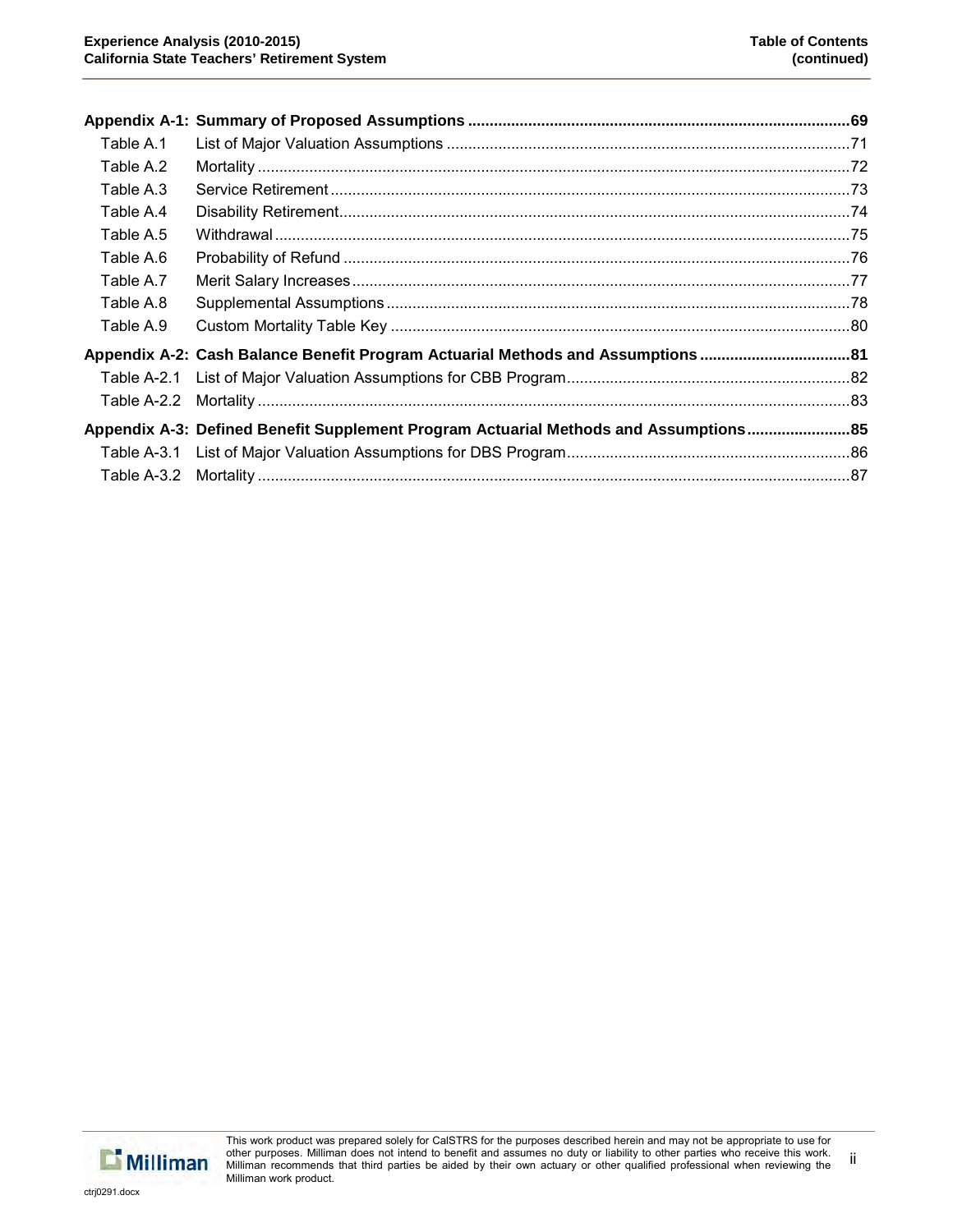| | | |
|---|---|---|
| **Appendix A-1:** | **Summary of Proposed Assumptions** | **69** |
| Table A.1 | List of Major Valuation Assumptions | 71 |
| Table A.2 | Mortality | 72 |
| Table A.3 | Service Retirement | 73 |
| Table A.4 | Disability Retirement | 74 |
| Table A.5 | Withdrawal | 75 |
| Table A.6 | Probability of Refund | 76 |
| Table A.7 | Merit Salary Increases | 77 |
| Table A.8 | Supplemental Assumptions | 78 |
| Table A.9 | Custom Mortality Table Key | 80 |
| **Appendix A-2:** | **Cash Balance Benefit Program Actuarial Methods and Assumptions** | **81** |
| Table A-2.1 | List of Major Valuation Assumptions for CBB Program | 82 |
| Table A-2.2 | Mortality | 83 |
| **Appendix A-3:** | **Defined Benefit Supplement Program Actuarial Methods and Assumptions** | **85** |
| Table A-3.1 | List of Major Valuation Assumptions for DBS Program | 86 |
| Table A-3.2 | Mortality | 87 |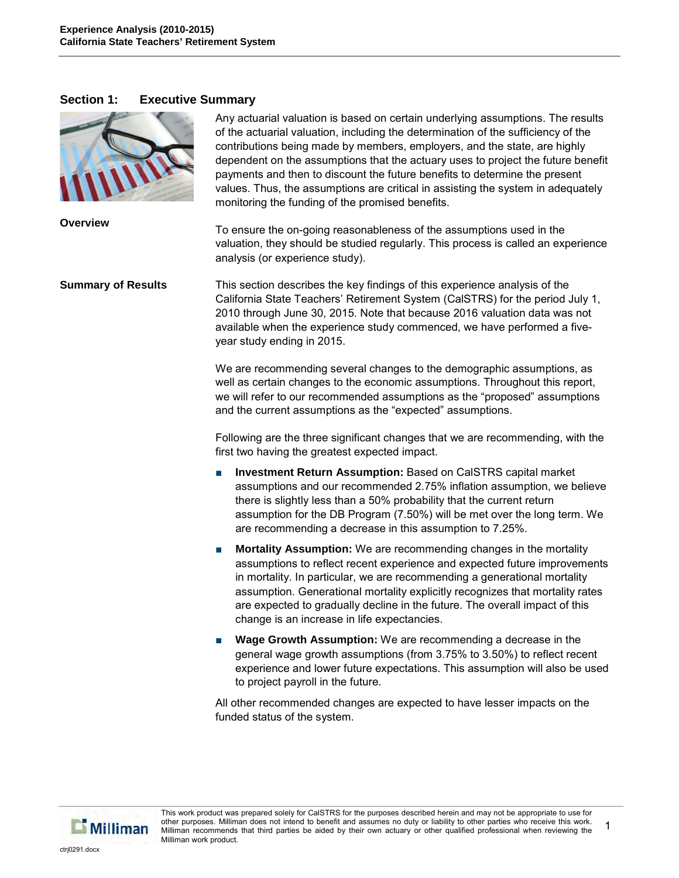## Section 1: Executive Summary

Any actuarial valuation is based on certain underlying assumptions. The results of the actuarial valuation, including the determination of the sufficiency of the contributions being made by members, employers, and the state, are highly dependent on the assumptions that the actuary uses to project the future benefit payments and then to discount the future benefits to determine the present values. Thus, the assumptions are critical in assisting the system in adequately monitoring the funding of the promised benefits.

**Overview**

To ensure the on-going reasonableness of the assumptions used in the valuation, they should be studied regularly. This process is called an experience analysis (or experience study).

**Summary of Results**

This section describes the key findings of this experience analysis of the California State Teachers' Retirement System (CalSTRS) for the period July 1, 2010 through June 30, 2015. Note that because 2016 valuation data was not available when the experience study commenced, we have performed a five-year study ending in 2015.

We are recommending several changes to the demographic assumptions, as well as certain changes to the economic assumptions. Throughout this report, we will refer to our recommended assumptions as the "proposed" assumptions and the current assumptions as the "expected" assumptions.

Following are the three significant changes that we are recommending, with the first two having the greatest expected impact.

- **Investment Return Assumption:** Based on CalSTRS capital market assumptions and our recommended 2.75% inflation assumption, we believe there is slightly less than a 50% probability that the current return assumption for the DB Program (7.50%) will be met over the long term. We are recommending a decrease in this assumption to 7.25%.
- **Mortality Assumption:** We are recommending changes in the mortality assumptions to reflect recent experience and expected future improvements in mortality. In particular, we are recommending a generational mortality assumption. Generational mortality explicitly recognizes that mortality rates are expected to gradually decline in the future. The overall impact of this change is an increase in life expectancies.
- **Wage Growth Assumption:** We are recommending a decrease in the general wage growth assumptions (from 3.75% to 3.50%) to reflect recent experience and lower future expectations. This assumption will also be used to project payroll in the future.

All other recommended changes are expected to have lesser impacts on the funded status of the system.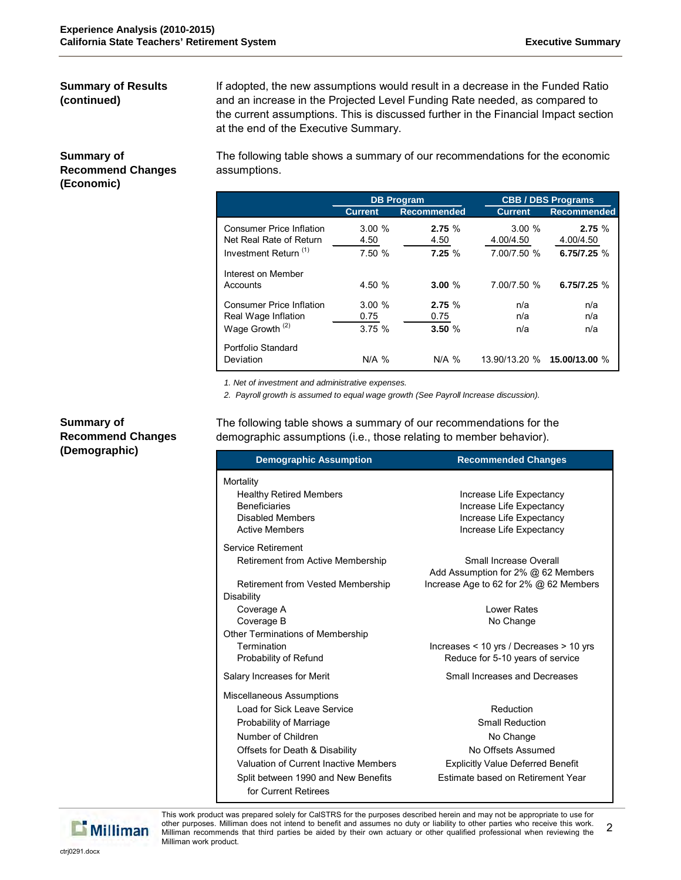**Summary of Results (continued)**

If adopted, the new assumptions would result in a decrease in the Funded Ratio and an increase in the Projected Level Funding Rate needed, as compared to the current assumptions. This is discussed further in the Financial Impact section at the end of the Executive Summary.

**Summary of Recommend Changes (Economic)**

The following table shows a summary of our recommendations for the economic assumptions.

| | DB Program | | CBB / DBS Programs | |
|---|---|---|---|---|
| | Current | Recommended | Current | Recommended |
| Consumer Price Inflation | 3.00 % | **2.75** % | 3.00 % | **2.75** % |
| Net Real Rate of Return | 4.50 | 4.50 | 4.00/4.50 | 4.00/4.50 |
| Investment Return [1] | 7.50 % | **7.25** % | 7.00/7.50 % | **6.75/7.25** % |
| Interest on Member Accounts | 4.50 % | **3.00** % | 7.00/7.50 % | **6.75/7.25** % |
| Consumer Price Inflation | 3.00 % | **2.75** % | n/a | n/a |
| Real Wage Inflation | 0.75 | 0.75 | n/a | n/a |
| Wage Growth [2] | 3.75 % | **3.50** % | n/a | n/a |
| Portfolio Standard Deviation | N/A % | N/A % | 13.90/13.20 % | **15.00/13.00** % |

*1. Net of investment and administrative expenses.*

*2. Payroll growth is assumed to equal wage growth (See Payroll Increase discussion).*

**Summary of Recommend Changes (Demographic)**

The following table shows a summary of our recommendations for the demographic assumptions (i.e., those relating to member behavior).

| Demographic Assumption | Recommended Changes |
|---|---|
| **Mortality** | |
| Healthy Retired Members | Increase Life Expectancy |
| Beneficiaries | Increase Life Expectancy |
| Disabled Members | Increase Life Expectancy |
| Active Members | Increase Life Expectancy |
| **Service Retirement** | |
| Retirement from Active Membership | Small Increase Overall<br>Add Assumption for 2% @ 62 Members |
| Retirement from Vested Membership | Increase Age to 62 for 2% @ 62 Members |
| **Disability** | |
| Coverage A | Lower Rates |
| Coverage B | No Change |
| **Other Terminations of Membership** | |
| Termination | Increases < 10 yrs / Decreases > 10 yrs |
| Probability of Refund | Reduce for 5-10 years of service |
| **Salary Increases for Merit** | Small Increases and Decreases |
| **Miscellaneous Assumptions** | |
| Load for Sick Leave Service | Reduction |
| Probability of Marriage | Small Reduction |
| Number of Children | No Change |
| Offsets for Death & Disability | No Offsets Assumed |
| Valuation of Current Inactive Members | Explicitly Value Deferred Benefit |
| Split between 1990 and New Benefits for Current Retirees | Estimate based on Retirement Year |

This work product was prepared solely for CalSTRS for the purposes described herein and may not be appropriate to use for other purposes. Milliman does not intend to benefit and assumes no duty or liability to other parties who receive this work. Milliman recommends that third parties be aided by their own actuary or other qualified professional when reviewing the Milliman work product.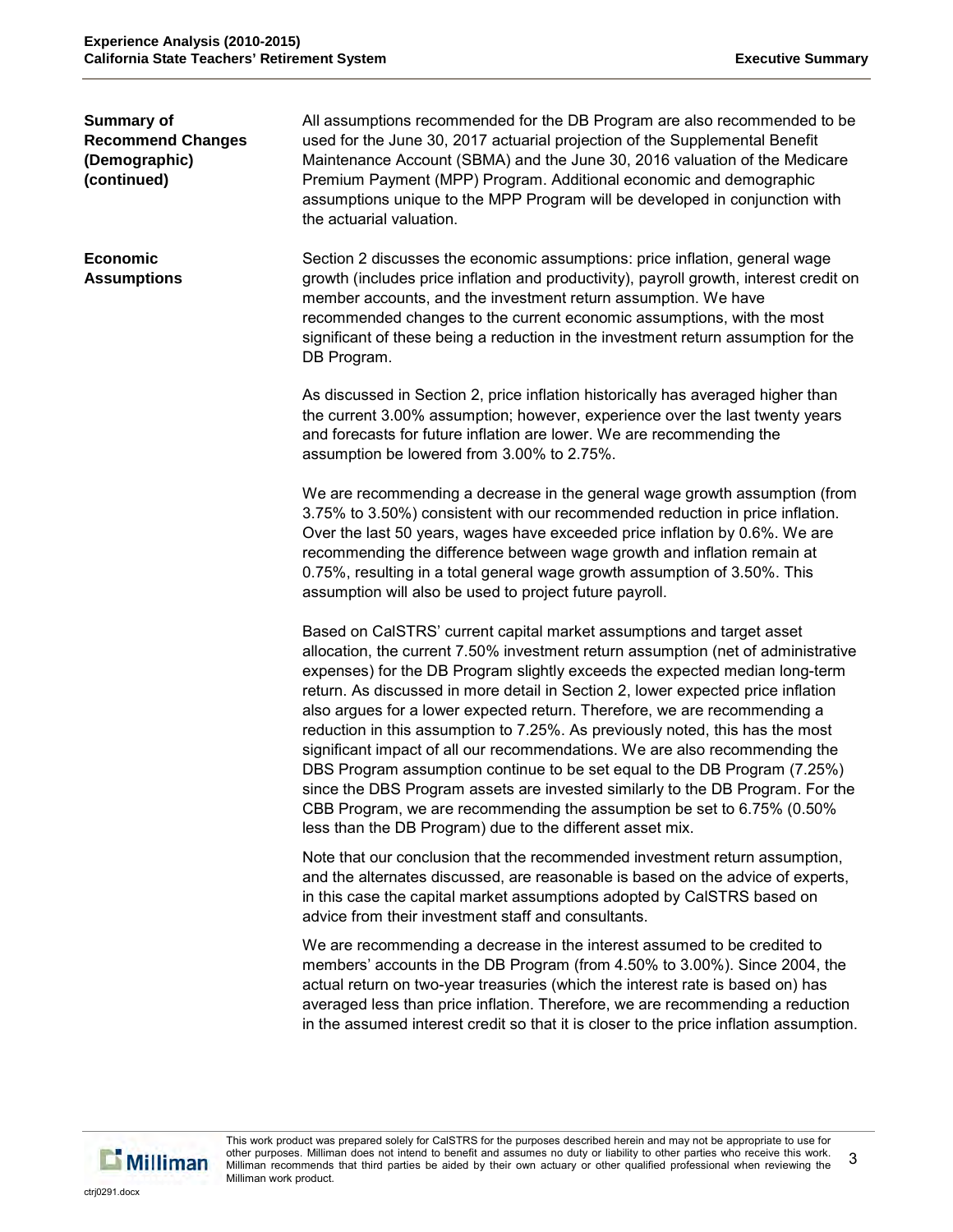**Summary of Recommend Changes (Demographic) (continued)**

All assumptions recommended for the DB Program are also recommended to be used for the June 30, 2017 actuarial projection of the Supplemental Benefit Maintenance Account (SBMA) and the June 30, 2016 valuation of the Medicare Premium Payment (MPP) Program. Additional economic and demographic assumptions unique to the MPP Program will be developed in conjunction with the actuarial valuation.

**Economic Assumptions**

Section 2 discusses the economic assumptions: price inflation, general wage growth (includes price inflation and productivity), payroll growth, interest credit on member accounts, and the investment return assumption. We have recommended changes to the current economic assumptions, with the most significant of these being a reduction in the investment return assumption for the DB Program.

As discussed in Section 2, price inflation historically has averaged higher than the current 3.00% assumption; however, experience over the last twenty years and forecasts for future inflation are lower. We are recommending the assumption be lowered from 3.00% to 2.75%.

We are recommending a decrease in the general wage growth assumption (from 3.75% to 3.50%) consistent with our recommended reduction in price inflation. Over the last 50 years, wages have exceeded price inflation by 0.6%. We are recommending the difference between wage growth and inflation remain at 0.75%, resulting in a total general wage growth assumption of 3.50%. This assumption will also be used to project future payroll.

Based on CalSTRS' current capital market assumptions and target asset allocation, the current 7.50% investment return assumption (net of administrative expenses) for the DB Program slightly exceeds the expected median long-term return. As discussed in more detail in Section 2, lower expected price inflation also argues for a lower expected return. Therefore, we are recommending a reduction in this assumption to 7.25%. As previously noted, this has the most significant impact of all our recommendations. We are also recommending the DBS Program assumption continue to be set equal to the DB Program (7.25%) since the DBS Program assets are invested similarly to the DB Program. For the CBB Program, we are recommending the assumption be set to 6.75% (0.50% less than the DB Program) due to the different asset mix.

Note that our conclusion that the recommended investment return assumption, and the alternates discussed, are reasonable is based on the advice of experts, in this case the capital market assumptions adopted by CalSTRS based on advice from their investment staff and consultants.

We are recommending a decrease in the interest assumed to be credited to members' accounts in the DB Program (from 4.50% to 3.00%). Since 2004, the actual return on two-year treasuries (which the interest rate is based on) has averaged less than price inflation. Therefore, we are recommending a reduction in the assumed interest credit so that it is closer to the price inflation assumption.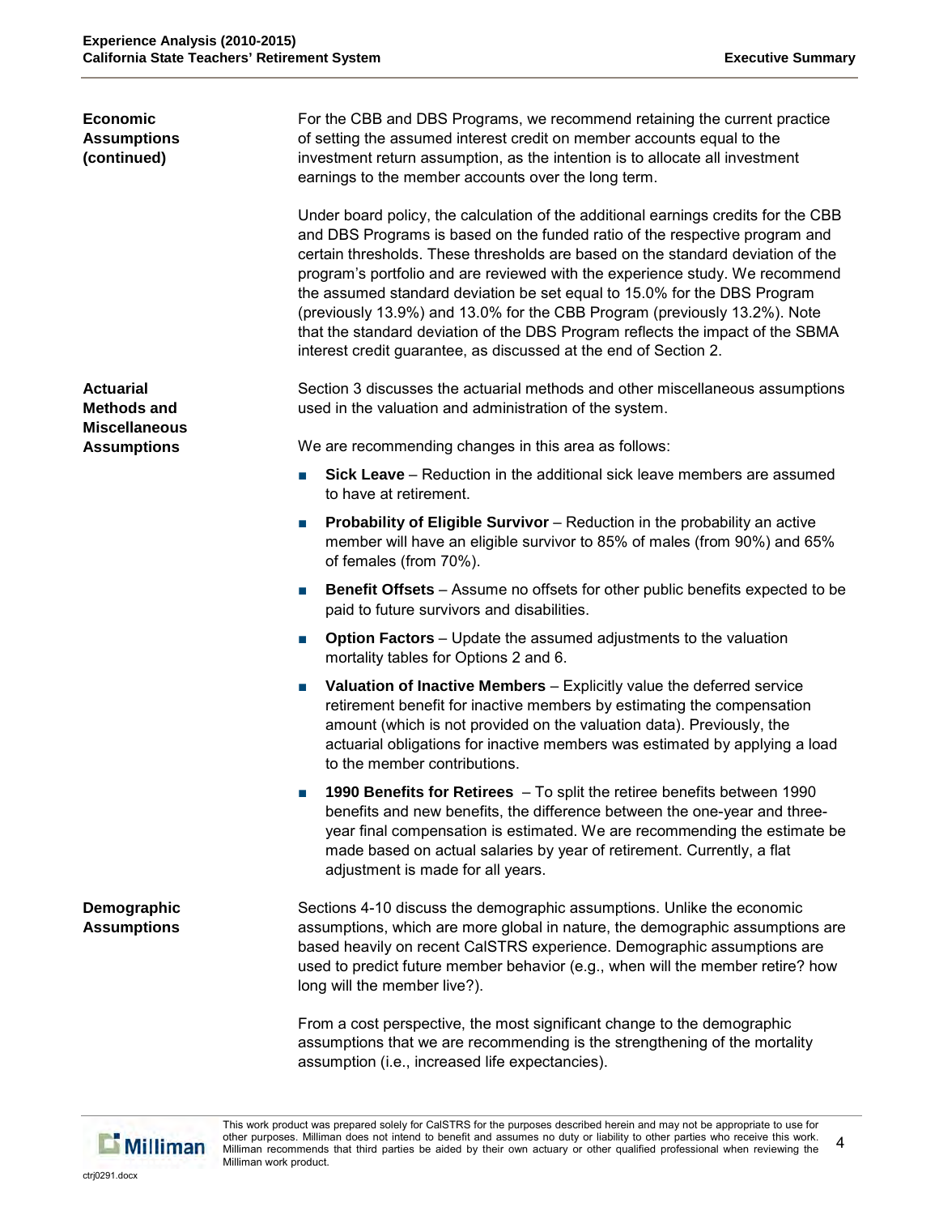**Economic Assumptions (continued)**

For the CBB and DBS Programs, we recommend retaining the current practice of setting the assumed interest credit on member accounts equal to the investment return assumption, as the intention is to allocate all investment earnings to the member accounts over the long term.

Under board policy, the calculation of the additional earnings credits for the CBB and DBS Programs is based on the funded ratio of the respective program and certain thresholds. These thresholds are based on the standard deviation of the program's portfolio and are reviewed with the experience study. We recommend the assumed standard deviation be set equal to 15.0% for the DBS Program (previously 13.9%) and 13.0% for the CBB Program (previously 13.2%). Note that the standard deviation of the DBS Program reflects the impact of the SBMA interest credit guarantee, as discussed at the end of Section 2.

**Actuarial Methods and Miscellaneous Assumptions**

Section 3 discusses the actuarial methods and other miscellaneous assumptions used in the valuation and administration of the system.

We are recommending changes in this area as follows:

- **Sick Leave** – Reduction in the additional sick leave members are assumed to have at retirement.
- **Probability of Eligible Survivor** – Reduction in the probability an active member will have an eligible survivor to 85% of males (from 90%) and 65% of females (from 70%).
- **Benefit Offsets** – Assume no offsets for other public benefits expected to be paid to future survivors and disabilities.
- **Option Factors** – Update the assumed adjustments to the valuation mortality tables for Options 2 and 6.
- **Valuation of Inactive Members** – Explicitly value the deferred service retirement benefit for inactive members by estimating the compensation amount (which is not provided on the valuation data). Previously, the actuarial obligations for inactive members was estimated by applying a load to the member contributions.
- **1990 Benefits for Retirees** – To split the retiree benefits between 1990 benefits and new benefits, the difference between the one-year and three-year final compensation is estimated. We are recommending the estimate be made based on actual salaries by year of retirement. Currently, a flat adjustment is made for all years.

**Demographic Assumptions**

Sections 4-10 discuss the demographic assumptions. Unlike the economic assumptions, which are more global in nature, the demographic assumptions are based heavily on recent CalSTRS experience. Demographic assumptions are used to predict future member behavior (e.g., when will the member retire? how long will the member live?).

From a cost perspective, the most significant change to the demographic assumptions that we are recommending is the strengthening of the mortality assumption (i.e., increased life expectancies).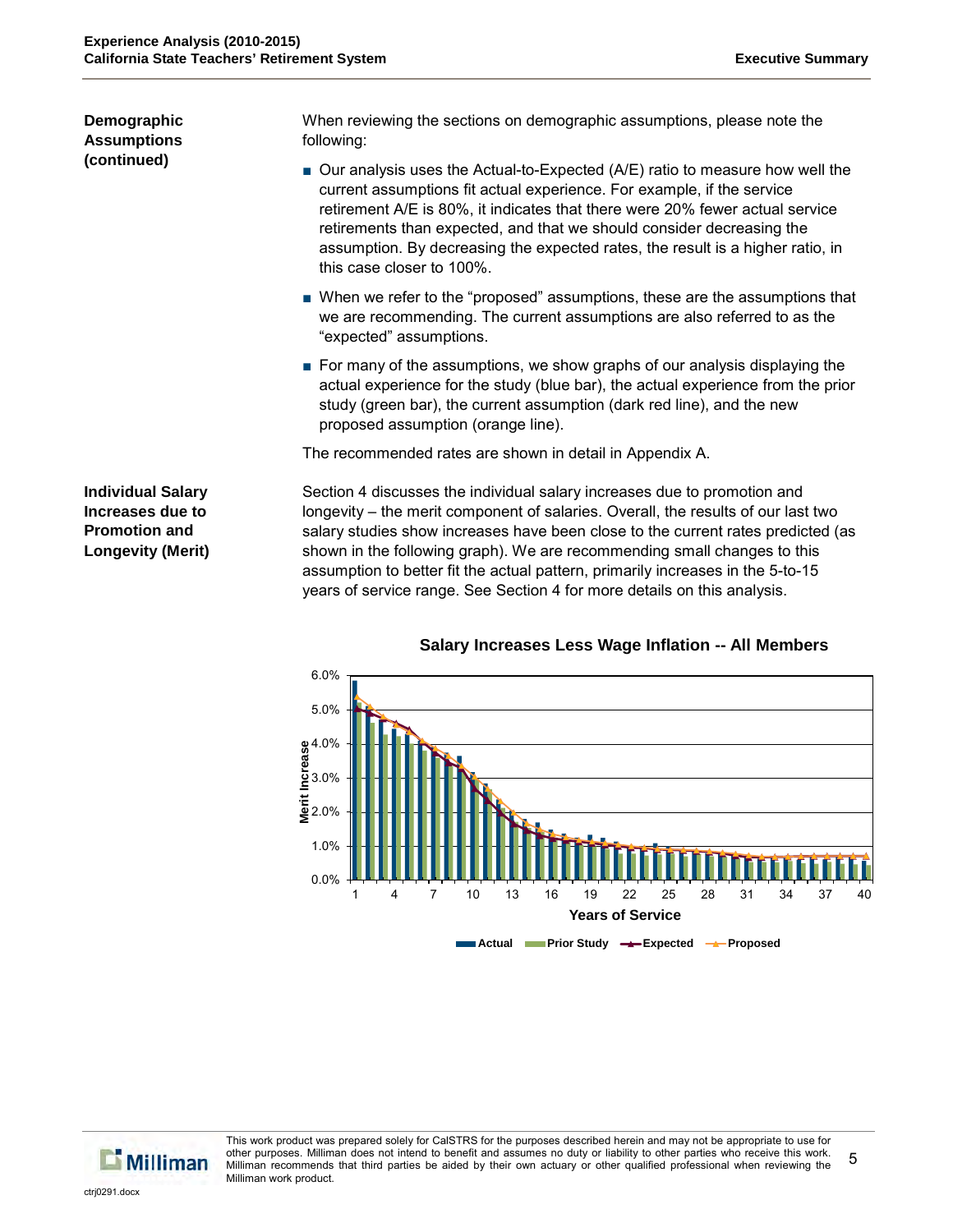## Demographic Assumptions (continued)

When reviewing the sections on demographic assumptions, please note the following:

- Our analysis uses the Actual-to-Expected (A/E) ratio to measure how well the current assumptions fit actual experience. For example, if the service retirement A/E is 80%, it indicates that there were 20% fewer actual service retirements than expected, and that we should consider decreasing the assumption. By decreasing the expected rates, the result is a higher ratio, in this case closer to 100%.
- When we refer to the "proposed" assumptions, these are the assumptions that we are recommending. The current assumptions are also referred to as the "expected" assumptions.
- For many of the assumptions, we show graphs of our analysis displaying the actual experience for the study (blue bar), the actual experience from the prior study (green bar), the current assumption (dark red line), and the new proposed assumption (orange line).

The recommended rates are shown in detail in Appendix A.

## Individual Salary Increases due to Promotion and Longevity (Merit)

Section 4 discusses the individual salary increases due to promotion and longevity – the merit component of salaries. Overall, the results of our last two salary studies show increases have been close to the current rates predicted (as shown in the following graph). We are recommending small changes to this assumption to better fit the actual pattern, primarily increases in the 5-to-15 years of service range. See Section 4 for more details on this analysis.

**Salary Increases Less Wage Inflation -- All Members**

Merit Increase (0.0% – 6.0%) by Years of Service (1 – 40)

Legend: Actual, Prior Study, Expected, Proposed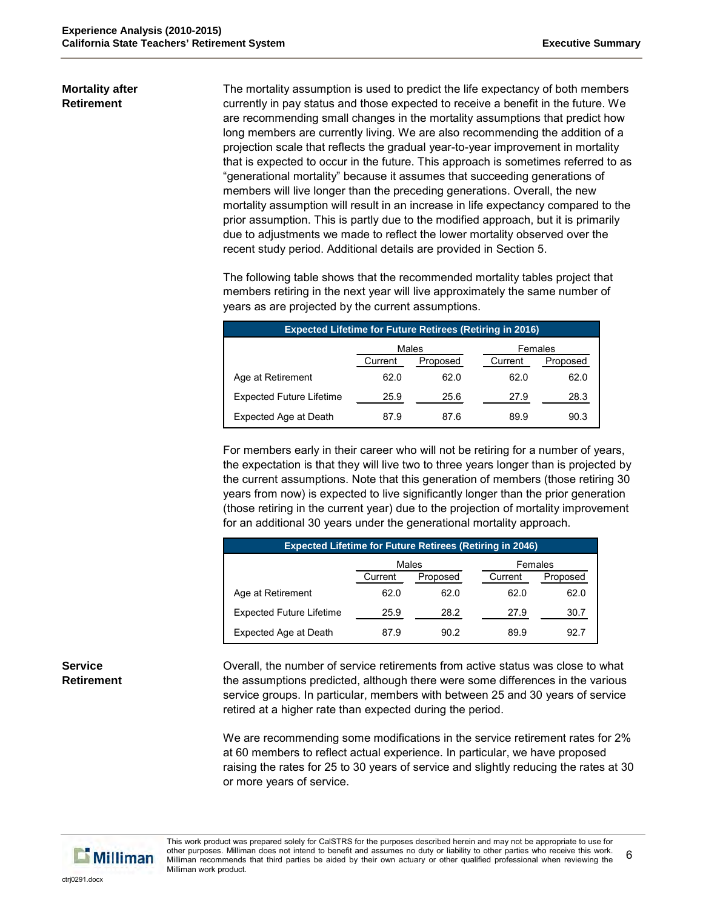## Mortality after Retirement

The mortality assumption is used to predict the life expectancy of both members currently in pay status and those expected to receive a benefit in the future. We are recommending small changes in the mortality assumptions that predict how long members are currently living. We are also recommending the addition of a projection scale that reflects the gradual year-to-year improvement in mortality that is expected to occur in the future. This approach is sometimes referred to as "generational mortality" because it assumes that succeeding generations of members will live longer than the preceding generations. Overall, the new mortality assumption will result in an increase in life expectancy compared to the prior assumption. This is partly due to the modified approach, but it is primarily due to adjustments we made to reflect the lower mortality observed over the recent study period. Additional details are provided in Section 5.

The following table shows that the recommended mortality tables project that members retiring in the next year will live approximately the same number of years as are projected by the current assumptions.

| Expected Lifetime for Future Retirees (Retiring in 2016) | Males | | Females | |
|---|---|---|---|---|
| | Current | Proposed | Current | Proposed |
| Age at Retirement | 62.0 | 62.0 | 62.0 | 62.0 |
| Expected Future Lifetime | 25.9 | 25.6 | 27.9 | 28.3 |
| Expected Age at Death | 87.9 | 87.6 | 89.9 | 90.3 |

For members early in their career who will not be retiring for a number of years, the expectation is that they will live two to three years longer than is projected by the current assumptions. Note that this generation of members (those retiring 30 years from now) is expected to live significantly longer than the prior generation (those retiring in the current year) due to the projection of mortality improvement for an additional 30 years under the generational mortality approach.

| Expected Lifetime for Future Retirees (Retiring in 2046) | Males | | Females | |
|---|---|---|---|---|
| | Current | Proposed | Current | Proposed |
| Age at Retirement | 62.0 | 62.0 | 62.0 | 62.0 |
| Expected Future Lifetime | 25.9 | 28.2 | 27.9 | 30.7 |
| Expected Age at Death | 87.9 | 90.2 | 89.9 | 92.7 |

## Service Retirement

Overall, the number of service retirements from active status was close to what the assumptions predicted, although there were some differences in the various service groups. In particular, members with between 25 and 30 years of service retired at a higher rate than expected during the period.

We are recommending some modifications in the service retirement rates for 2% at 60 members to reflect actual experience. In particular, we have proposed raising the rates for 25 to 30 years of service and slightly reducing the rates at 30 or more years of service.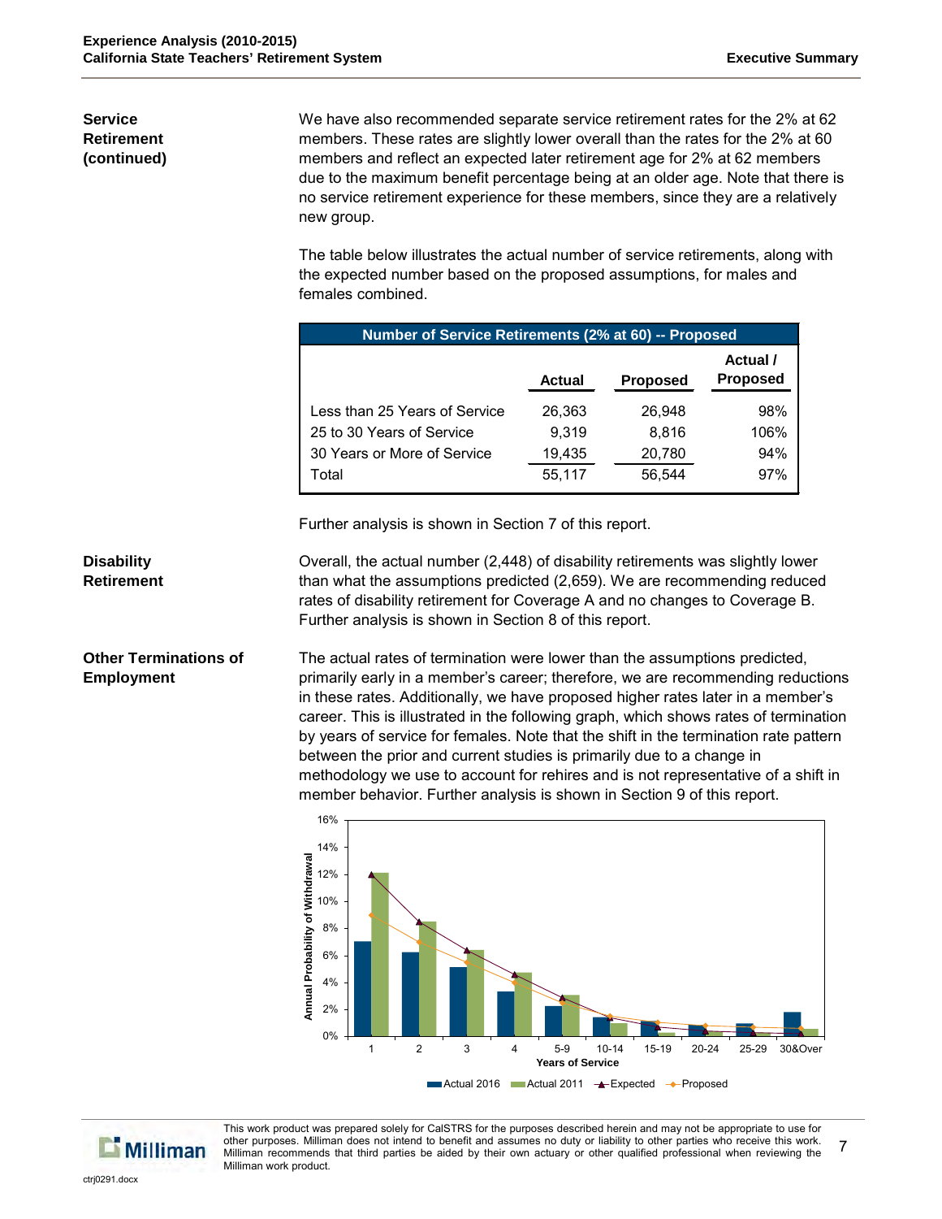**Service Retirement (continued)**

We have also recommended separate service retirement rates for the 2% at 62 members. These rates are slightly lower overall than the rates for the 2% at 60 members and reflect an expected later retirement age for 2% at 62 members due to the maximum benefit percentage being at an older age. Note that there is no service retirement experience for these members, since they are a relatively new group.

The table below illustrates the actual number of service retirements, along with the expected number based on the proposed assumptions, for males and females combined.

| Number of Service Retirements (2% at 60) -- Proposed | | | |
|---|---|---|---|
| | Actual | Proposed | Actual / Proposed |
| Less than 25 Years of Service | 26,363 | 26,948 | 98% |
| 25 to 30 Years of Service | 9,319 | 8,816 | 106% |
| 30 Years or More of Service | 19,435 | 20,780 | 94% |
| Total | 55,117 | 56,544 | 97% |

Further analysis is shown in Section 7 of this report.

**Disability Retirement**

Overall, the actual number (2,448) of disability retirements was slightly lower than what the assumptions predicted (2,659). We are recommending reduced rates of disability retirement for Coverage A and no changes to Coverage B. Further analysis is shown in Section 8 of this report.

**Other Terminations of Employment**

The actual rates of termination were lower than the assumptions predicted, primarily early in a member's career; therefore, we are recommending reductions in these rates. Additionally, we have proposed higher rates later in a member's career. This is illustrated in the following graph, which shows rates of termination by years of service for females. Note that the shift in the termination rate pattern between the prior and current studies is primarily due to a change in methodology we use to account for rehires and is not representative of a shift in member behavior. Further analysis is shown in Section 9 of this report.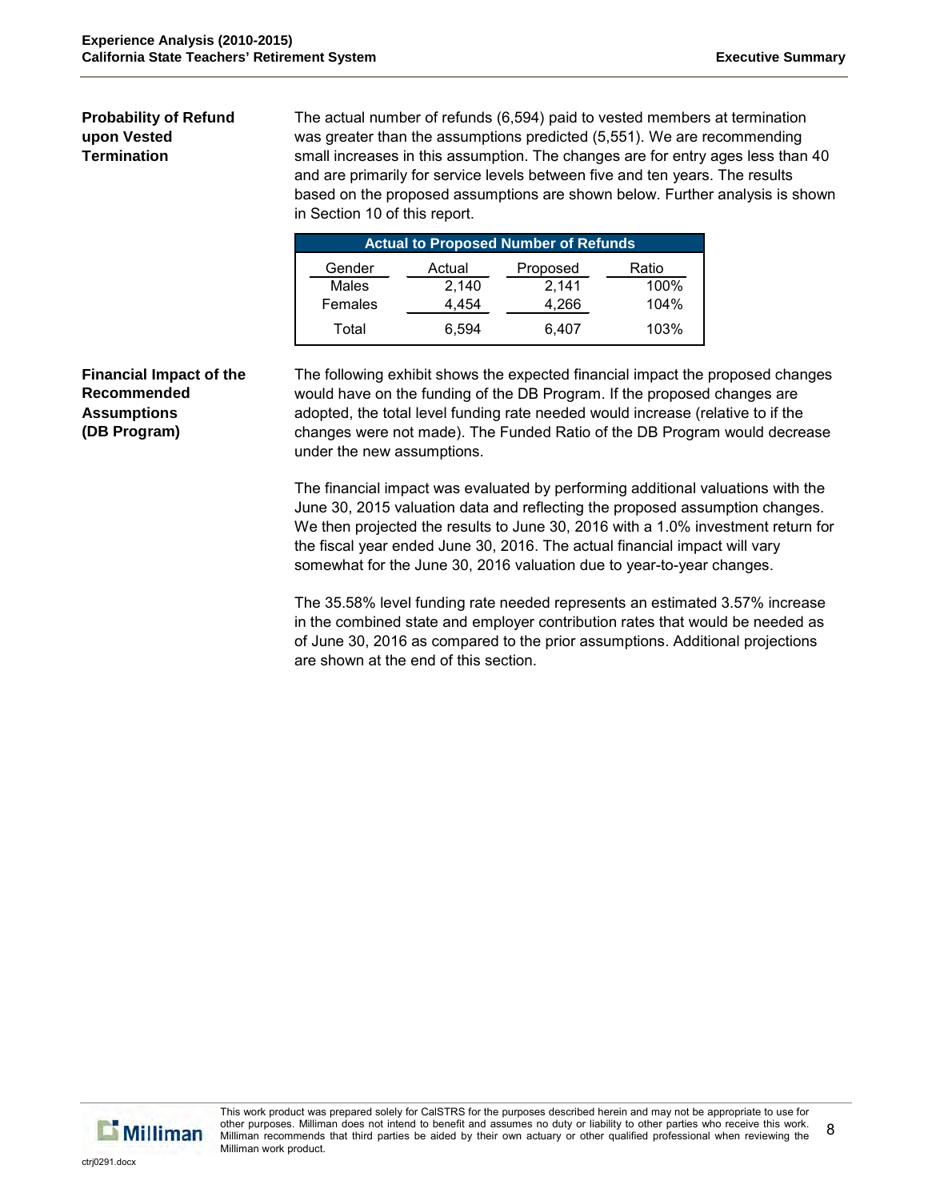### Probability of Refund upon Vested Termination

The actual number of refunds (6,594) paid to vested members at termination was greater than the assumptions predicted (5,551). We are recommending small increases in this assumption. The changes are for entry ages less than 40 and are primarily for service levels between five and ten years. The results based on the proposed assumptions are shown below. Further analysis is shown in Section 10 of this report.

| Actual to Proposed Number of Refunds | | | |
|---|---|---|---|
| Gender | Actual | Proposed | Ratio |
| Males | 2,140 | 2,141 | 100% |
| Females | 4,454 | 4,266 | 104% |
| Total | 6,594 | 6,407 | 103% |

### Financial Impact of the Recommended Assumptions (DB Program)

The following exhibit shows the expected financial impact the proposed changes would have on the funding of the DB Program. If the proposed changes are adopted, the total level funding rate needed would increase (relative to if the changes were not made). The Funded Ratio of the DB Program would decrease under the new assumptions.

The financial impact was evaluated by performing additional valuations with the June 30, 2015 valuation data and reflecting the proposed assumption changes. We then projected the results to June 30, 2016 with a 1.0% investment return for the fiscal year ended June 30, 2016. The actual financial impact will vary somewhat for the June 30, 2016 valuation due to year-to-year changes.

The 35.58% level funding rate needed represents an estimated 3.57% increase in the combined state and employer contribution rates that would be needed as of June 30, 2016 as compared to the prior assumptions. Additional projections are shown at the end of this section.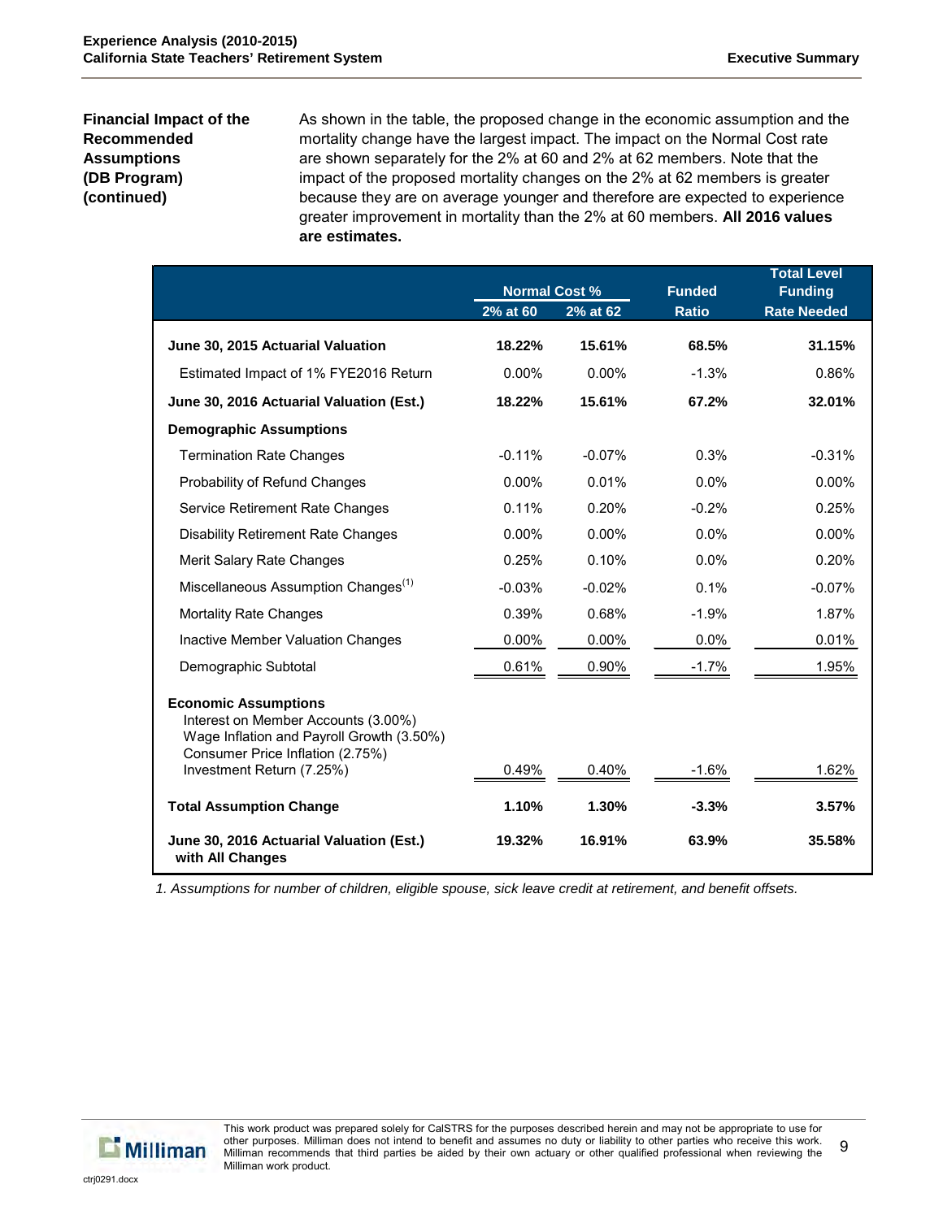**Financial Impact of the Recommended Assumptions (DB Program) (continued)**

As shown in the table, the proposed change in the economic assumption and the mortality change have the largest impact. The impact on the Normal Cost rate are shown separately for the 2% at 60 and 2% at 62 members. Note that the impact of the proposed mortality changes on the 2% at 62 members is greater because they are on average younger and therefore are expected to experience greater improvement in mortality than the 2% at 60 members. **All 2016 values are estimates.**

| | Normal Cost % | | Funded | Total Level Funding |
|---|---|---|---|---|
| | 2% at 60 | 2% at 62 | Ratio | Rate Needed |
| **June 30, 2015 Actuarial Valuation** | **18.22%** | **15.61%** | **68.5%** | **31.15%** |
| Estimated Impact of 1% FYE2016 Return | 0.00% | 0.00% | -1.3% | 0.86% |
| **June 30, 2016 Actuarial Valuation (Est.)** | **18.22%** | **15.61%** | **67.2%** | **32.01%** |
| **Demographic Assumptions** | | | | |
| Termination Rate Changes | -0.11% | -0.07% | 0.3% | -0.31% |
| Probability of Refund Changes | 0.00% | 0.01% | 0.0% | 0.00% |
| Service Retirement Rate Changes | 0.11% | 0.20% | -0.2% | 0.25% |
| Disability Retirement Rate Changes | 0.00% | 0.00% | 0.0% | 0.00% |
| Merit Salary Rate Changes | 0.25% | 0.10% | 0.0% | 0.20% |
| Miscellaneous Assumption Changes[1] | -0.03% | -0.02% | 0.1% | -0.07% |
| Mortality Rate Changes | 0.39% | 0.68% | -1.9% | 1.87% |
| Inactive Member Valuation Changes | 0.00% | 0.00% | 0.0% | 0.01% |
| Demographic Subtotal | 0.61% | 0.90% | -1.7% | 1.95% |
| **Economic Assumptions**<br>Interest on Member Accounts (3.00%)<br>Wage Inflation and Payroll Growth (3.50%)<br>Consumer Price Inflation (2.75%)<br>Investment Return (7.25%) | 0.49% | 0.40% | -1.6% | 1.62% |
| **Total Assumption Change** | **1.10%** | **1.30%** | **-3.3%** | **3.57%** |
| **June 30, 2016 Actuarial Valuation (Est.) with All Changes** | **19.32%** | **16.91%** | **63.9%** | **35.58%** |

*1. Assumptions for number of children, eligible spouse, sick leave credit at retirement, and benefit offsets.*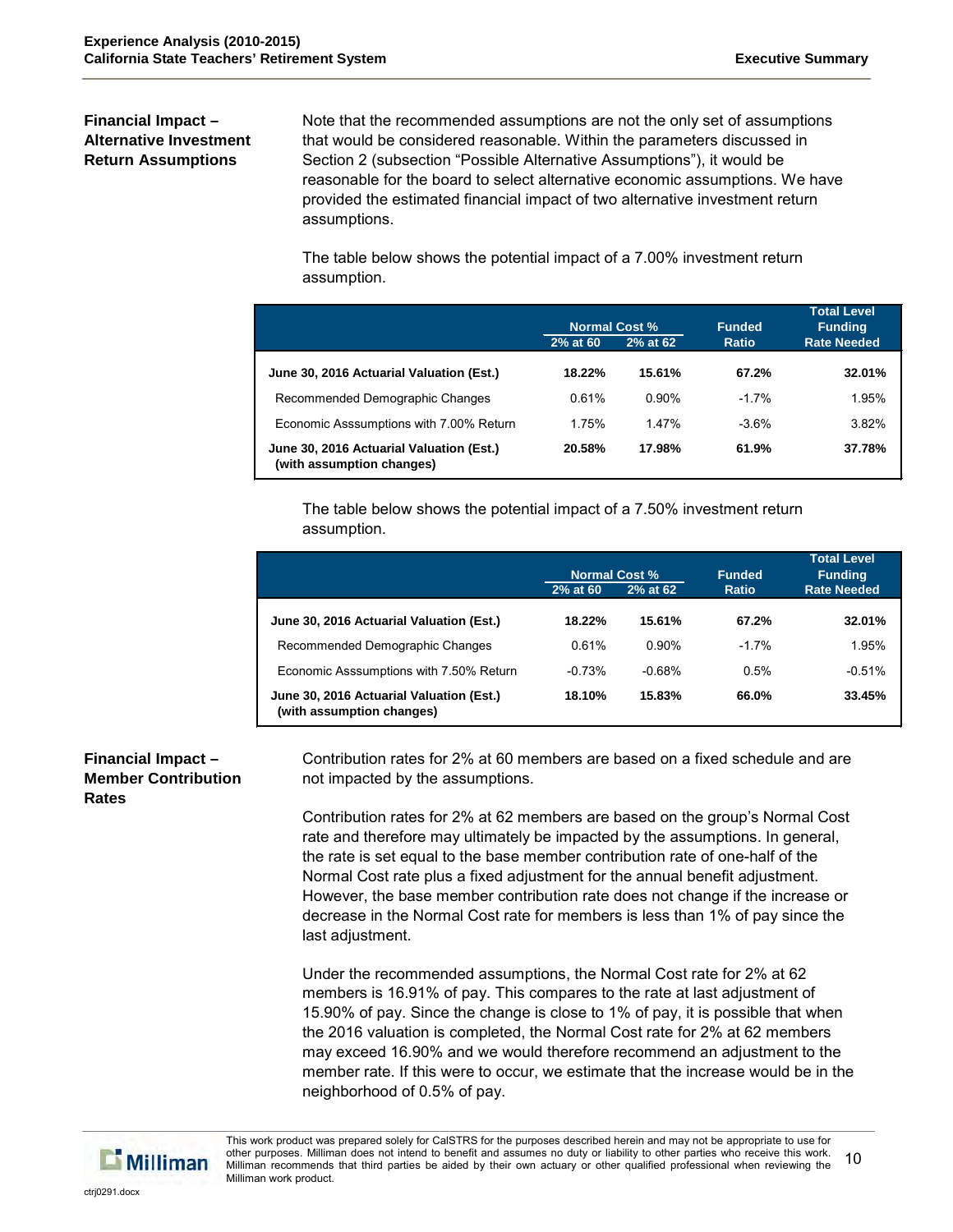### Financial Impact – Alternative Investment Return Assumptions

Note that the recommended assumptions are not the only set of assumptions that would be considered reasonable. Within the parameters discussed in Section 2 (subsection "Possible Alternative Assumptions"), it would be reasonable for the board to select alternative economic assumptions. We have provided the estimated financial impact of two alternative investment return assumptions.

The table below shows the potential impact of a 7.00% investment return assumption.

| | Normal Cost % | | Funded Ratio | Total Level Funding Rate Needed |
|---|---|---|---|---|
| | 2% at 60 | 2% at 62 | | |
| **June 30, 2016 Actuarial Valuation (Est.)** | **18.22%** | **15.61%** | **67.2%** | **32.01%** |
| Recommended Demographic Changes | 0.61% | 0.90% | -1.7% | 1.95% |
| Economic Asssumptions with 7.00% Return | 1.75% | 1.47% | -3.6% | 3.82% |
| **June 30, 2016 Actuarial Valuation (Est.) (with assumption changes)** | **20.58%** | **17.98%** | **61.9%** | **37.78%** |

The table below shows the potential impact of a 7.50% investment return assumption.

| | Normal Cost % | | Funded Ratio | Total Level Funding Rate Needed |
|---|---|---|---|---|
| | 2% at 60 | 2% at 62 | | |
| **June 30, 2016 Actuarial Valuation (Est.)** | **18.22%** | **15.61%** | **67.2%** | **32.01%** |
| Recommended Demographic Changes | 0.61% | 0.90% | -1.7% | 1.95% |
| Economic Asssumptions with 7.50% Return | -0.73% | -0.68% | 0.5% | -0.51% |
| **June 30, 2016 Actuarial Valuation (Est.) (with assumption changes)** | **18.10%** | **15.83%** | **66.0%** | **33.45%** |

### Financial Impact – Member Contribution Rates

Contribution rates for 2% at 60 members are based on a fixed schedule and are not impacted by the assumptions.

Contribution rates for 2% at 62 members are based on the group's Normal Cost rate and therefore may ultimately be impacted by the assumptions. In general, the rate is set equal to the base member contribution rate of one-half of the Normal Cost rate plus a fixed adjustment for the annual benefit adjustment. However, the base member contribution rate does not change if the increase or decrease in the Normal Cost rate for members is less than 1% of pay since the last adjustment.

Under the recommended assumptions, the Normal Cost rate for 2% at 62 members is 16.91% of pay. This compares to the rate at last adjustment of 15.90% of pay. Since the change is close to 1% of pay, it is possible that when the 2016 valuation is completed, the Normal Cost rate for 2% at 62 members may exceed 16.90% and we would therefore recommend an adjustment to the member rate. If this were to occur, we estimate that the increase would be in the neighborhood of 0.5% of pay.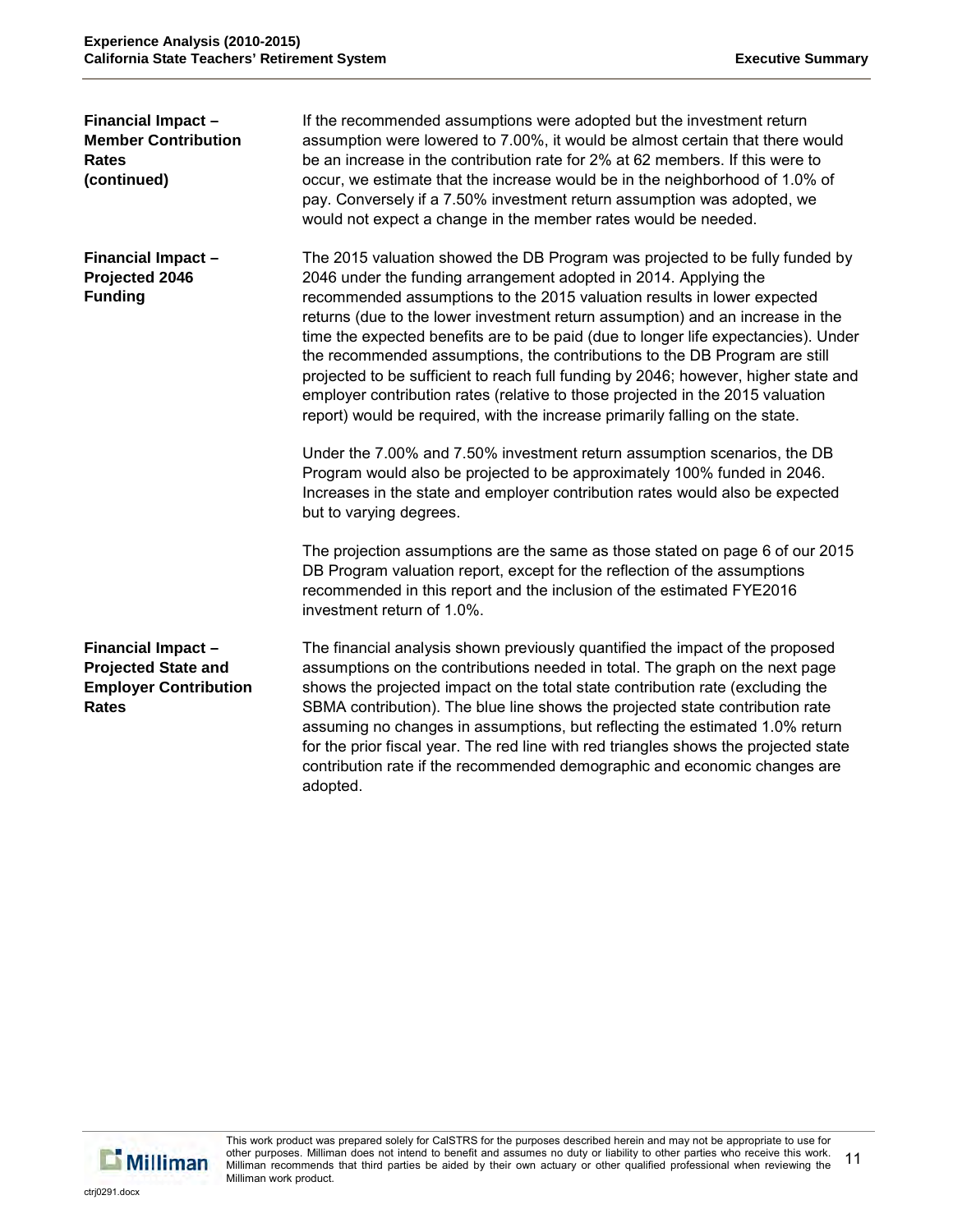**Financial Impact – Member Contribution Rates (continued)**

If the recommended assumptions were adopted but the investment return assumption were lowered to 7.00%, it would be almost certain that there would be an increase in the contribution rate for 2% at 62 members. If this were to occur, we estimate that the increase would be in the neighborhood of 1.0% of pay. Conversely if a 7.50% investment return assumption was adopted, we would not expect a change in the member rates would be needed.

**Financial Impact – Projected 2046 Funding**

The 2015 valuation showed the DB Program was projected to be fully funded by 2046 under the funding arrangement adopted in 2014. Applying the recommended assumptions to the 2015 valuation results in lower expected returns (due to the lower investment return assumption) and an increase in the time the expected benefits are to be paid (due to longer life expectancies). Under the recommended assumptions, the contributions to the DB Program are still projected to be sufficient to reach full funding by 2046; however, higher state and employer contribution rates (relative to those projected in the 2015 valuation report) would be required, with the increase primarily falling on the state.

Under the 7.00% and 7.50% investment return assumption scenarios, the DB Program would also be projected to be approximately 100% funded in 2046. Increases in the state and employer contribution rates would also be expected but to varying degrees.

The projection assumptions are the same as those stated on page 6 of our 2015 DB Program valuation report, except for the reflection of the assumptions recommended in this report and the inclusion of the estimated FYE2016 investment return of 1.0%.

**Financial Impact – Projected State and Employer Contribution Rates**

The financial analysis shown previously quantified the impact of the proposed assumptions on the contributions needed in total. The graph on the next page shows the projected impact on the total state contribution rate (excluding the SBMA contribution). The blue line shows the projected state contribution rate assuming no changes in assumptions, but reflecting the estimated 1.0% return for the prior fiscal year. The red line with red triangles shows the projected state contribution rate if the recommended demographic and economic changes are adopted.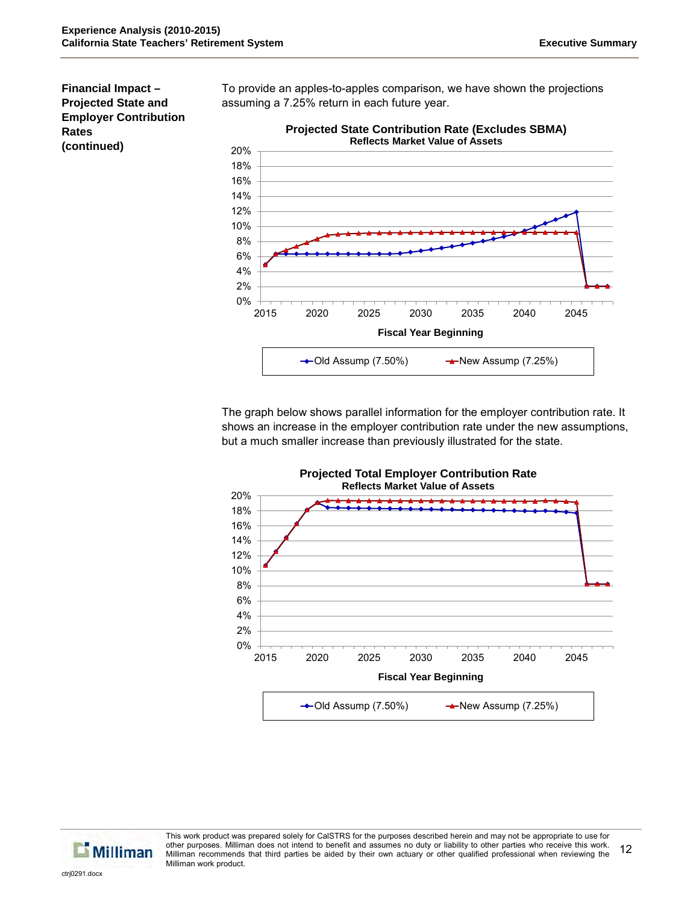**Financial Impact – Projected State and Employer Contribution Rates (continued)**

To provide an apples-to-apples comparison, we have shown the projections assuming a 7.25% return in each future year.

**Projected State Contribution Rate (Excludes SBMA)**
**Reflects Market Value of Assets**

Fiscal Year Beginning

Old Assump (7.50%) — New Assump (7.25%)

The graph below shows parallel information for the employer contribution rate. It shows an increase in the employer contribution rate under the new assumptions, but a much smaller increase than previously illustrated for the state.

**Projected Total Employer Contribution Rate**
**Reflects Market Value of Assets**

Fiscal Year Beginning

Old Assump (7.50%) — New Assump (7.25%)

This work product was prepared solely for CalSTRS for the purposes described herein and may not be appropriate to use for other purposes. Milliman does not intend to benefit and assumes no duty or liability to other parties who receive this work. Milliman recommends that third parties be aided by their own actuary or other qualified professional when reviewing the Milliman work product.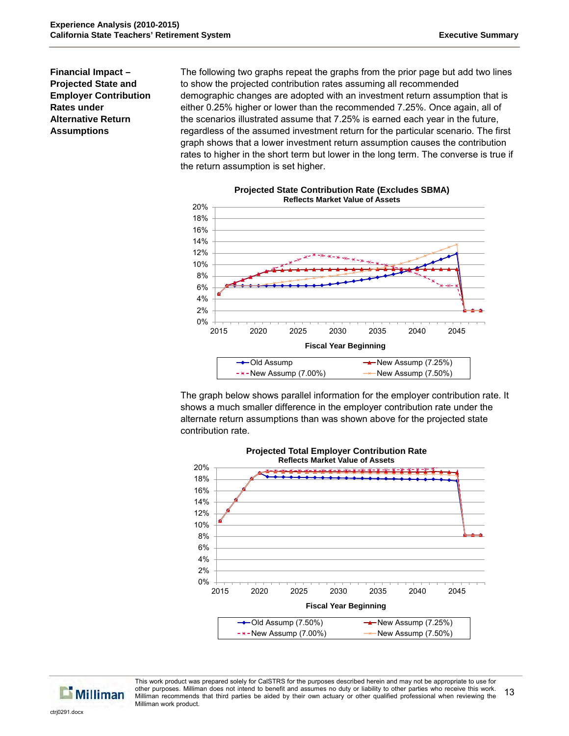## Financial Impact – Projected State and Employer Contribution Rates under Alternative Return Assumptions

The following two graphs repeat the graphs from the prior page but add two lines to show the projected contribution rates assuming all recommended demographic changes are adopted with an investment return assumption that is either 0.25% higher or lower than the recommended 7.25%. Once again, all of the scenarios illustrated assume that 7.25% is earned each year in the future, regardless of the assumed investment return for the particular scenario. The first graph shows that a lower investment return assumption causes the contribution rates to higher in the short term but lower in the long term. The converse is true if the return assumption is set higher.

**Projected State Contribution Rate (Excludes SBMA)**
**Reflects Market Value of Assets**

Fiscal Year Beginning

Legend: Old Assump; New Assump (7.25%); New Assump (7.00%); New Assump (7.50%)

The graph below shows parallel information for the employer contribution rate. It shows a much smaller difference in the employer contribution rate under the alternate return assumptions than was shown above for the projected state contribution rate.

**Projected Total Employer Contribution Rate**
**Reflects Market Value of Assets**

Fiscal Year Beginning

Legend: Old Assump (7.50%); New Assump (7.25%); New Assump (7.00%); New Assump (7.50%)

This work product was prepared solely for CalSTRS for the purposes described herein and may not be appropriate to use for other purposes. Milliman does not intend to benefit and assumes no duty or liability to other parties who receive this work. Milliman recommends that third parties be aided by their own actuary or other qualified professional when reviewing the Milliman work product.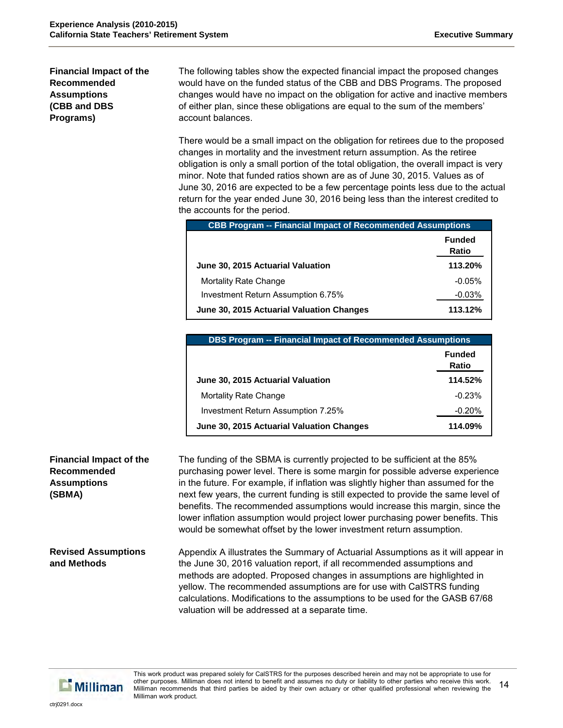## Financial Impact of the Recommended Assumptions (CBB and DBS Programs)

The following tables show the expected financial impact the proposed changes would have on the funded status of the CBB and DBS Programs. The proposed changes would have no impact on the obligation for active and inactive members of either plan, since these obligations are equal to the sum of the members' account balances.

There would be a small impact on the obligation for retirees due to the proposed changes in mortality and the investment return assumption. As the retiree obligation is only a small portion of the total obligation, the overall impact is very minor. Note that funded ratios shown are as of June 30, 2015. Values as of June 30, 2016 are expected to be a few percentage points less due to the actual return for the year ended June 30, 2016 being less than the interest credited to the accounts for the period.

**CBB Program -- Financial Impact of Recommended Assumptions**

| | Funded Ratio |
|---|---|
| **June 30, 2015 Actuarial Valuation** | **113.20%** |
| Mortality Rate Change | -0.05% |
| Investment Return Assumption 6.75% | -0.03% |
| **June 30, 2015 Actuarial Valuation Changes** | **113.12%** |

**DBS Program -- Financial Impact of Recommended Assumptions**

| | Funded Ratio |
|---|---|
| **June 30, 2015 Actuarial Valuation** | **114.52%** |
| Mortality Rate Change | -0.23% |
| Investment Return Assumption 7.25% | -0.20% |
| **June 30, 2015 Actuarial Valuation Changes** | **114.09%** |

## Financial Impact of the Recommended Assumptions (SBMA)

The funding of the SBMA is currently projected to be sufficient at the 85% purchasing power level. There is some margin for possible adverse experience in the future. For example, if inflation was slightly higher than assumed for the next few years, the current funding is still expected to provide the same level of benefits. The recommended assumptions would increase this margin, since the lower inflation assumption would project lower purchasing power benefits. This would be somewhat offset by the lower investment return assumption.

## Revised Assumptions and Methods

Appendix A illustrates the Summary of Actuarial Assumptions as it will appear in the June 30, 2016 valuation report, if all recommended assumptions and methods are adopted. Proposed changes in assumptions are highlighted in yellow. The recommended assumptions are for use with CalSTRS funding calculations. Modifications to the assumptions to be used for the GASB 67/68 valuation will be addressed at a separate time.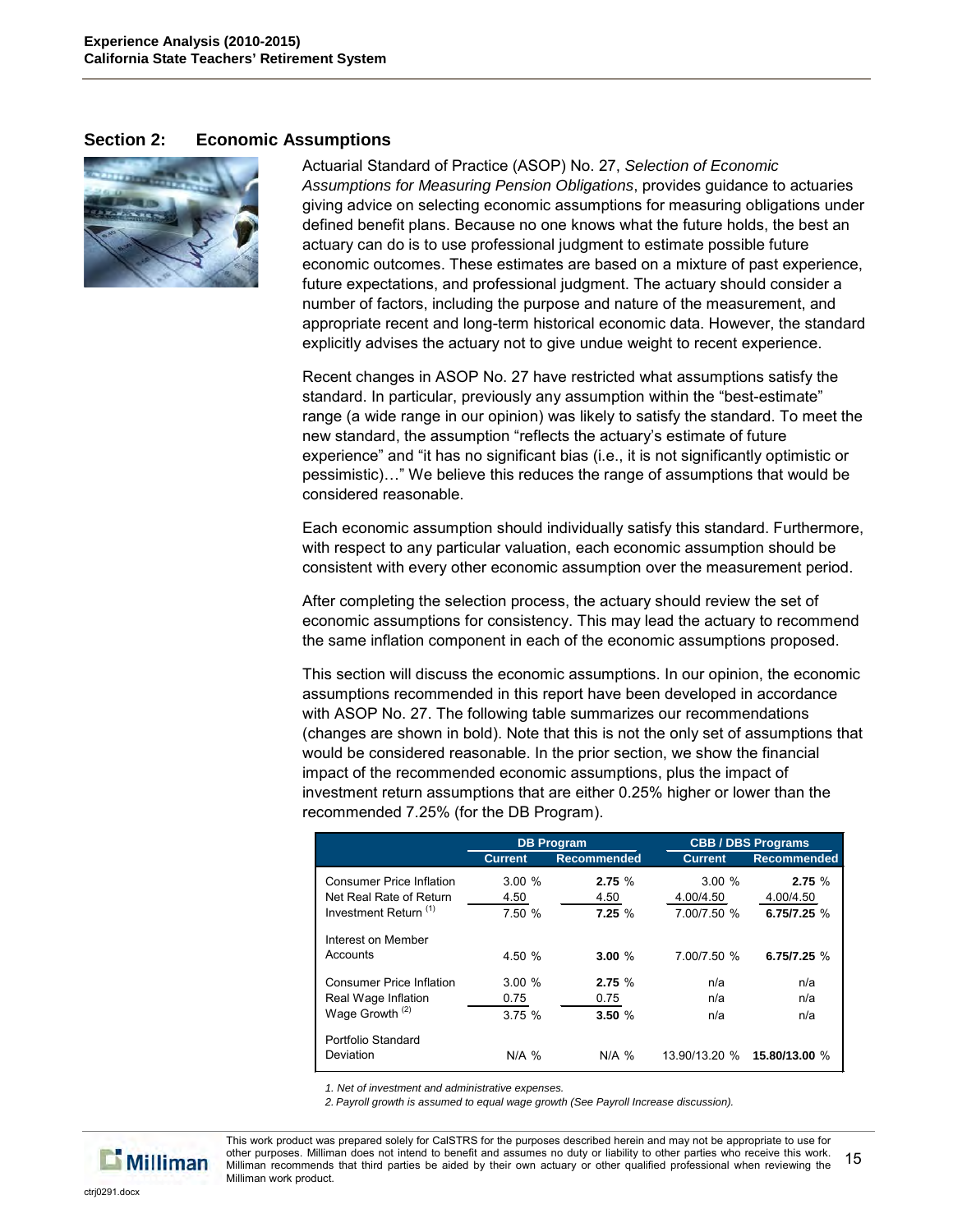## Section 2: Economic Assumptions

Actuarial Standard of Practice (ASOP) No. 27, *Selection of Economic Assumptions for Measuring Pension Obligations*, provides guidance to actuaries giving advice on selecting economic assumptions for measuring obligations under defined benefit plans. Because no one knows what the future holds, the best an actuary can do is to use professional judgment to estimate possible future economic outcomes. These estimates are based on a mixture of past experience, future expectations, and professional judgment. The actuary should consider a number of factors, including the purpose and nature of the measurement, and appropriate recent and long-term historical economic data. However, the standard explicitly advises the actuary not to give undue weight to recent experience.

Recent changes in ASOP No. 27 have restricted what assumptions satisfy the standard. In particular, previously any assumption within the "best-estimate" range (a wide range in our opinion) was likely to satisfy the standard. To meet the new standard, the assumption "reflects the actuary's estimate of future experience" and "it has no significant bias (i.e., it is not significantly optimistic or pessimistic)…" We believe this reduces the range of assumptions that would be considered reasonable.

Each economic assumption should individually satisfy this standard. Furthermore, with respect to any particular valuation, each economic assumption should be consistent with every other economic assumption over the measurement period.

After completing the selection process, the actuary should review the set of economic assumptions for consistency. This may lead the actuary to recommend the same inflation component in each of the economic assumptions proposed.

This section will discuss the economic assumptions. In our opinion, the economic assumptions recommended in this report have been developed in accordance with ASOP No. 27. The following table summarizes our recommendations (changes are shown in bold). Note that this is not the only set of assumptions that would be considered reasonable. In the prior section, we show the financial impact of the recommended economic assumptions, plus the impact of investment return assumptions that are either 0.25% higher or lower than the recommended 7.25% (for the DB Program).

| | DB Program | | CBB / DBS Programs | |
|---|---|---|---|---|
| | Current | Recommended | Current | Recommended |
| Consumer Price Inflation | 3.00 % | **2.75** % | 3.00 % | **2.75** % |
| Net Real Rate of Return | 4.50 | 4.50 | 4.00/4.50 | 4.00/4.50 |
| Investment Return [(1)] | 7.50 % | **7.25** % | 7.00/7.50 % | **6.75/7.25** % |
| Interest on Member Accounts | 4.50 % | **3.00** % | 7.00/7.50 % | **6.75/7.25** % |
| Consumer Price Inflation | 3.00 % | **2.75** % | n/a | n/a |
| Real Wage Inflation | 0.75 | 0.75 | n/a | n/a |
| Wage Growth [(2)] | 3.75 % | **3.50** % | n/a | n/a |
| Portfolio Standard Deviation | N/A % | N/A % | 13.90/13.20 % | **15.80/13.00** % |

*1. Net of investment and administrative expenses.*

*2. Payroll growth is assumed to equal wage growth (See Payroll Increase discussion).*

This work product was prepared solely for CalSTRS for the purposes described herein and may not be appropriate to use for other purposes. Milliman does not intend to benefit and assumes no duty or liability to other parties who receive this work. Milliman recommends that third parties be aided by their own actuary or other qualified professional when reviewing the Milliman work product.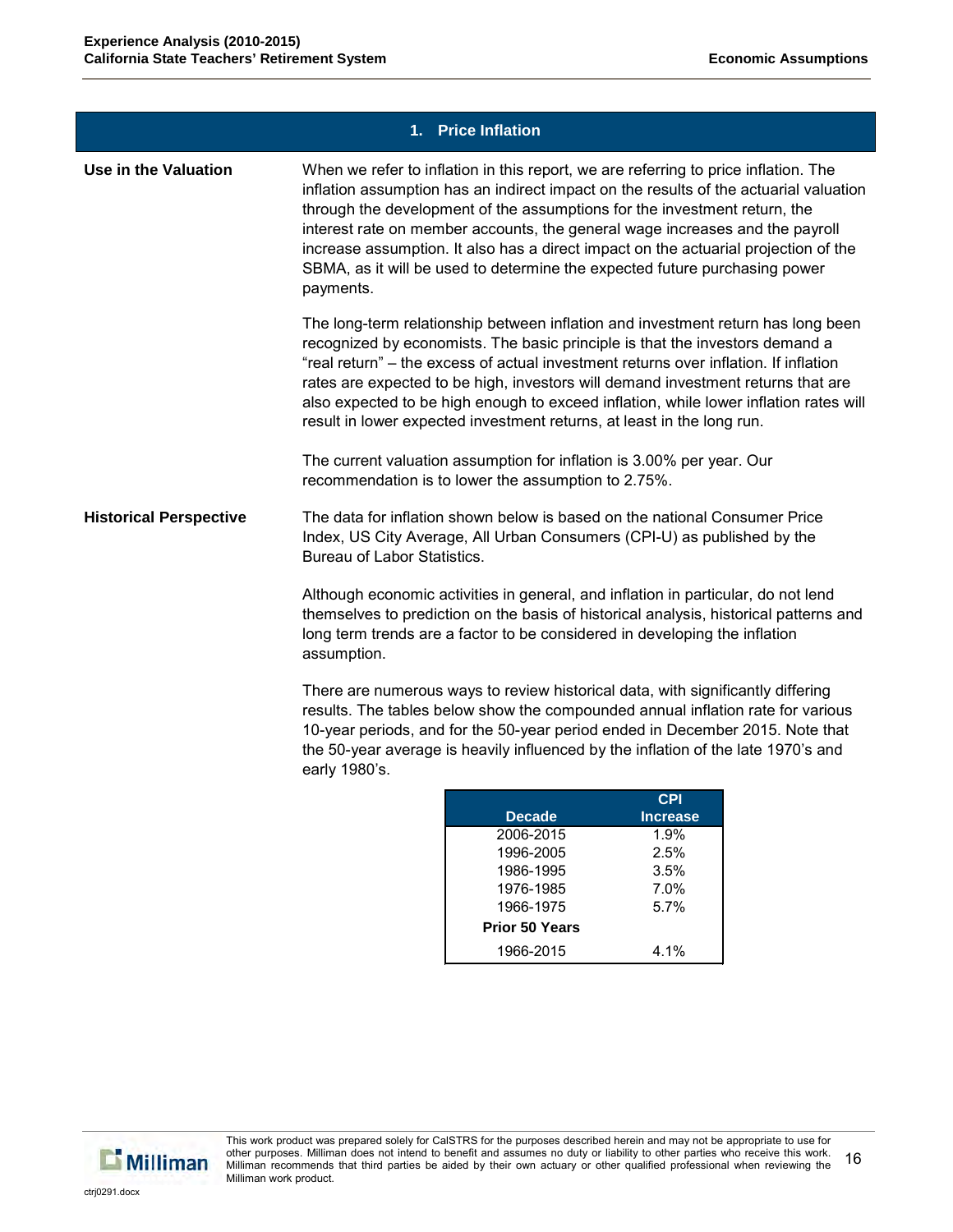## 1. Price Inflation

**Use in the Valuation**

When we refer to inflation in this report, we are referring to price inflation. The inflation assumption has an indirect impact on the results of the actuarial valuation through the development of the assumptions for the investment return, the interest rate on member accounts, the general wage increases and the payroll increase assumption. It also has a direct impact on the actuarial projection of the SBMA, as it will be used to determine the expected future purchasing power payments.

The long-term relationship between inflation and investment return has long been recognized by economists. The basic principle is that the investors demand a "real return" – the excess of actual investment returns over inflation. If inflation rates are expected to be high, investors will demand investment returns that are also expected to be high enough to exceed inflation, while lower inflation rates will result in lower expected investment returns, at least in the long run.

The current valuation assumption for inflation is 3.00% per year. Our recommendation is to lower the assumption to 2.75%.

**Historical Perspective**

The data for inflation shown below is based on the national Consumer Price Index, US City Average, All Urban Consumers (CPI-U) as published by the Bureau of Labor Statistics.

Although economic activities in general, and inflation in particular, do not lend themselves to prediction on the basis of historical analysis, historical patterns and long term trends are a factor to be considered in developing the inflation assumption.

There are numerous ways to review historical data, with significantly differing results. The tables below show the compounded annual inflation rate for various 10-year periods, and for the 50-year period ended in December 2015. Note that the 50-year average is heavily influenced by the inflation of the late 1970's and early 1980's.

| Decade | CPI Increase |
|---|---|
| 2006-2015 | 1.9% |
| 1996-2005 | 2.5% |
| 1986-1995 | 3.5% |
| 1976-1985 | 7.0% |
| 1966-1975 | 5.7% |
| **Prior 50 Years** | |
| 1966-2015 | 4.1% |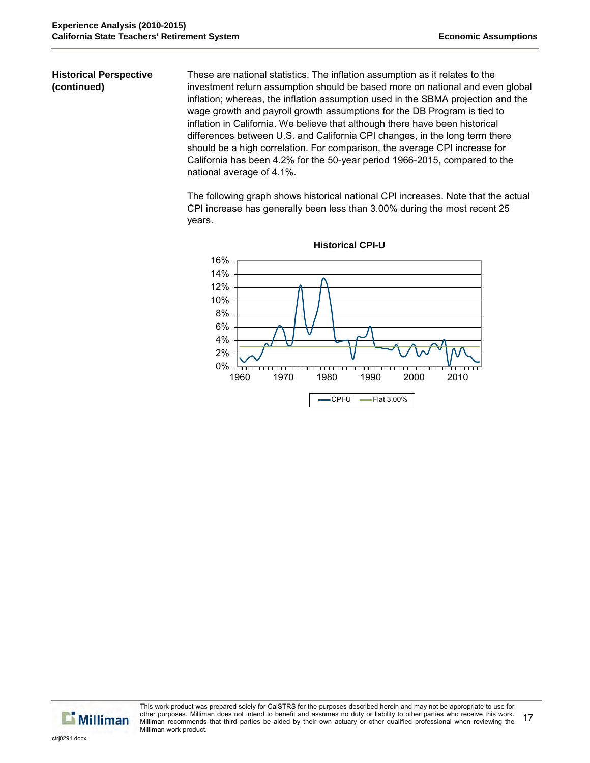**Historical Perspective (continued)**

These are national statistics. The inflation assumption as it relates to the investment return assumption should be based more on national and even global inflation; whereas, the inflation assumption used in the SBMA projection and the wage growth and payroll growth assumptions for the DB Program is tied to inflation in California. We believe that although there have been historical differences between U.S. and California CPI changes, in the long term there should be a high correlation. For comparison, the average CPI increase for California has been 4.2% for the 50-year period 1966-2015, compared to the national average of 4.1%.

The following graph shows historical national CPI increases. Note that the actual CPI increase has generally been less than 3.00% during the most recent 25 years.

**Historical CPI-U**

16%
14%
12%
10%
8%
6%
4%
2%
0%

1960 1970 1980 1990 2000 2010

CPI-U — Flat 3.00%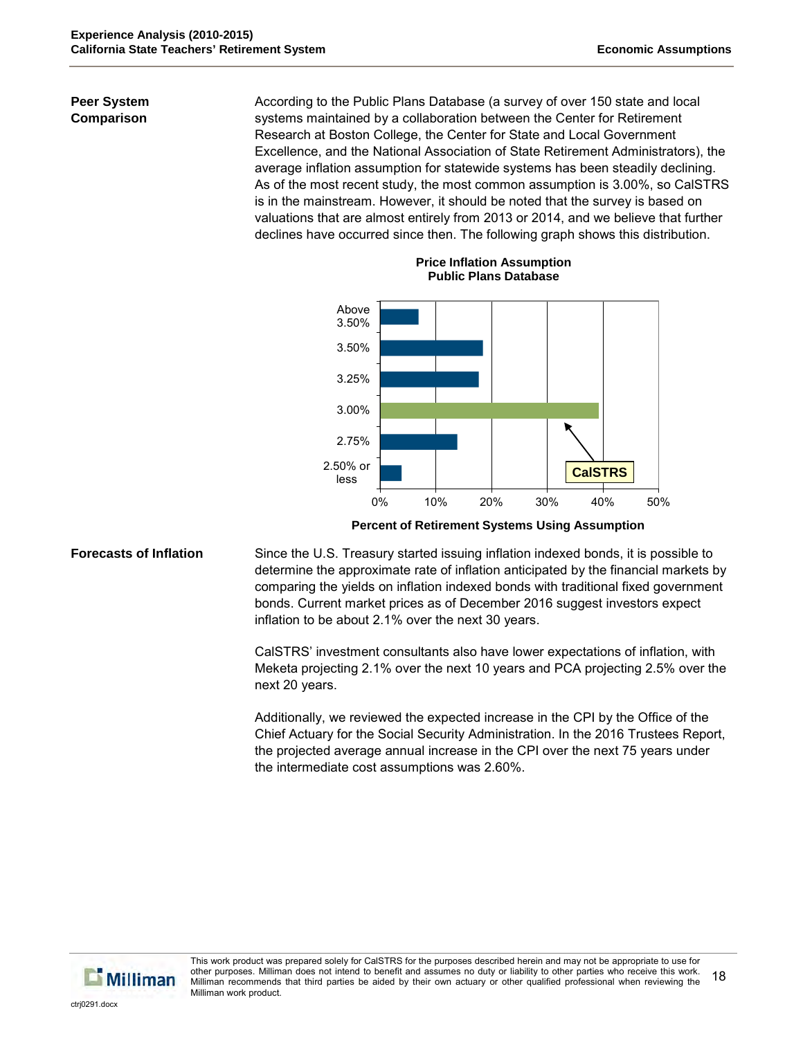## Peer System Comparison

According to the Public Plans Database (a survey of over 150 state and local systems maintained by a collaboration between the Center for Retirement Research at Boston College, the Center for State and Local Government Excellence, and the National Association of State Retirement Administrators), the average inflation assumption for statewide systems has been steadily declining. As of the most recent study, the most common assumption is 3.00%, so CalSTRS is in the mainstream. However, it should be noted that the survey is based on valuations that are almost entirely from 2013 or 2014, and we believe that further declines have occurred since then. The following graph shows this distribution.

**Price Inflation Assumption**
**Public Plans Database**

Above 3.50%
3.50%
3.25%
3.00%
2.75%
2.50% or less

CalSTRS

0% 10% 20% 30% 40% 50%

**Percent of Retirement Systems Using Assumption**

## Forecasts of Inflation

Since the U.S. Treasury started issuing inflation indexed bonds, it is possible to determine the approximate rate of inflation anticipated by the financial markets by comparing the yields on inflation indexed bonds with traditional fixed government bonds. Current market prices as of December 2016 suggest investors expect inflation to be about 2.1% over the next 30 years.

CalSTRS' investment consultants also have lower expectations of inflation, with Meketa projecting 2.1% over the next 10 years and PCA projecting 2.5% over the next 20 years.

Additionally, we reviewed the expected increase in the CPI by the Office of the Chief Actuary for the Social Security Administration. In the 2016 Trustees Report, the projected average annual increase in the CPI over the next 75 years under the intermediate cost assumptions was 2.60%.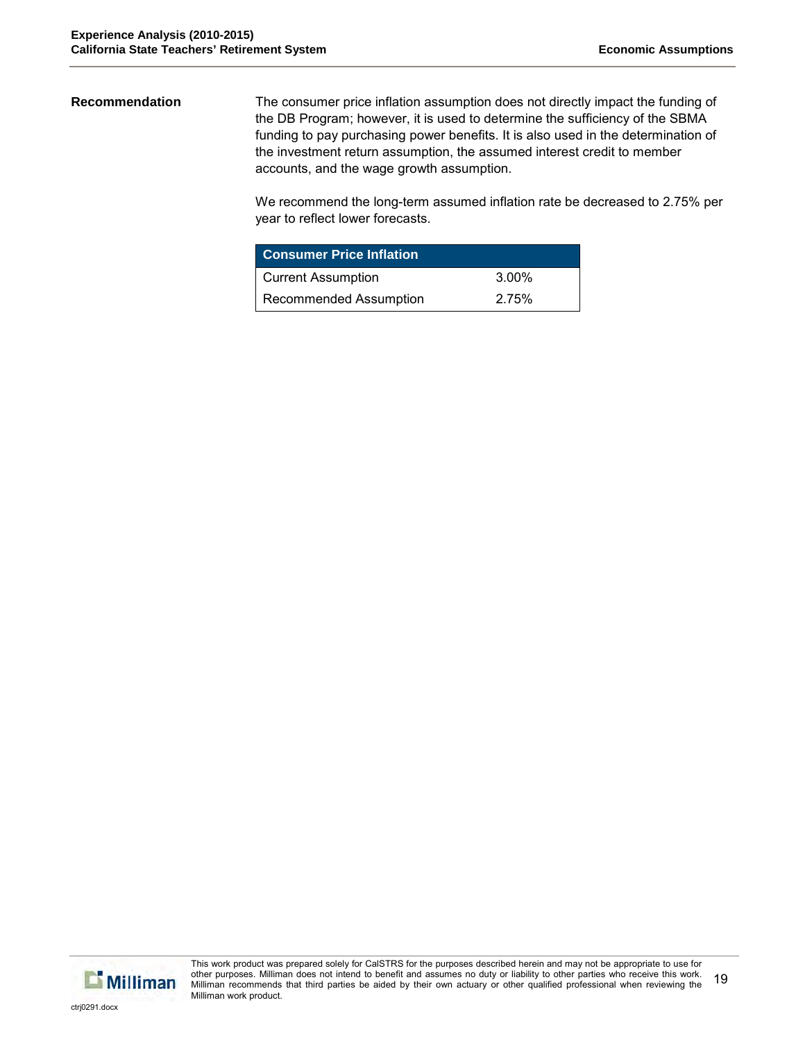## Recommendation

The consumer price inflation assumption does not directly impact the funding of the DB Program; however, it is used to determine the sufficiency of the SBMA funding to pay purchasing power benefits. It is also used in the determination of the investment return assumption, the assumed interest credit to member accounts, and the wage growth assumption.

We recommend the long-term assumed inflation rate be decreased to 2.75% per year to reflect lower forecasts.

| Consumer Price Inflation | |
|---|---|
| Current Assumption | 3.00% |
| Recommended Assumption | 2.75% |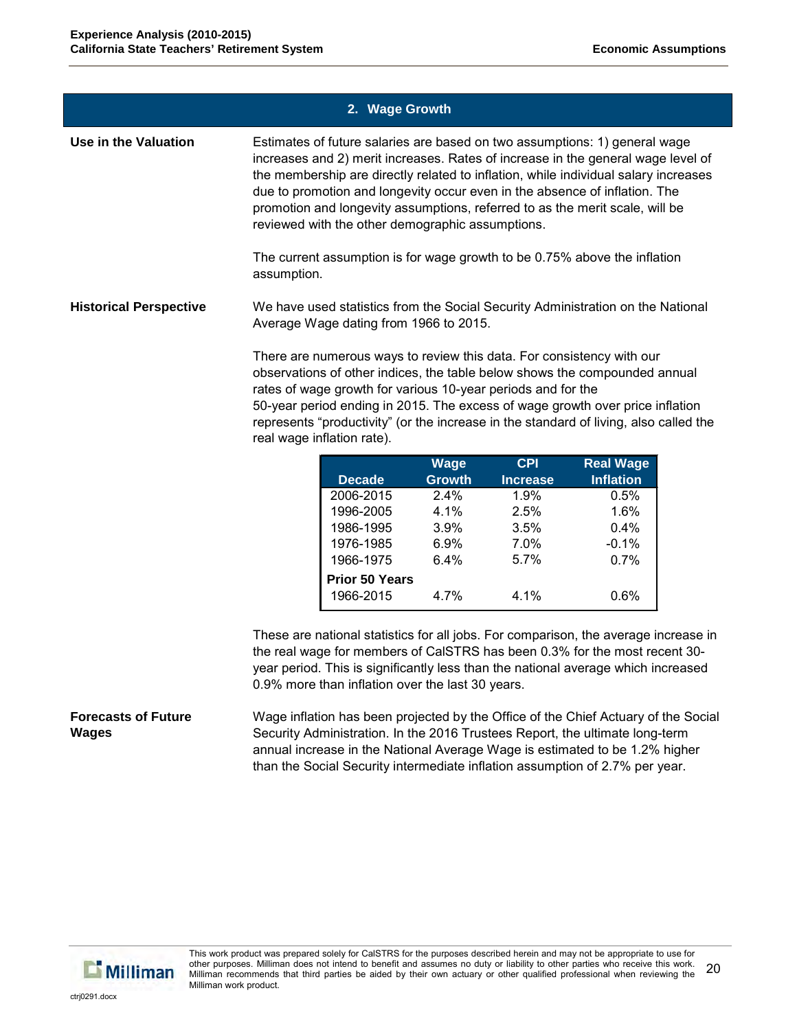## 2. Wage Growth

**Use in the Valuation**

Estimates of future salaries are based on two assumptions: 1) general wage increases and 2) merit increases. Rates of increase in the general wage level of the membership are directly related to inflation, while individual salary increases due to promotion and longevity occur even in the absence of inflation. The promotion and longevity assumptions, referred to as the merit scale, will be reviewed with the other demographic assumptions.

The current assumption is for wage growth to be 0.75% above the inflation assumption.

**Historical Perspective**

We have used statistics from the Social Security Administration on the National Average Wage dating from 1966 to 2015.

There are numerous ways to review this data. For consistency with our observations of other indices, the table below shows the compounded annual rates of wage growth for various 10-year periods and for the 50-year period ending in 2015. The excess of wage growth over price inflation represents "productivity" (or the increase in the standard of living, also called the real wage inflation rate).

| Decade | Wage Growth | CPI Increase | Real Wage Inflation |
|---|---|---|---|
| 2006-2015 | 2.4% | 1.9% | 0.5% |
| 1996-2005 | 4.1% | 2.5% | 1.6% |
| 1986-1995 | 3.9% | 3.5% | 0.4% |
| 1976-1985 | 6.9% | 7.0% | -0.1% |
| 1966-1975 | 6.4% | 5.7% | 0.7% |
| **Prior 50 Years** | | | |
| 1966-2015 | 4.7% | 4.1% | 0.6% |

These are national statistics for all jobs. For comparison, the average increase in the real wage for members of CalSTRS has been 0.3% for the most recent 30-year period. This is significantly less than the national average which increased 0.9% more than inflation over the last 30 years.

**Forecasts of Future Wages**

Wage inflation has been projected by the Office of the Chief Actuary of the Social Security Administration. In the 2016 Trustees Report, the ultimate long-term annual increase in the National Average Wage is estimated to be 1.2% higher than the Social Security intermediate inflation assumption of 2.7% per year.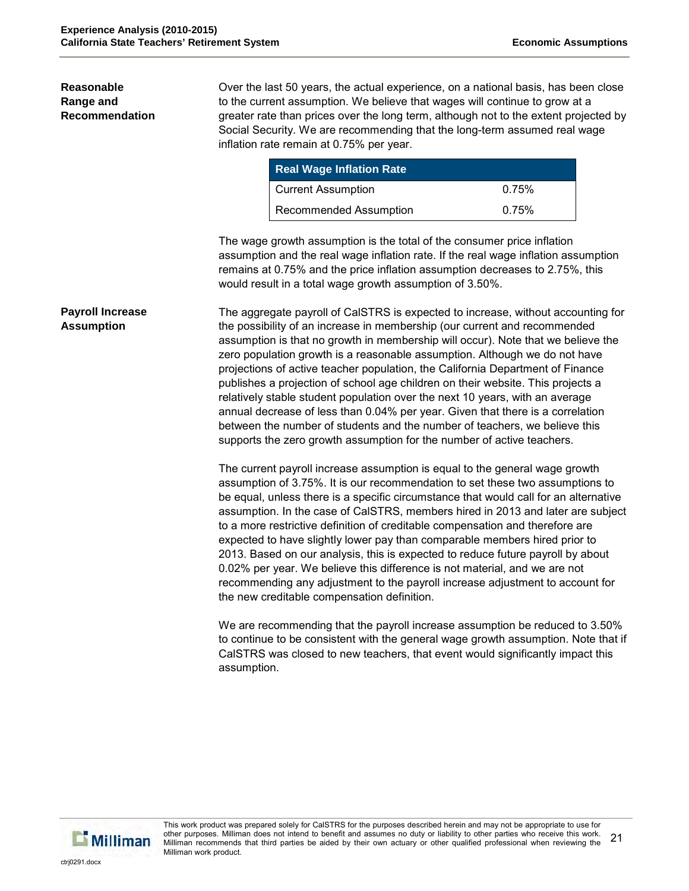**Reasonable Range and Recommendation**

Over the last 50 years, the actual experience, on a national basis, has been close to the current assumption. We believe that wages will continue to grow at a greater rate than prices over the long term, although not to the extent projected by Social Security. We are recommending that the long-term assumed real wage inflation rate remain at 0.75% per year.

| Real Wage Inflation Rate | |
|---|---|
| Current Assumption | 0.75% |
| Recommended Assumption | 0.75% |

The wage growth assumption is the total of the consumer price inflation assumption and the real wage inflation rate. If the real wage inflation assumption remains at 0.75% and the price inflation assumption decreases to 2.75%, this would result in a total wage growth assumption of 3.50%.

**Payroll Increase Assumption**

The aggregate payroll of CalSTRS is expected to increase, without accounting for the possibility of an increase in membership (our current and recommended assumption is that no growth in membership will occur). Note that we believe the zero population growth is a reasonable assumption. Although we do not have projections of active teacher population, the California Department of Finance publishes a projection of school age children on their website. This projects a relatively stable student population over the next 10 years, with an average annual decrease of less than 0.04% per year. Given that there is a correlation between the number of students and the number of teachers, we believe this supports the zero growth assumption for the number of active teachers.

The current payroll increase assumption is equal to the general wage growth assumption of 3.75%. It is our recommendation to set these two assumptions to be equal, unless there is a specific circumstance that would call for an alternative assumption. In the case of CalSTRS, members hired in 2013 and later are subject to a more restrictive definition of creditable compensation and therefore are expected to have slightly lower pay than comparable members hired prior to 2013. Based on our analysis, this is expected to reduce future payroll by about 0.02% per year. We believe this difference is not material, and we are not recommending any adjustment to the payroll increase adjustment to account for the new creditable compensation definition.

We are recommending that the payroll increase assumption be reduced to 3.50% to continue to be consistent with the general wage growth assumption. Note that if CalSTRS was closed to new teachers, that event would significantly impact this assumption.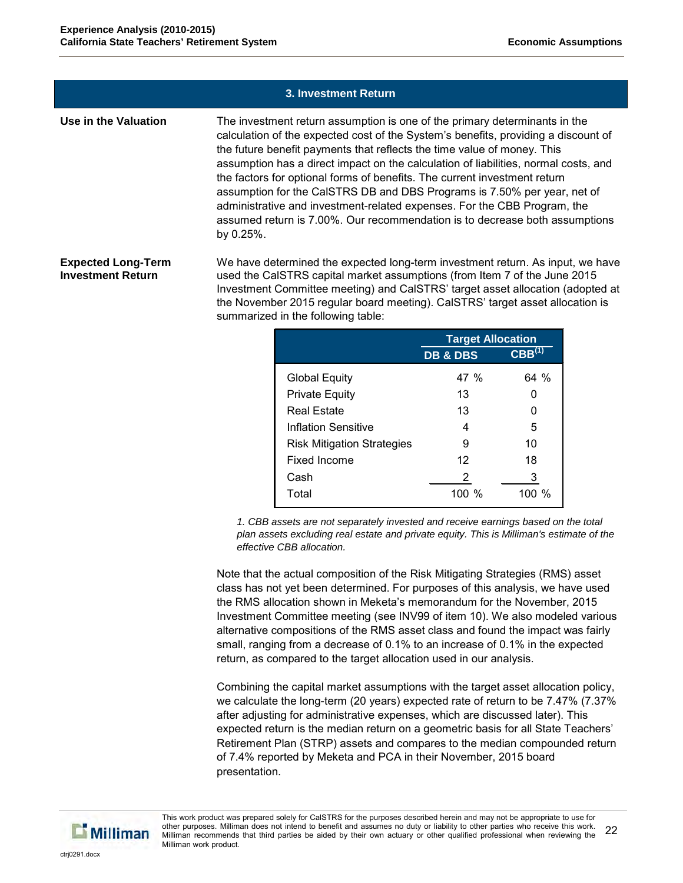## 3. Investment Return

**Use in the Valuation**

The investment return assumption is one of the primary determinants in the calculation of the expected cost of the System's benefits, providing a discount of the future benefit payments that reflects the time value of money. This assumption has a direct impact on the calculation of liabilities, normal costs, and the factors for optional forms of benefits. The current investment return assumption for the CalSTRS DB and DBS Programs is 7.50% per year, net of administrative and investment-related expenses. For the CBB Program, the assumed return is 7.00%. Our recommendation is to decrease both assumptions by 0.25%.

**Expected Long-Term Investment Return**

We have determined the expected long-term investment return. As input, we have used the CalSTRS capital market assumptions (from Item 7 of the June 2015 Investment Committee meeting) and CalSTRS' target asset allocation (adopted at the November 2015 regular board meeting). CalSTRS' target asset allocation is summarized in the following table:

| | Target Allocation | |
|---|---|---|
| | DB & DBS | CBB[1] |
| Global Equity | 47 % | 64 % |
| Private Equity | 13 | 0 |
| Real Estate | 13 | 0 |
| Inflation Sensitive | 4 | 5 |
| Risk Mitigation Strategies | 9 | 10 |
| Fixed Income | 12 | 18 |
| Cash | 2 | 3 |
| Total | 100 % | 100 % |

*1. CBB assets are not separately invested and receive earnings based on the total plan assets excluding real estate and private equity. This is Milliman's estimate of the effective CBB allocation.*

Note that the actual composition of the Risk Mitigating Strategies (RMS) asset class has not yet been determined. For purposes of this analysis, we have used the RMS allocation shown in Meketa's memorandum for the November, 2015 Investment Committee meeting (see INV99 of item 10). We also modeled various alternative compositions of the RMS asset class and found the impact was fairly small, ranging from a decrease of 0.1% to an increase of 0.1% in the expected return, as compared to the target allocation used in our analysis.

Combining the capital market assumptions with the target asset allocation policy, we calculate the long-term (20 years) expected rate of return to be 7.47% (7.37% after adjusting for administrative expenses, which are discussed later). This expected return is the median return on a geometric basis for all State Teachers' Retirement Plan (STRP) assets and compares to the median compounded return of 7.4% reported by Meketa and PCA in their November, 2015 board presentation.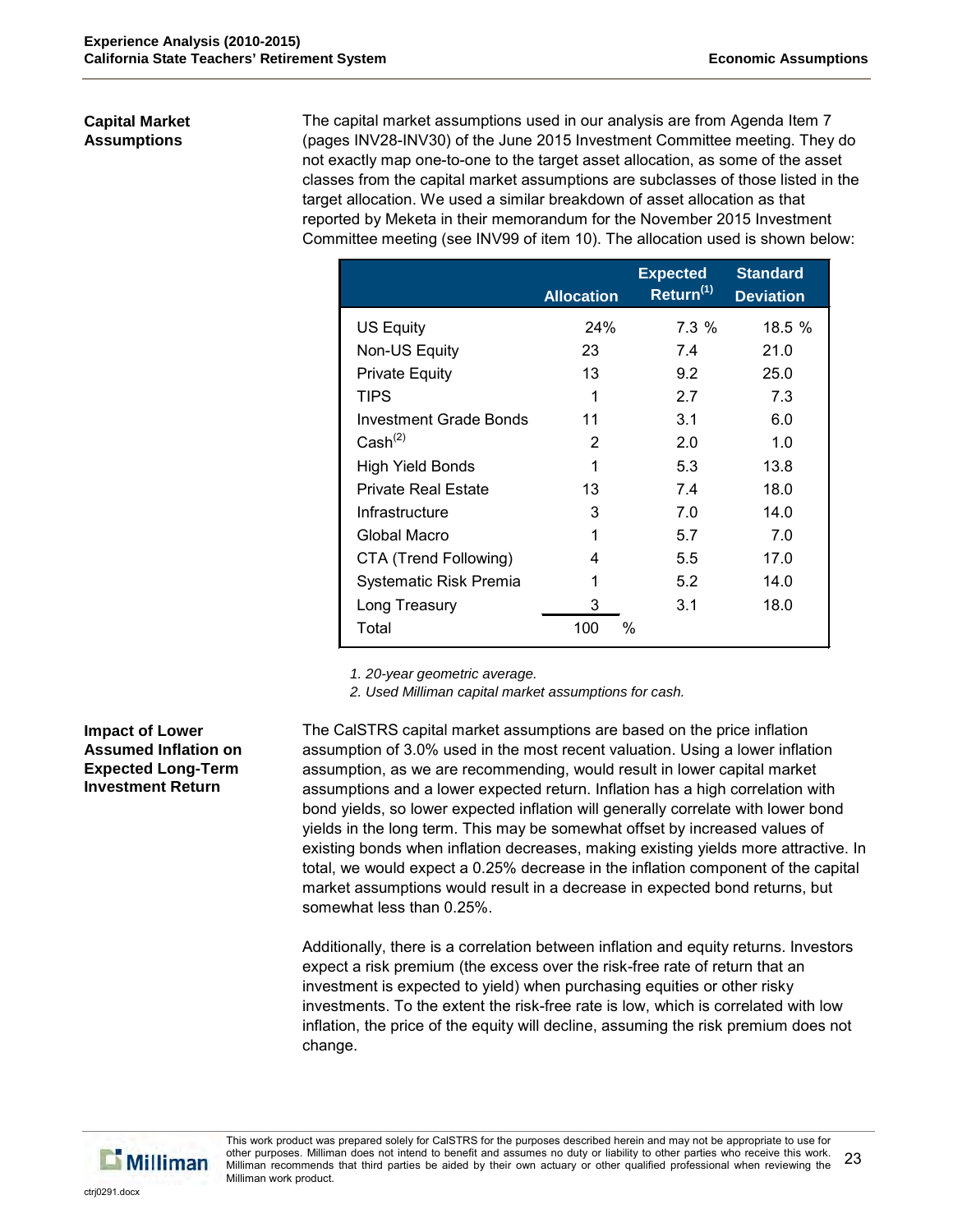## Capital Market Assumptions

The capital market assumptions used in our analysis are from Agenda Item 7 (pages INV28-INV30) of the June 2015 Investment Committee meeting. They do not exactly map one-to-one to the target asset allocation, as some of the asset classes from the capital market assumptions are subclasses of those listed in the target allocation. We used a similar breakdown of asset allocation as that reported by Meketa in their memorandum for the November 2015 Investment Committee meeting (see INV99 of item 10). The allocation used is shown below:

| | Allocation | Expected Return[1] | Standard Deviation |
|---|---|---|---|
| US Equity | 24% | 7.3 % | 18.5 % |
| Non-US Equity | 23 | 7.4 | 21.0 |
| Private Equity | 13 | 9.2 | 25.0 |
| TIPS | 1 | 2.7 | 7.3 |
| Investment Grade Bonds | 11 | 3.1 | 6.0 |
| Cash[2] | 2 | 2.0 | 1.0 |
| High Yield Bonds | 1 | 5.3 | 13.8 |
| Private Real Estate | 13 | 7.4 | 18.0 |
| Infrastructure | 3 | 7.0 | 14.0 |
| Global Macro | 1 | 5.7 | 7.0 |
| CTA (Trend Following) | 4 | 5.5 | 17.0 |
| Systematic Risk Premia | 1 | 5.2 | 14.0 |
| Long Treasury | 3 | 3.1 | 18.0 |
| Total | 100 % | | |

*1. 20-year geometric average.*

*2. Used Milliman capital market assumptions for cash.*

## Impact of Lower Assumed Inflation on Expected Long-Term Investment Return

The CalSTRS capital market assumptions are based on the price inflation assumption of 3.0% used in the most recent valuation. Using a lower inflation assumption, as we are recommending, would result in lower capital market assumptions and a lower expected return. Inflation has a high correlation with bond yields, so lower expected inflation will generally correlate with lower bond yields in the long term. This may be somewhat offset by increased values of existing bonds when inflation decreases, making existing yields more attractive. In total, we would expect a 0.25% decrease in the inflation component of the capital market assumptions would result in a decrease in expected bond returns, but somewhat less than 0.25%.

Additionally, there is a correlation between inflation and equity returns. Investors expect a risk premium (the excess over the risk-free rate of return that an investment is expected to yield) when purchasing equities or other risky investments. To the extent the risk-free rate is low, which is correlated with low inflation, the price of the equity will decline, assuming the risk premium does not change.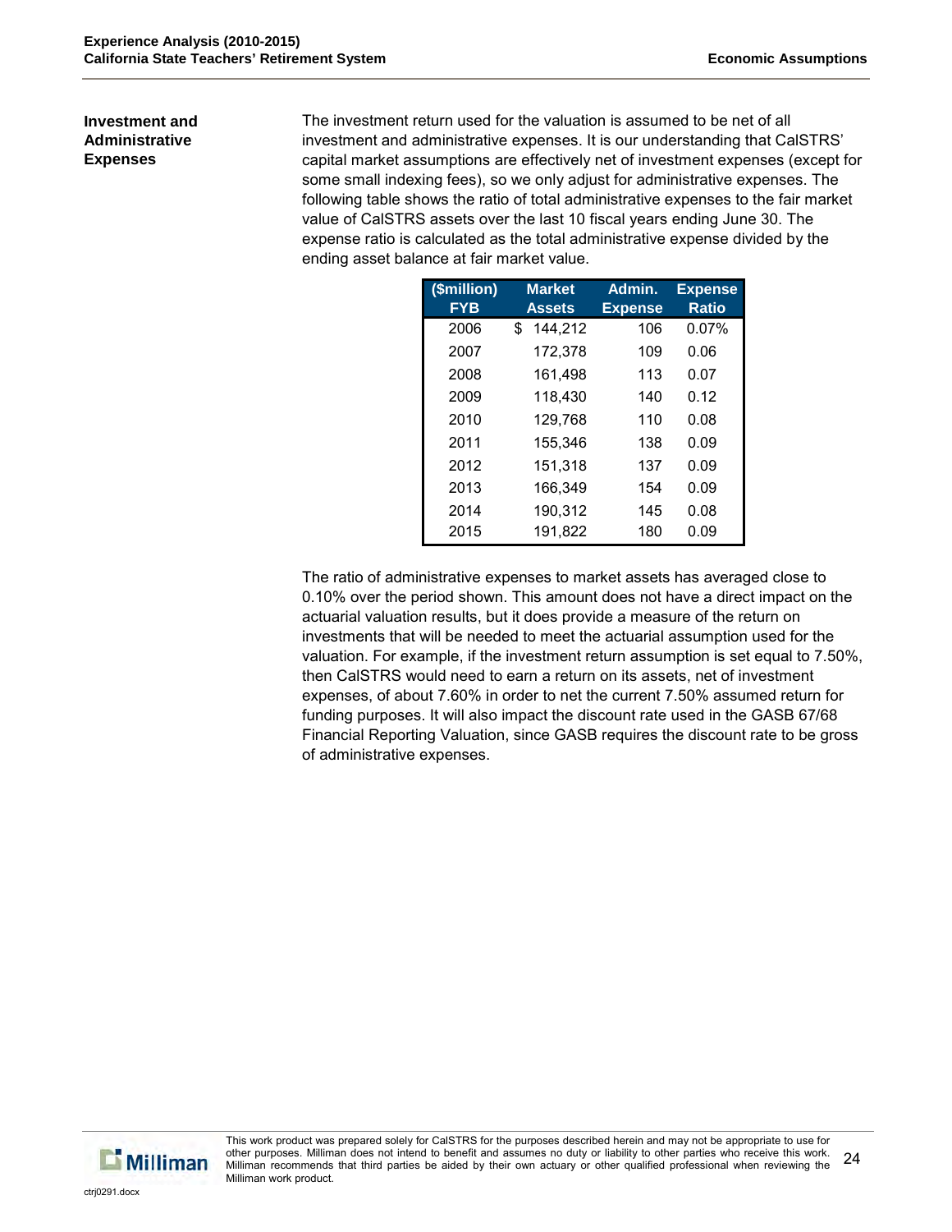## Investment and Administrative Expenses

The investment return used for the valuation is assumed to be net of all investment and administrative expenses. It is our understanding that CalSTRS' capital market assumptions are effectively net of investment expenses (except for some small indexing fees), so we only adjust for administrative expenses. The following table shows the ratio of total administrative expenses to the fair market value of CalSTRS assets over the last 10 fiscal years ending June 30. The expense ratio is calculated as the total administrative expense divided by the ending asset balance at fair market value.

| ($million) FYB | Market Assets | Admin. Expense | Expense Ratio |
|---|---|---|---|
| 2006 | $ 144,212 | 106 | 0.07% |
| 2007 | 172,378 | 109 | 0.06 |
| 2008 | 161,498 | 113 | 0.07 |
| 2009 | 118,430 | 140 | 0.12 |
| 2010 | 129,768 | 110 | 0.08 |
| 2011 | 155,346 | 138 | 0.09 |
| 2012 | 151,318 | 137 | 0.09 |
| 2013 | 166,349 | 154 | 0.09 |
| 2014 | 190,312 | 145 | 0.08 |
| 2015 | 191,822 | 180 | 0.09 |

The ratio of administrative expenses to market assets has averaged close to 0.10% over the period shown. This amount does not have a direct impact on the actuarial valuation results, but it does provide a measure of the return on investments that will be needed to meet the actuarial assumption used for the valuation. For example, if the investment return assumption is set equal to 7.50%, then CalSTRS would need to earn a return on its assets, net of investment expenses, of about 7.60% in order to net the current 7.50% assumed return for funding purposes. It will also impact the discount rate used in the GASB 67/68 Financial Reporting Valuation, since GASB requires the discount rate to be gross of administrative expenses.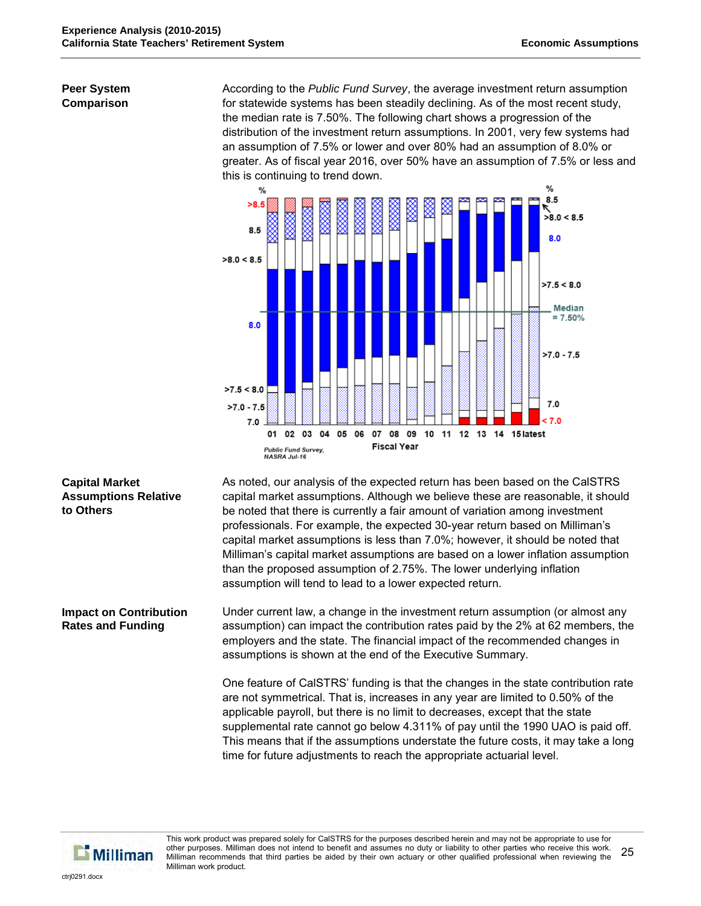## Peer System Comparison

According to the *Public Fund Survey*, the average investment return assumption for statewide systems has been steadily declining. As of the most recent study, the median rate is 7.50%. The following chart shows a progression of the distribution of the investment return assumptions. In 2001, very few systems had an assumption of 7.5% or lower and over 80% had an assumption of 8.0% or greater. As of fiscal year 2016, over 50% have an assumption of 7.5% or less and this is continuing to trend down.

Public Fund Survey, NASRA Jul-16

## Capital Market Assumptions Relative to Others

As noted, our analysis of the expected return has been based on the CalSTRS capital market assumptions. Although we believe these are reasonable, it should be noted that there is currently a fair amount of variation among investment professionals. For example, the expected 30-year return based on Milliman's capital market assumptions is less than 7.0%; however, it should be noted that Milliman's capital market assumptions are based on a lower inflation assumption than the proposed assumption of 2.75%. The lower underlying inflation assumption will tend to lead to a lower expected return.

## Impact on Contribution Rates and Funding

Under current law, a change in the investment return assumption (or almost any assumption) can impact the contribution rates paid by the 2% at 62 members, the employers and the state. The financial impact of the recommended changes in assumptions is shown at the end of the Executive Summary.

One feature of CalSTRS' funding is that the changes in the state contribution rate are not symmetrical. That is, increases in any year are limited to 0.50% of the applicable payroll, but there is no limit to decreases, except that the state supplemental rate cannot go below 4.311% of pay until the 1990 UAO is paid off. This means that if the assumptions understate the future costs, it may take a long time for future adjustments to reach the appropriate actuarial level.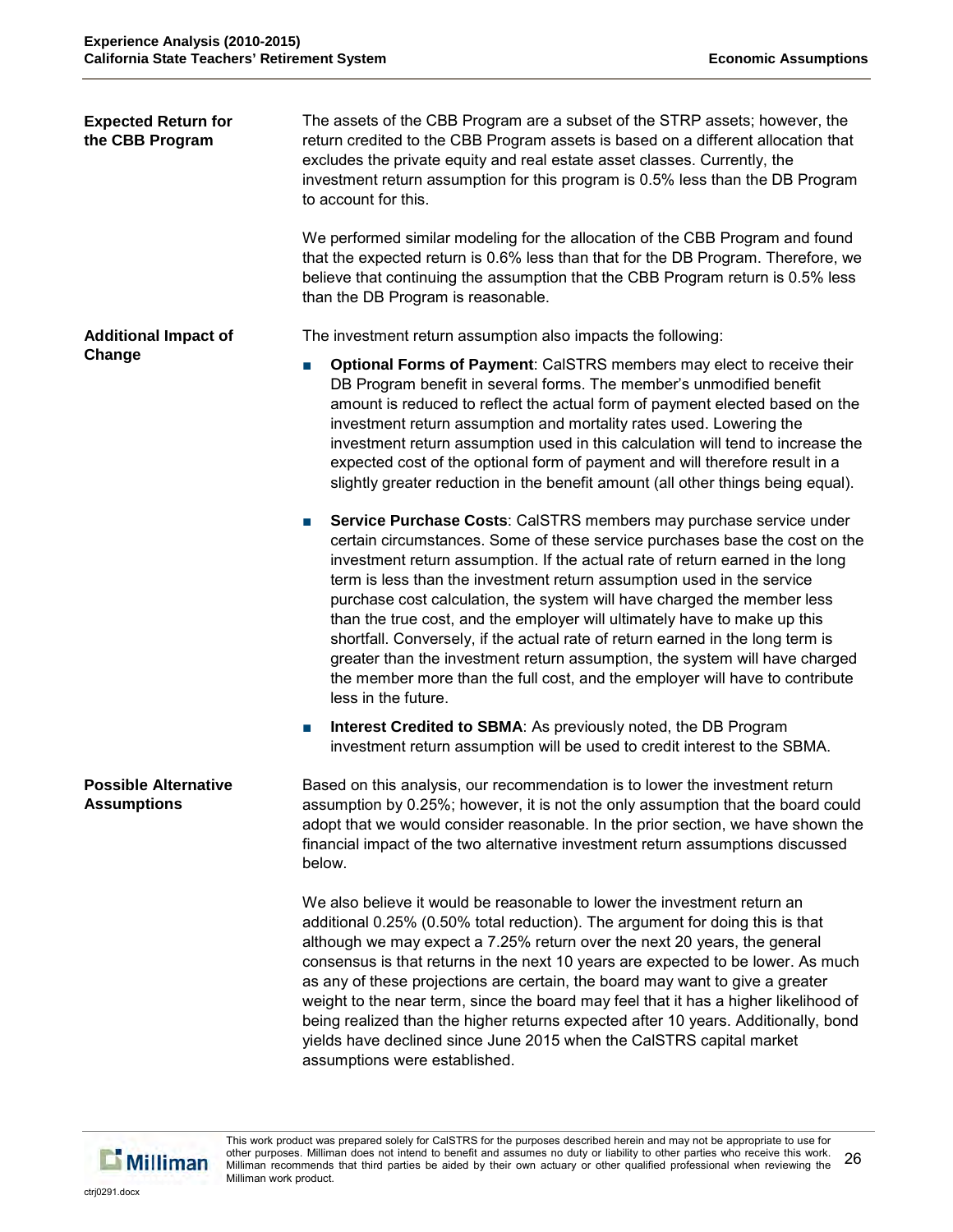### Expected Return for the CBB Program

The assets of the CBB Program are a subset of the STRP assets; however, the return credited to the CBB Program assets is based on a different allocation that excludes the private equity and real estate asset classes. Currently, the investment return assumption for this program is 0.5% less than the DB Program to account for this.

We performed similar modeling for the allocation of the CBB Program and found that the expected return is 0.6% less than that for the DB Program. Therefore, we believe that continuing the assumption that the CBB Program return is 0.5% less than the DB Program is reasonable.

### Additional Impact of Change

The investment return assumption also impacts the following:

- **Optional Forms of Payment**: CalSTRS members may elect to receive their DB Program benefit in several forms. The member's unmodified benefit amount is reduced to reflect the actual form of payment elected based on the investment return assumption and mortality rates used. Lowering the investment return assumption used in this calculation will tend to increase the expected cost of the optional form of payment and will therefore result in a slightly greater reduction in the benefit amount (all other things being equal).

- **Service Purchase Costs**: CalSTRS members may purchase service under certain circumstances. Some of these service purchases base the cost on the investment return assumption. If the actual rate of return earned in the long term is less than the investment return assumption used in the service purchase cost calculation, the system will have charged the member less than the true cost, and the employer will ultimately have to make up this shortfall. Conversely, if the actual rate of return earned in the long term is greater than the investment return assumption, the system will have charged the member more than the full cost, and the employer will have to contribute less in the future.

- **Interest Credited to SBMA**: As previously noted, the DB Program investment return assumption will be used to credit interest to the SBMA.

### Possible Alternative Assumptions

Based on this analysis, our recommendation is to lower the investment return assumption by 0.25%; however, it is not the only assumption that the board could adopt that we would consider reasonable. In the prior section, we have shown the financial impact of the two alternative investment return assumptions discussed below.

We also believe it would be reasonable to lower the investment return an additional 0.25% (0.50% total reduction). The argument for doing this is that although we may expect a 7.25% return over the next 20 years, the general consensus is that returns in the next 10 years are expected to be lower. As much as any of these projections are certain, the board may want to give a greater weight to the near term, since the board may feel that it has a higher likelihood of being realized than the higher returns expected after 10 years. Additionally, bond yields have declined since June 2015 when the CalSTRS capital market assumptions were established.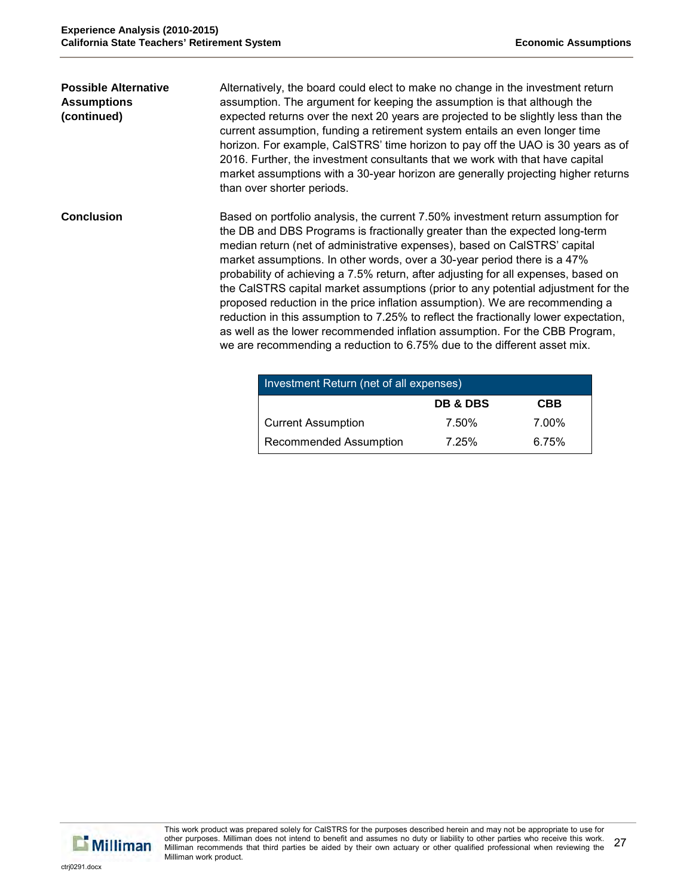**Possible Alternative Assumptions (continued)**

Alternatively, the board could elect to make no change in the investment return assumption. The argument for keeping the assumption is that although the expected returns over the next 20 years are projected to be slightly less than the current assumption, funding a retirement system entails an even longer time horizon. For example, CalSTRS' time horizon to pay off the UAO is 30 years as of 2016. Further, the investment consultants that we work with that have capital market assumptions with a 30-year horizon are generally projecting higher returns than over shorter periods.

**Conclusion**

Based on portfolio analysis, the current 7.50% investment return assumption for the DB and DBS Programs is fractionally greater than the expected long-term median return (net of administrative expenses), based on CalSTRS' capital market assumptions. In other words, over a 30-year period there is a 47% probability of achieving a 7.5% return, after adjusting for all expenses, based on the CalSTRS capital market assumptions (prior to any potential adjustment for the proposed reduction in the price inflation assumption). We are recommending a reduction in this assumption to 7.25% to reflect the fractionally lower expectation, as well as the lower recommended inflation assumption. For the CBB Program, we are recommending a reduction to 6.75% due to the different asset mix.

| Investment Return (net of all expenses) | | |
|---|---|---|
| | **DB & DBS** | **CBB** |
| Current Assumption | 7.50% | 7.00% |
| Recommended Assumption | 7.25% | 6.75% |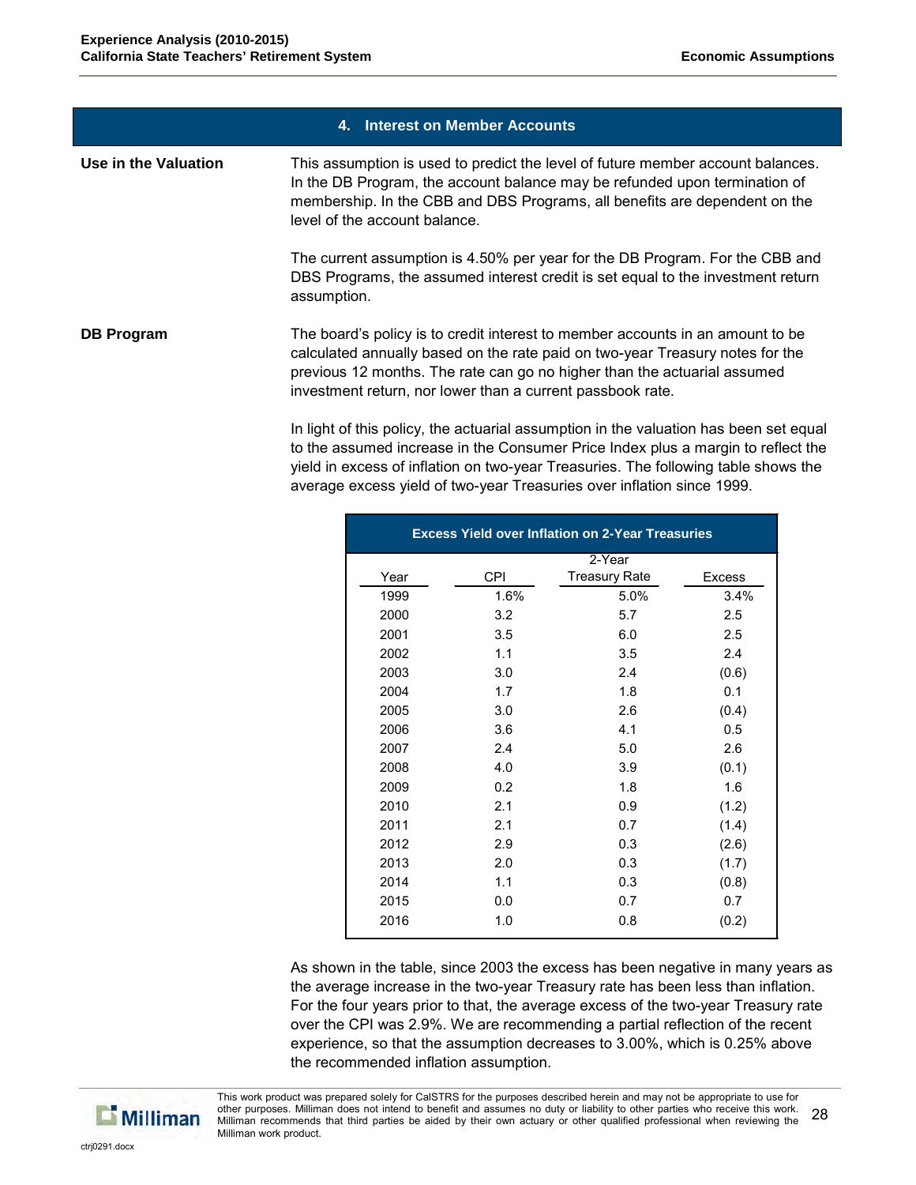## 4. Interest on Member Accounts

**Use in the Valuation**

This assumption is used to predict the level of future member account balances. In the DB Program, the account balance may be refunded upon termination of membership. In the CBB and DBS Programs, all benefits are dependent on the level of the account balance.

The current assumption is 4.50% per year for the DB Program. For the CBB and DBS Programs, the assumed interest credit is set equal to the investment return assumption.

**DB Program**

The board's policy is to credit interest to member accounts in an amount to be calculated annually based on the rate paid on two-year Treasury notes for the previous 12 months. The rate can go no higher than the actuarial assumed investment return, nor lower than a current passbook rate.

In light of this policy, the actuarial assumption in the valuation has been set equal to the assumed increase in the Consumer Price Index plus a margin to reflect the yield in excess of inflation on two-year Treasuries. The following table shows the average excess yield of two-year Treasuries over inflation since 1999.

**Excess Yield over Inflation on 2-Year Treasuries**

| Year | CPI | 2-Year Treasury Rate | Excess |
|---|---|---|---|
| 1999 | 1.6% | 5.0% | 3.4% |
| 2000 | 3.2 | 5.7 | 2.5 |
| 2001 | 3.5 | 6.0 | 2.5 |
| 2002 | 1.1 | 3.5 | 2.4 |
| 2003 | 3.0 | 2.4 | (0.6) |
| 2004 | 1.7 | 1.8 | 0.1 |
| 2005 | 3.0 | 2.6 | (0.4) |
| 2006 | 3.6 | 4.1 | 0.5 |
| 2007 | 2.4 | 5.0 | 2.6 |
| 2008 | 4.0 | 3.9 | (0.1) |
| 2009 | 0.2 | 1.8 | 1.6 |
| 2010 | 2.1 | 0.9 | (1.2) |
| 2011 | 2.1 | 0.7 | (1.4) |
| 2012 | 2.9 | 0.3 | (2.6) |
| 2013 | 2.0 | 0.3 | (1.7) |
| 2014 | 1.1 | 0.3 | (0.8) |
| 2015 | 0.0 | 0.7 | 0.7 |
| 2016 | 1.0 | 0.8 | (0.2) |

As shown in the table, since 2003 the excess has been negative in many years as the average increase in the two-year Treasury rate has been less than inflation. For the four years prior to that, the average excess of the two-year Treasury rate over the CPI was 2.9%. We are recommending a partial reflection of the recent experience, so that the assumption decreases to 3.00%, which is 0.25% above the recommended inflation assumption.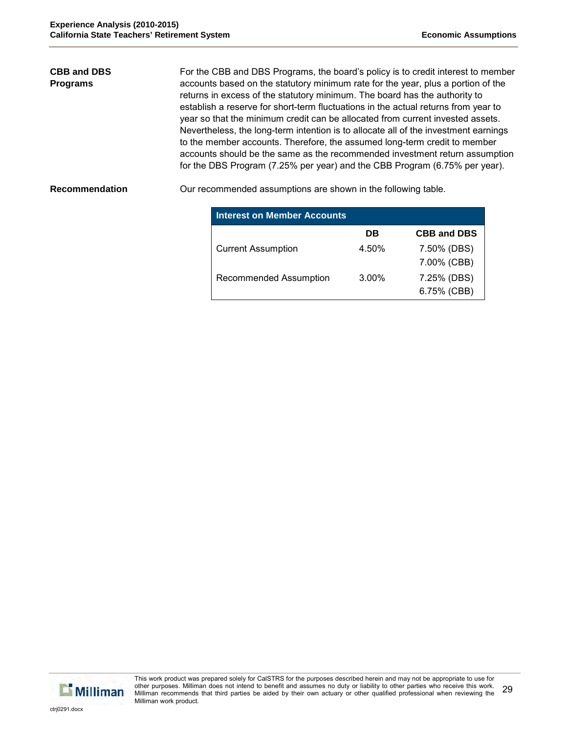**CBB and DBS Programs**

For the CBB and DBS Programs, the board's policy is to credit interest to member accounts based on the statutory minimum rate for the year, plus a portion of the returns in excess of the statutory minimum. The board has the authority to establish a reserve for short-term fluctuations in the actual returns from year to year so that the minimum credit can be allocated from current invested assets. Nevertheless, the long-term intention is to allocate all of the investment earnings to the member accounts. Therefore, the assumed long-term credit to member accounts should be the same as the recommended investment return assumption for the DBS Program (7.25% per year) and the CBB Program (6.75% per year).

**Recommendation**

Our recommended assumptions are shown in the following table.

| Interest on Member Accounts | | |
|---|---|---|
| | **DB** | **CBB and DBS** |
| Current Assumption | 4.50% | 7.50% (DBS)<br>7.00% (CBB) |
| Recommended Assumption | 3.00% | 7.25% (DBS)<br>6.75% (CBB) |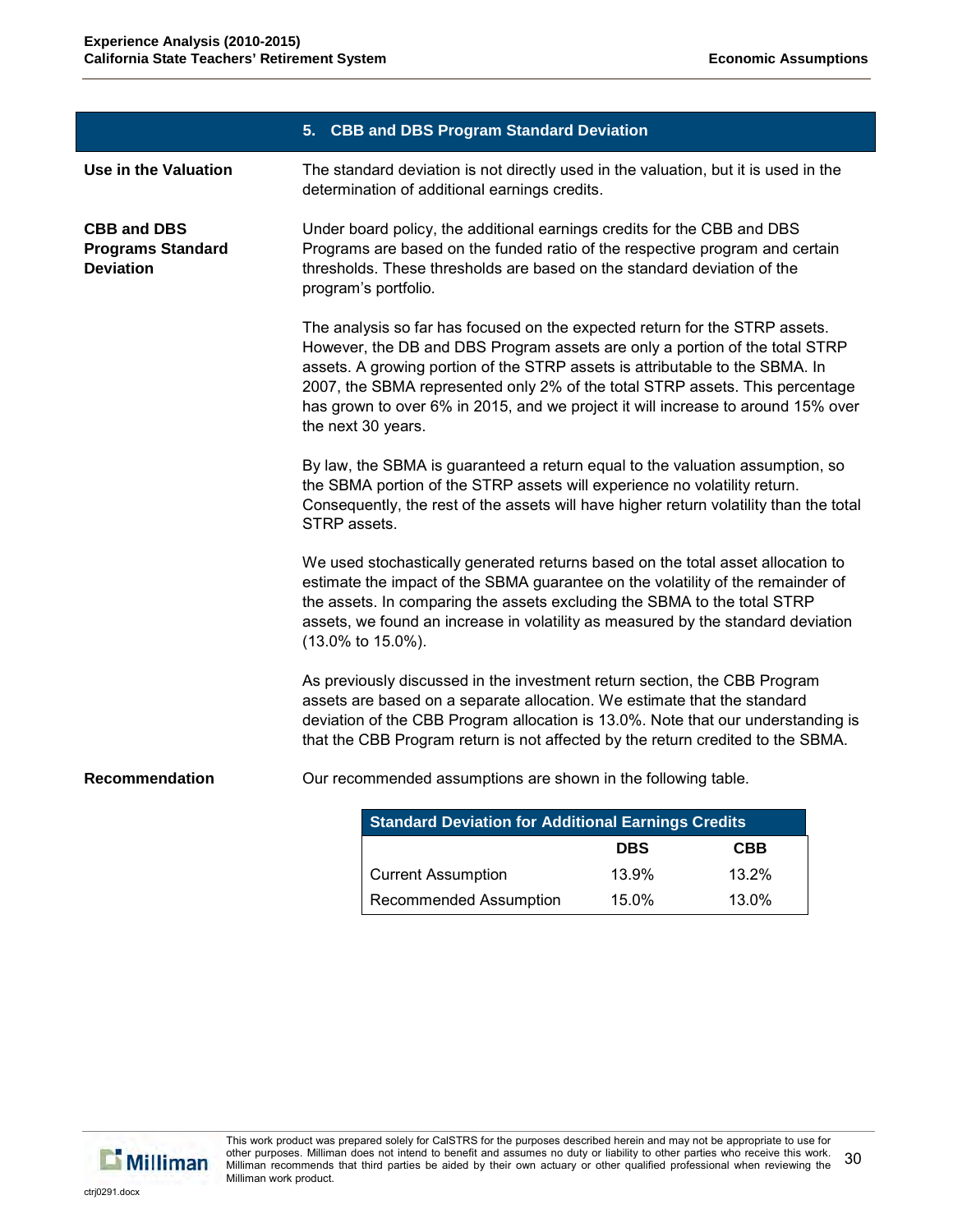## 5. CBB and DBS Program Standard Deviation

**Use in the Valuation**

The standard deviation is not directly used in the valuation, but it is used in the determination of additional earnings credits.

**CBB and DBS Programs Standard Deviation**

Under board policy, the additional earnings credits for the CBB and DBS Programs are based on the funded ratio of the respective program and certain thresholds. These thresholds are based on the standard deviation of the program's portfolio.

The analysis so far has focused on the expected return for the STRP assets. However, the DB and DBS Program assets are only a portion of the total STRP assets. A growing portion of the STRP assets is attributable to the SBMA. In 2007, the SBMA represented only 2% of the total STRP assets. This percentage has grown to over 6% in 2015, and we project it will increase to around 15% over the next 30 years.

By law, the SBMA is guaranteed a return equal to the valuation assumption, so the SBMA portion of the STRP assets will experience no volatility return. Consequently, the rest of the assets will have higher return volatility than the total STRP assets.

We used stochastically generated returns based on the total asset allocation to estimate the impact of the SBMA guarantee on the volatility of the remainder of the assets. In comparing the assets excluding the SBMA to the total STRP assets, we found an increase in volatility as measured by the standard deviation (13.0% to 15.0%).

As previously discussed in the investment return section, the CBB Program assets are based on a separate allocation. We estimate that the standard deviation of the CBB Program allocation is 13.0%. Note that our understanding is that the CBB Program return is not affected by the return credited to the SBMA.

**Recommendation**

Our recommended assumptions are shown in the following table.

| Standard Deviation for Additional Earnings Credits | | |
|---|---|---|
| | **DBS** | **CBB** |
| Current Assumption | 13.9% | 13.2% |
| Recommended Assumption | 15.0% | 13.0% |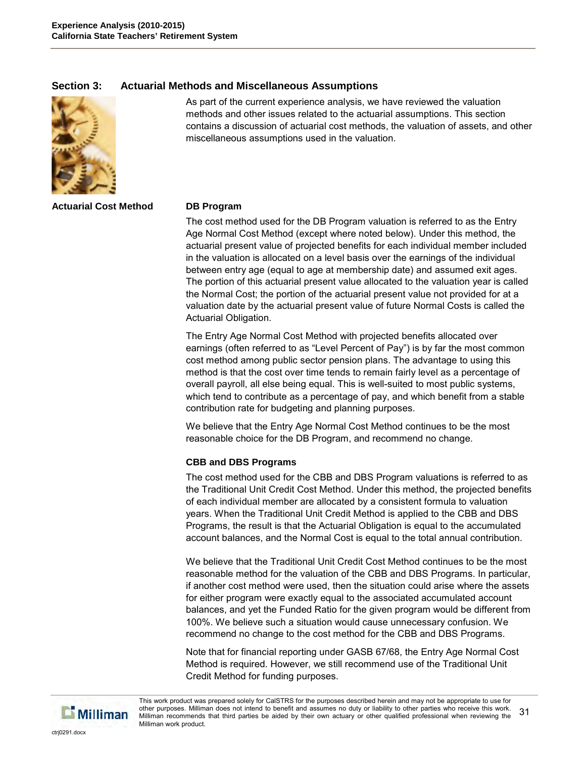## Section 3: Actuarial Methods and Miscellaneous Assumptions

As part of the current experience analysis, we have reviewed the valuation methods and other issues related to the actuarial assumptions. This section contains a discussion of actuarial cost methods, the valuation of assets, and other miscellaneous assumptions used in the valuation.

### Actuarial Cost Method

#### DB Program

The cost method used for the DB Program valuation is referred to as the Entry Age Normal Cost Method (except where noted below). Under this method, the actuarial present value of projected benefits for each individual member included in the valuation is allocated on a level basis over the earnings of the individual between entry age (equal to age at membership date) and assumed exit ages. The portion of this actuarial present value allocated to the valuation year is called the Normal Cost; the portion of the actuarial present value not provided for at a valuation date by the actuarial present value of future Normal Costs is called the Actuarial Obligation.

The Entry Age Normal Cost Method with projected benefits allocated over earnings (often referred to as "Level Percent of Pay") is by far the most common cost method among public sector pension plans. The advantage to using this method is that the cost over time tends to remain fairly level as a percentage of overall payroll, all else being equal. This is well-suited to most public systems, which tend to contribute as a percentage of pay, and which benefit from a stable contribution rate for budgeting and planning purposes.

We believe that the Entry Age Normal Cost Method continues to be the most reasonable choice for the DB Program, and recommend no change.

#### CBB and DBS Programs

The cost method used for the CBB and DBS Program valuations is referred to as the Traditional Unit Credit Cost Method. Under this method, the projected benefits of each individual member are allocated by a consistent formula to valuation years. When the Traditional Unit Credit Method is applied to the CBB and DBS Programs, the result is that the Actuarial Obligation is equal to the accumulated account balances, and the Normal Cost is equal to the total annual contribution.

We believe that the Traditional Unit Credit Cost Method continues to be the most reasonable method for the valuation of the CBB and DBS Programs. In particular, if another cost method were used, then the situation could arise where the assets for either program were exactly equal to the associated accumulated account balances, and yet the Funded Ratio for the given program would be different from 100%. We believe such a situation would cause unnecessary confusion. We recommend no change to the cost method for the CBB and DBS Programs.

Note that for financial reporting under GASB 67/68, the Entry Age Normal Cost Method is required. However, we still recommend use of the Traditional Unit Credit Method for funding purposes.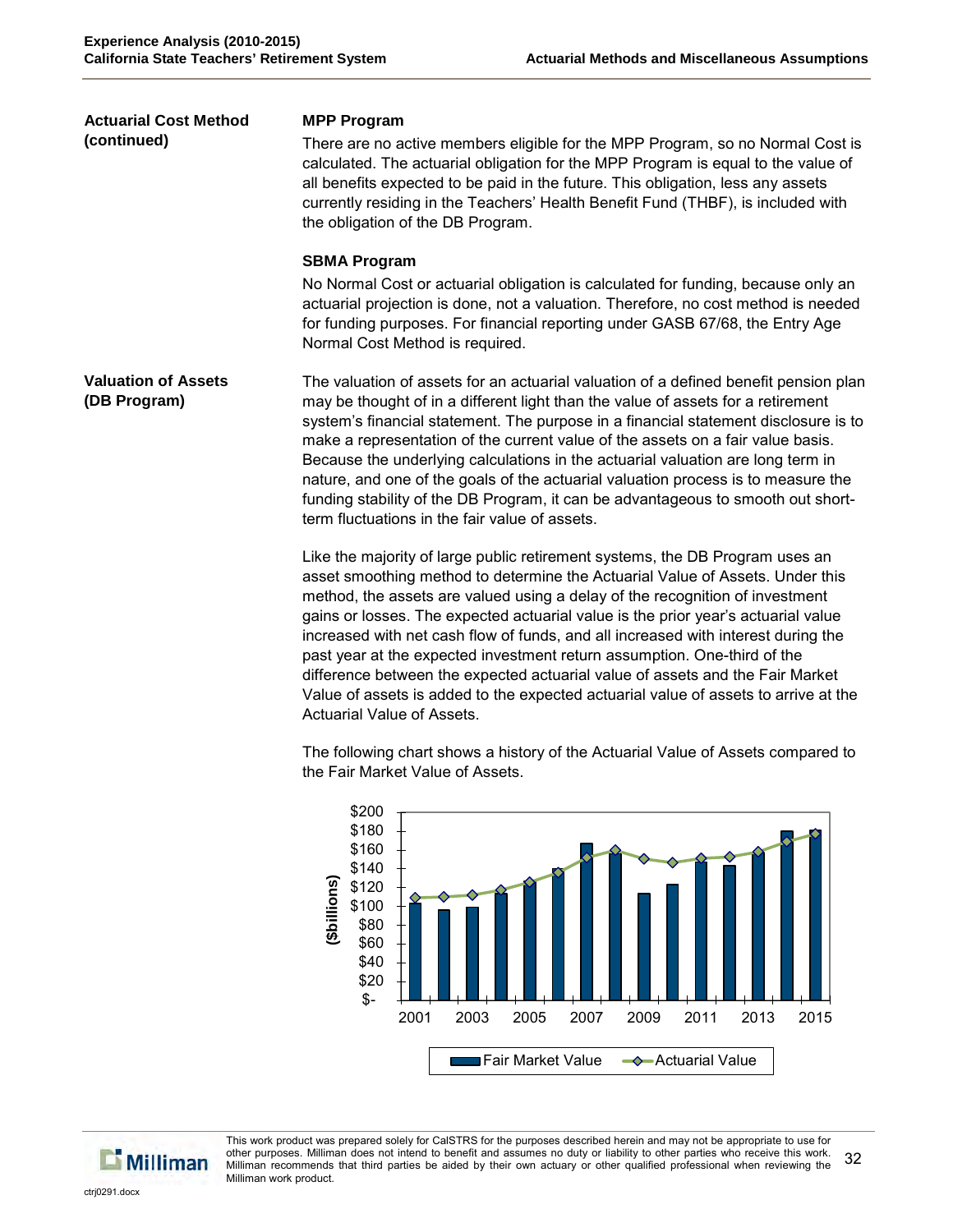**Actuarial Cost Method (continued)**

### MPP Program

There are no active members eligible for the MPP Program, so no Normal Cost is calculated. The actuarial obligation for the MPP Program is equal to the value of all benefits expected to be paid in the future. This obligation, less any assets currently residing in the Teachers' Health Benefit Fund (THBF), is included with the obligation of the DB Program.

### SBMA Program

No Normal Cost or actuarial obligation is calculated for funding, because only an actuarial projection is done, not a valuation. Therefore, no cost method is needed for funding purposes. For financial reporting under GASB 67/68, the Entry Age Normal Cost Method is required.

**Valuation of Assets (DB Program)**

The valuation of assets for an actuarial valuation of a defined benefit pension plan may be thought of in a different light than the value of assets for a retirement system's financial statement. The purpose in a financial statement disclosure is to make a representation of the current value of the assets on a fair value basis. Because the underlying calculations in the actuarial valuation are long term in nature, and one of the goals of the actuarial valuation process is to measure the funding stability of the DB Program, it can be advantageous to smooth out short-term fluctuations in the fair value of assets.

Like the majority of large public retirement systems, the DB Program uses an asset smoothing method to determine the Actuarial Value of Assets. Under this method, the assets are valued using a delay of the recognition of investment gains or losses. The expected actuarial value is the prior year's actuarial value increased with net cash flow of funds, and all increased with interest during the past year at the expected investment return assumption. One-third of the difference between the expected actuarial value of assets and the Fair Market Value of assets is added to the expected actuarial value of assets to arrive at the Actuarial Value of Assets.

The following chart shows a history of the Actuarial Value of Assets compared to the Fair Market Value of Assets.

($billions)

Legend: Fair Market Value; Actuarial Value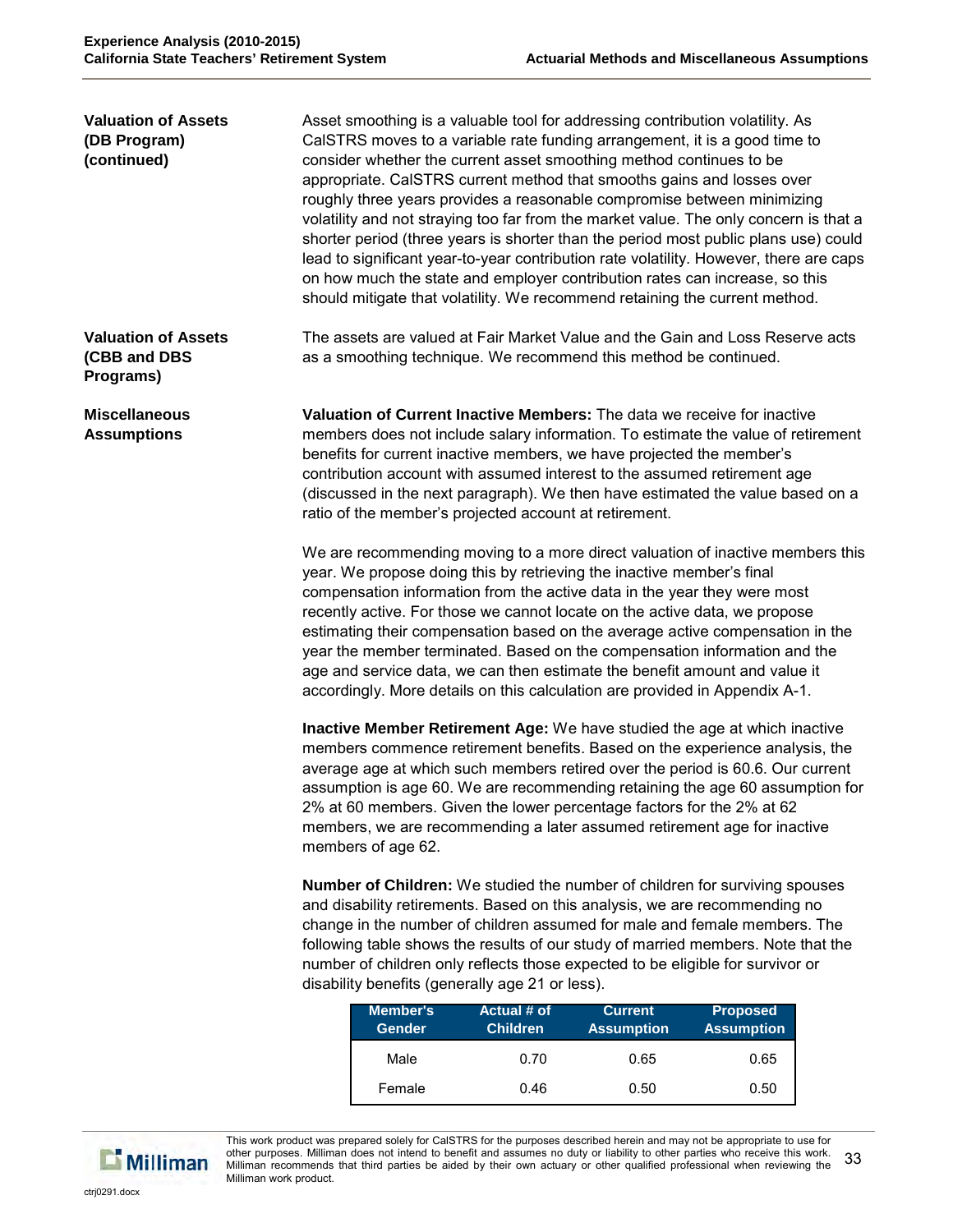**Valuation of Assets (DB Program) (continued)**

Asset smoothing is a valuable tool for addressing contribution volatility. As CalSTRS moves to a variable rate funding arrangement, it is a good time to consider whether the current asset smoothing method continues to be appropriate. CalSTRS current method that smooths gains and losses over roughly three years provides a reasonable compromise between minimizing volatility and not straying too far from the market value. The only concern is that a shorter period (three years is shorter than the period most public plans use) could lead to significant year-to-year contribution rate volatility. However, there are caps on how much the state and employer contribution rates can increase, so this should mitigate that volatility. We recommend retaining the current method.

**Valuation of Assets (CBB and DBS Programs)**

The assets are valued at Fair Market Value and the Gain and Loss Reserve acts as a smoothing technique. We recommend this method be continued.

**Miscellaneous Assumptions**

**Valuation of Current Inactive Members:** The data we receive for inactive members does not include salary information. To estimate the value of retirement benefits for current inactive members, we have projected the member's contribution account with assumed interest to the assumed retirement age (discussed in the next paragraph). We then have estimated the value based on a ratio of the member's projected account at retirement.

We are recommending moving to a more direct valuation of inactive members this year. We propose doing this by retrieving the inactive member's final compensation information from the active data in the year they were most recently active. For those we cannot locate on the active data, we propose estimating their compensation based on the average active compensation in the year the member terminated. Based on the compensation information and the age and service data, we can then estimate the benefit amount and value it accordingly. More details on this calculation are provided in Appendix A-1.

**Inactive Member Retirement Age:** We have studied the age at which inactive members commence retirement benefits. Based on the experience analysis, the average age at which such members retired over the period is 60.6. Our current assumption is age 60. We are recommending retaining the age 60 assumption for 2% at 60 members. Given the lower percentage factors for the 2% at 62 members, we are recommending a later assumed retirement age for inactive members of age 62.

**Number of Children:** We studied the number of children for surviving spouses and disability retirements. Based on this analysis, we are recommending no change in the number of children assumed for male and female members. The following table shows the results of our study of married members. Note that the number of children only reflects those expected to be eligible for survivor or disability benefits (generally age 21 or less).

| Member's Gender | Actual # of Children | Current Assumption | Proposed Assumption |
|---|---|---|---|
| Male | 0.70 | 0.65 | 0.65 |
| Female | 0.46 | 0.50 | 0.50 |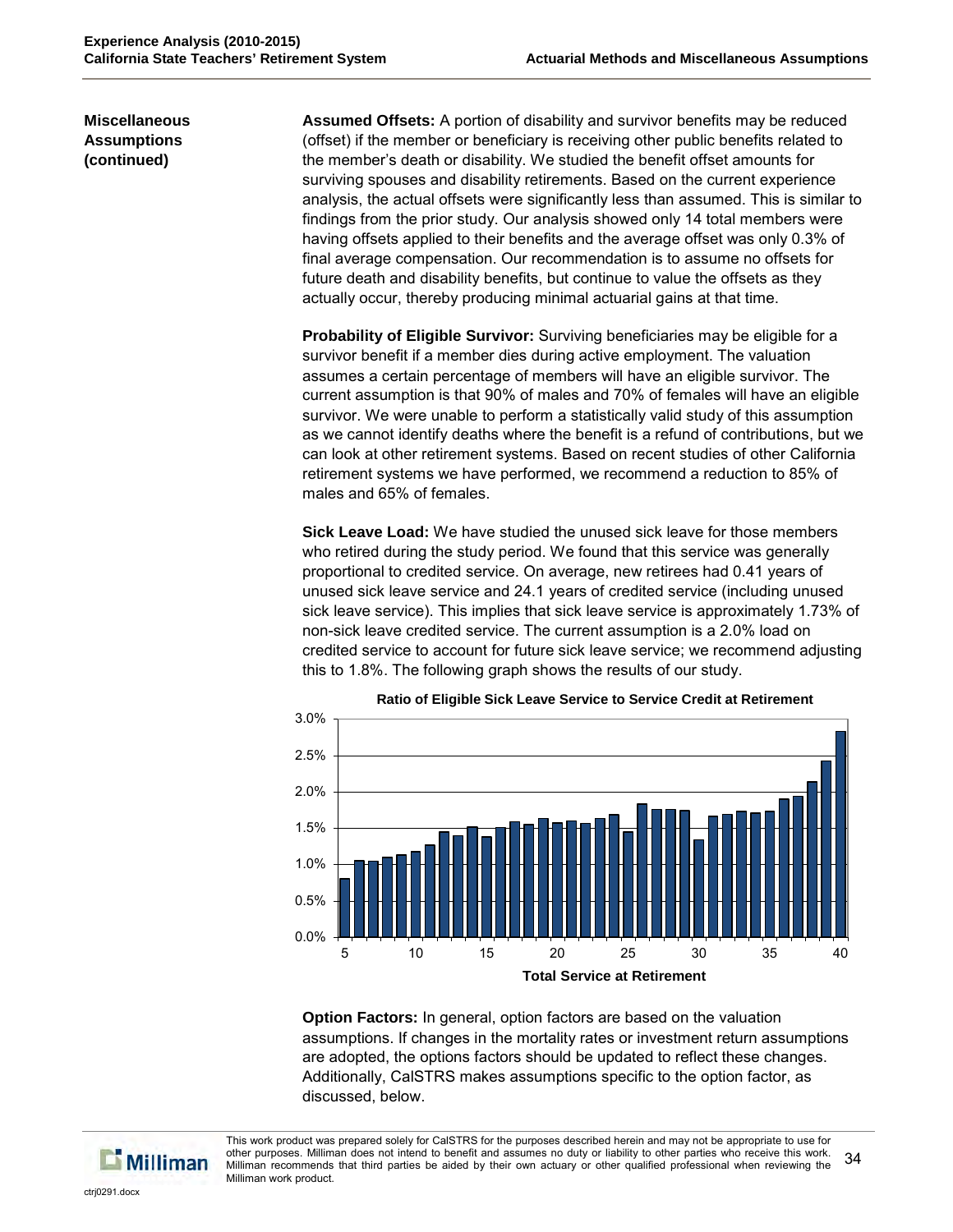## Miscellaneous Assumptions (continued)

**Assumed Offsets:** A portion of disability and survivor benefits may be reduced (offset) if the member or beneficiary is receiving other public benefits related to the member's death or disability. We studied the benefit offset amounts for surviving spouses and disability retirements. Based on the current experience analysis, the actual offsets were significantly less than assumed. This is similar to findings from the prior study. Our analysis showed only 14 total members were having offsets applied to their benefits and the average offset was only 0.3% of final average compensation. Our recommendation is to assume no offsets for future death and disability benefits, but continue to value the offsets as they actually occur, thereby producing minimal actuarial gains at that time.

**Probability of Eligible Survivor:** Surviving beneficiaries may be eligible for a survivor benefit if a member dies during active employment. The valuation assumes a certain percentage of members will have an eligible survivor. The current assumption is that 90% of males and 70% of females will have an eligible survivor. We were unable to perform a statistically valid study of this assumption as we cannot identify deaths where the benefit is a refund of contributions, but we can look at other retirement systems. Based on recent studies of other California retirement systems we have performed, we recommend a reduction to 85% of males and 65% of females.

**Sick Leave Load:** We have studied the unused sick leave for those members who retired during the study period. We found that this service was generally proportional to credited service. On average, new retirees had 0.41 years of unused sick leave service and 24.1 years of credited service (including unused sick leave service). This implies that sick leave service is approximately 1.73% of non-sick leave credited service. The current assumption is a 2.0% load on credited service to account for future sick leave service; we recommend adjusting this to 1.8%. The following graph shows the results of our study.

**Ratio of Eligible Sick Leave Service to Service Credit at Retirement**

**Total Service at Retirement**

**Option Factors:** In general, option factors are based on the valuation assumptions. If changes in the mortality rates or investment return assumptions are adopted, the options factors should be updated to reflect these changes. Additionally, CalSTRS makes assumptions specific to the option factor, as discussed, below.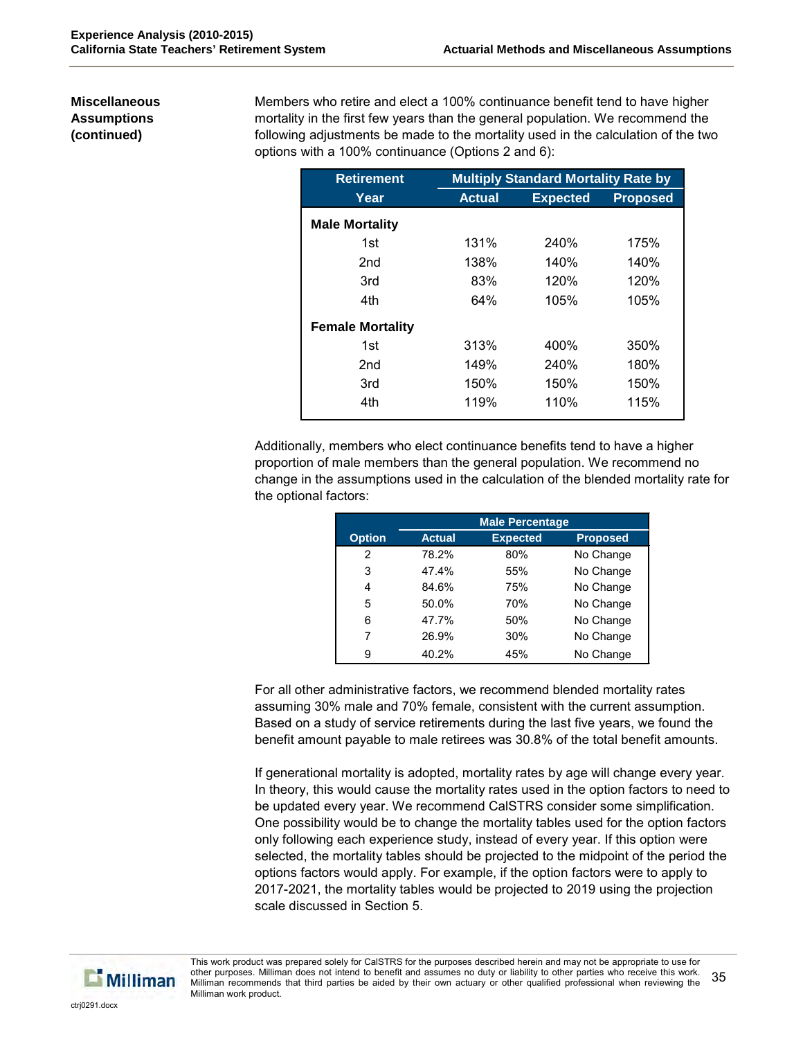**Miscellaneous Assumptions (continued)**

Members who retire and elect a 100% continuance benefit tend to have higher mortality in the first few years than the general population. We recommend the following adjustments be made to the mortality used in the calculation of the two options with a 100% continuance (Options 2 and 6):

| Retirement | Multiply Standard Mortality Rate by | | |
|---|---|---|---|
| Year | Actual | Expected | Proposed |
| **Male Mortality** | | | |
| 1st | 131% | 240% | 175% |
| 2nd | 138% | 140% | 140% |
| 3rd | 83% | 120% | 120% |
| 4th | 64% | 105% | 105% |
| **Female Mortality** | | | |
| 1st | 313% | 400% | 350% |
| 2nd | 149% | 240% | 180% |
| 3rd | 150% | 150% | 150% |
| 4th | 119% | 110% | 115% |

Additionally, members who elect continuance benefits tend to have a higher proportion of male members than the general population. We recommend no change in the assumptions used in the calculation of the blended mortality rate for the optional factors:

| | Male Percentage | | |
|---|---|---|---|
| Option | Actual | Expected | Proposed |
| 2 | 78.2% | 80% | No Change |
| 3 | 47.4% | 55% | No Change |
| 4 | 84.6% | 75% | No Change |
| 5 | 50.0% | 70% | No Change |
| 6 | 47.7% | 50% | No Change |
| 7 | 26.9% | 30% | No Change |
| 9 | 40.2% | 45% | No Change |

For all other administrative factors, we recommend blended mortality rates assuming 30% male and 70% female, consistent with the current assumption. Based on a study of service retirements during the last five years, we found the benefit amount payable to male retirees was 30.8% of the total benefit amounts.

If generational mortality is adopted, mortality rates by age will change every year. In theory, this would cause the mortality rates used in the option factors to need to be updated every year. We recommend CalSTRS consider some simplification. One possibility would be to change the mortality tables used for the option factors only following each experience study, instead of every year. If this option were selected, the mortality tables should be projected to the midpoint of the period the options factors would apply. For example, if the option factors were to apply to 2017-2021, the mortality tables would be projected to 2019 using the projection scale discussed in Section 5.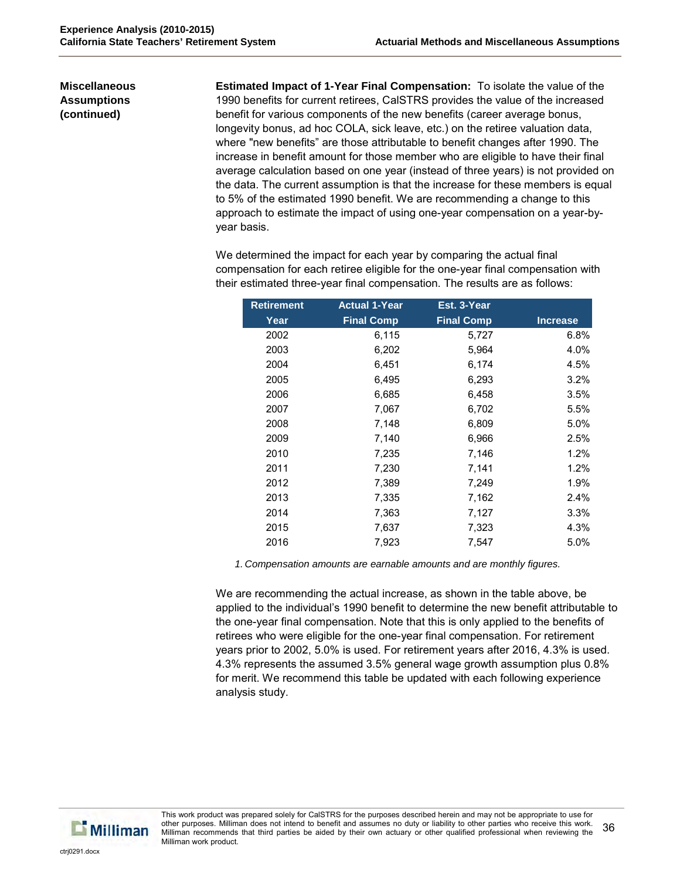**Miscellaneous Assumptions (continued)**

**Estimated Impact of 1-Year Final Compensation:** To isolate the value of the 1990 benefits for current retirees, CalSTRS provides the value of the increased benefit for various components of the new benefits (career average bonus, longevity bonus, ad hoc COLA, sick leave, etc.) on the retiree valuation data, where "new benefits" are those attributable to benefit changes after 1990. The increase in benefit amount for those member who are eligible to have their final average calculation based on one year (instead of three years) is not provided on the data. The current assumption is that the increase for these members is equal to 5% of the estimated 1990 benefit. We are recommending a change to this approach to estimate the impact of using one-year compensation on a year-by-year basis.

We determined the impact for each year by comparing the actual final compensation for each retiree eligible for the one-year final compensation with their estimated three-year final compensation. The results are as follows:

| Retirement Year | Actual 1-Year Final Comp | Est. 3-Year Final Comp | Increase |
|---|---|---|---|
| 2002 | 6,115 | 5,727 | 6.8% |
| 2003 | 6,202 | 5,964 | 4.0% |
| 2004 | 6,451 | 6,174 | 4.5% |
| 2005 | 6,495 | 6,293 | 3.2% |
| 2006 | 6,685 | 6,458 | 3.5% |
| 2007 | 7,067 | 6,702 | 5.5% |
| 2008 | 7,148 | 6,809 | 5.0% |
| 2009 | 7,140 | 6,966 | 2.5% |
| 2010 | 7,235 | 7,146 | 1.2% |
| 2011 | 7,230 | 7,141 | 1.2% |
| 2012 | 7,389 | 7,249 | 1.9% |
| 2013 | 7,335 | 7,162 | 2.4% |
| 2014 | 7,363 | 7,127 | 3.3% |
| 2015 | 7,637 | 7,323 | 4.3% |
| 2016 | 7,923 | 7,547 | 5.0% |

*1. Compensation amounts are earnable amounts and are monthly figures.*

We are recommending the actual increase, as shown in the table above, be applied to the individual's 1990 benefit to determine the new benefit attributable to the one-year final compensation. Note that this is only applied to the benefits of retirees who were eligible for the one-year final compensation. For retirement years prior to 2002, 5.0% is used. For retirement years after 2016, 4.3% is used. 4.3% represents the assumed 3.5% general wage growth assumption plus 0.8% for merit. We recommend this table be updated with each following experience analysis study.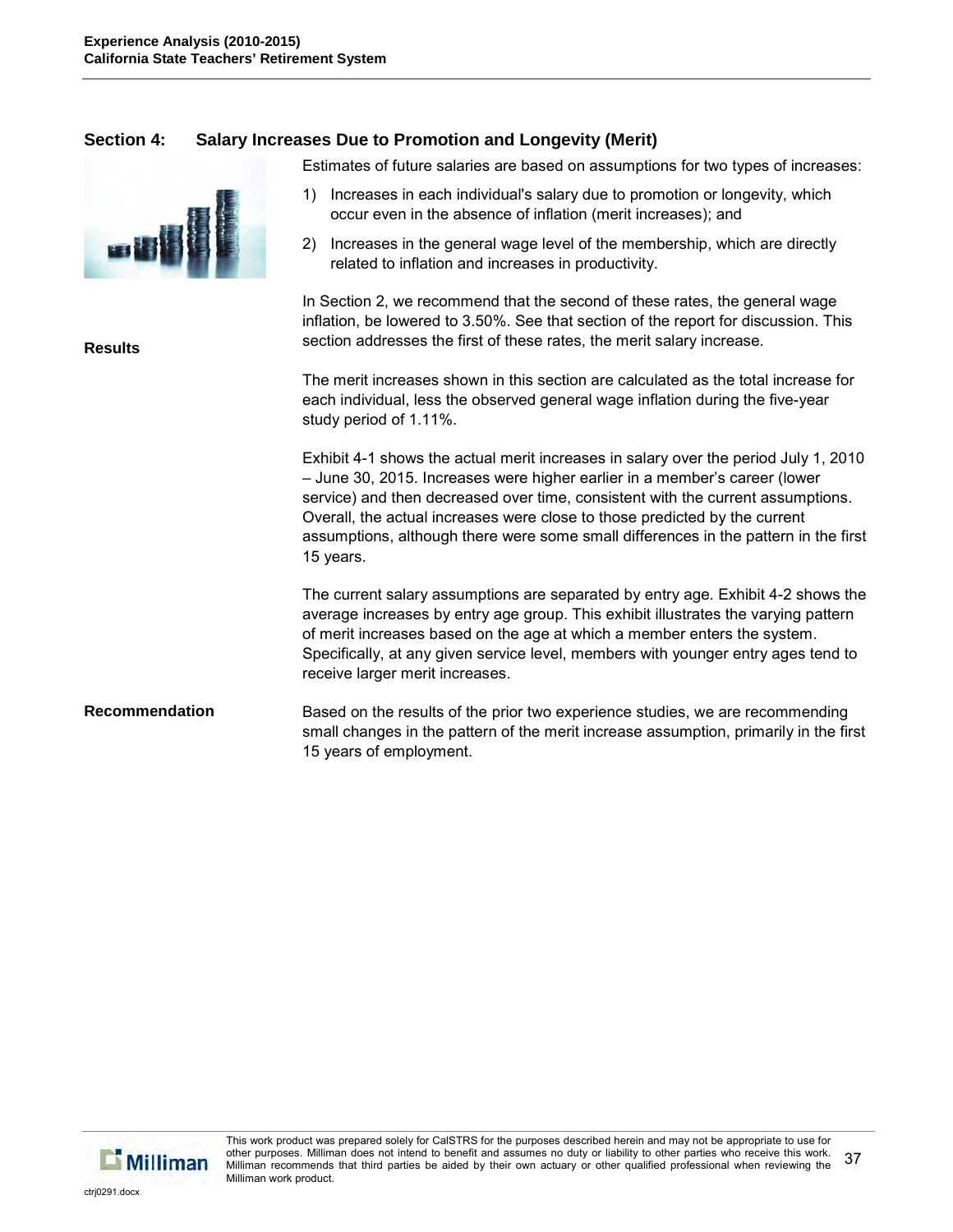## Section 4: Salary Increases Due to Promotion and Longevity (Merit)

Estimates of future salaries are based on assumptions for two types of increases:

1) Increases in each individual's salary due to promotion or longevity, which occur even in the absence of inflation (merit increases); and
2) Increases in the general wage level of the membership, which are directly related to inflation and increases in productivity.

In Section 2, we recommend that the second of these rates, the general wage inflation, be lowered to 3.50%. See that section of the report for discussion. This section addresses the first of these rates, the merit salary increase.

**Results**

The merit increases shown in this section are calculated as the total increase for each individual, less the observed general wage inflation during the five-year study period of 1.11%.

Exhibit 4-1 shows the actual merit increases in salary over the period July 1, 2010 – June 30, 2015. Increases were higher earlier in a member's career (lower service) and then decreased over time, consistent with the current assumptions. Overall, the actual increases were close to those predicted by the current assumptions, although there were some small differences in the pattern in the first 15 years.

The current salary assumptions are separated by entry age. Exhibit 4-2 shows the average increases by entry age group. This exhibit illustrates the varying pattern of merit increases based on the age at which a member enters the system. Specifically, at any given service level, members with younger entry ages tend to receive larger merit increases.

**Recommendation**

Based on the results of the prior two experience studies, we are recommending small changes in the pattern of the merit increase assumption, primarily in the first 15 years of employment.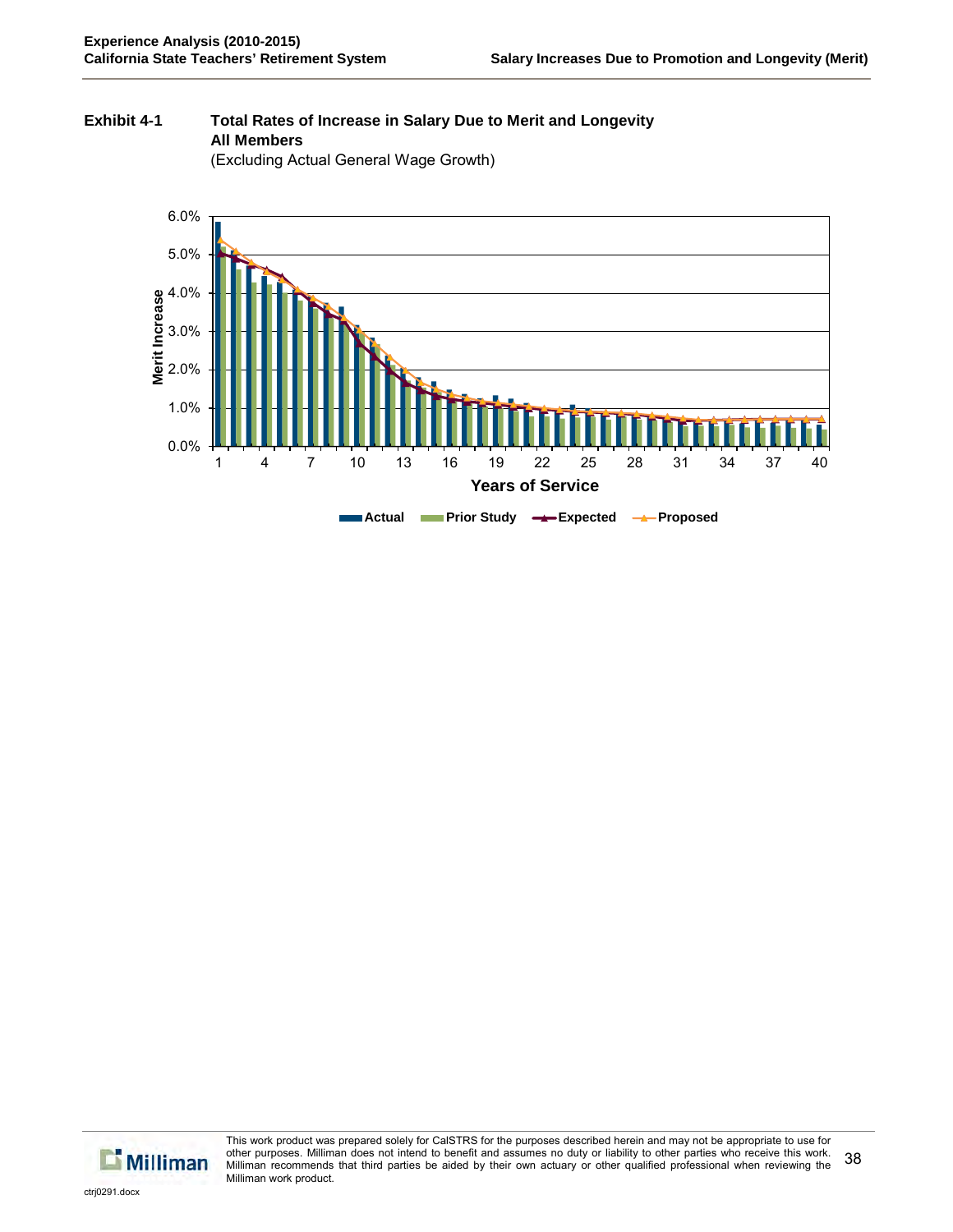**Exhibit 4-1 Total Rates of Increase in Salary Due to Merit and Longevity**
**All Members**
(Excluding Actual General Wage Growth)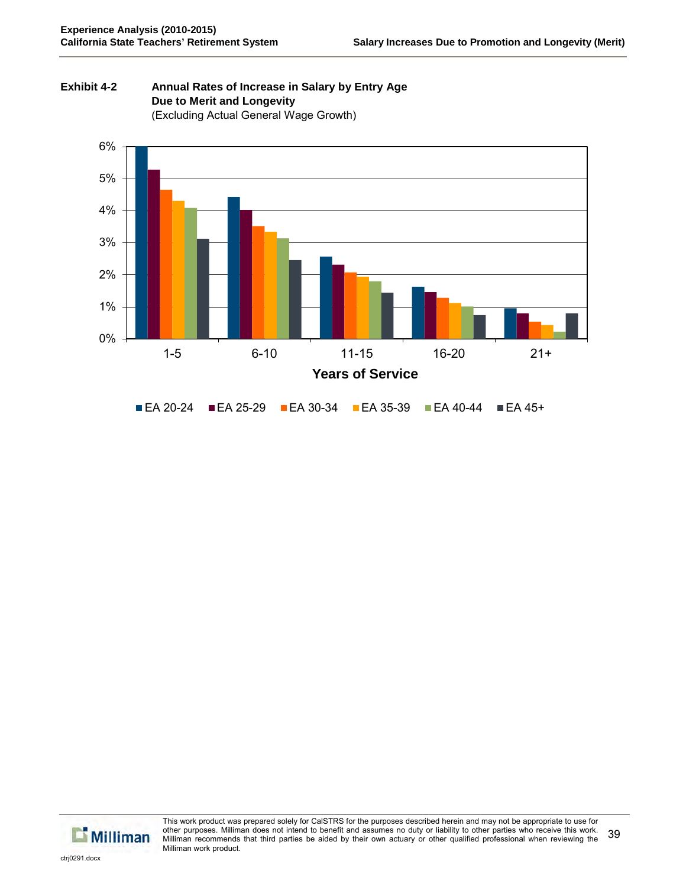**Exhibit 4-2 Annual Rates of Increase in Salary by Entry Age Due to Merit and Longevity**

(Excluding Actual General Wage Growth)

6%
5%
4%
3%
2%
1%
0%

1-5 6-10 11-15 16-20 21+

**Years of Service**

■ EA 20-24 ■ EA 25-29 ■ EA 30-34 ■ EA 35-39 ■ EA 40-44 ■ EA 45+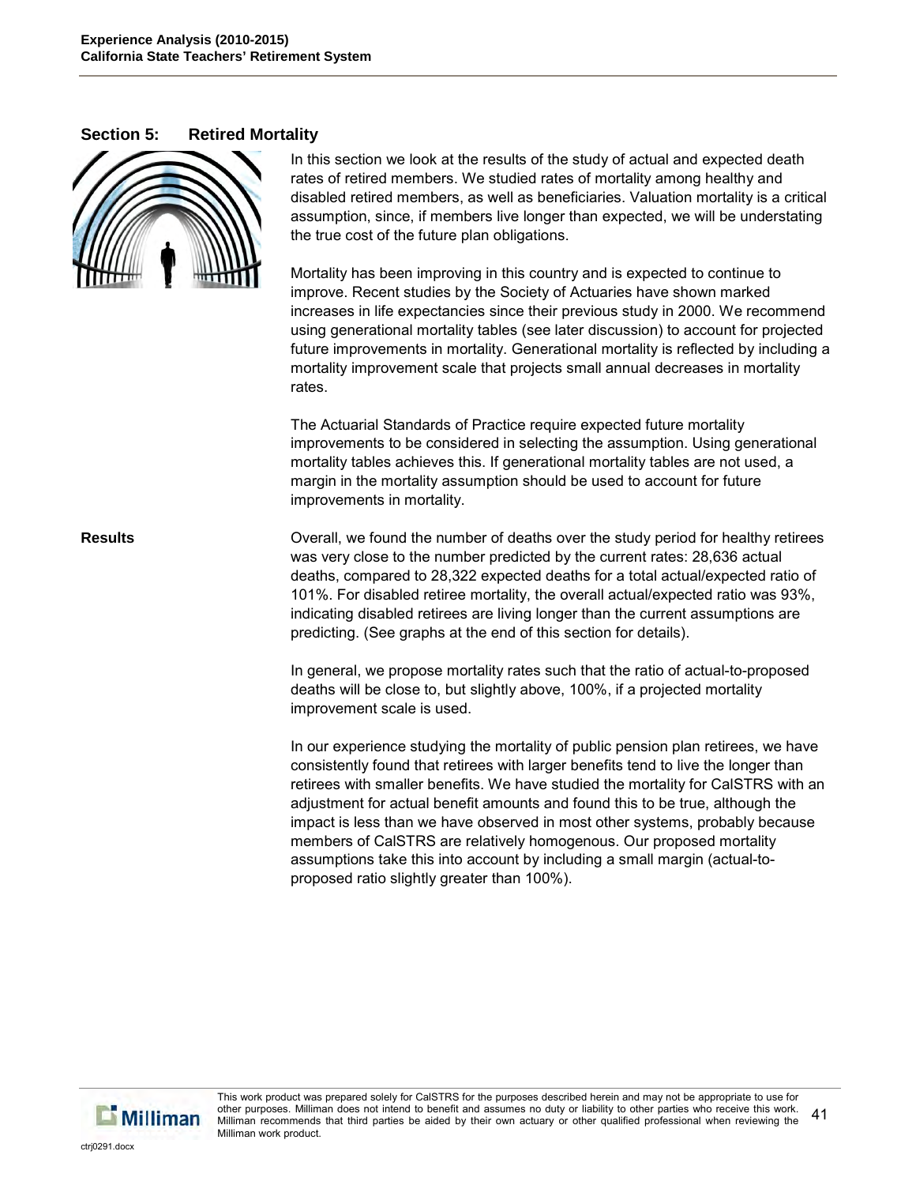## Section 5: Retired Mortality

In this section we look at the results of the study of actual and expected death rates of retired members. We studied rates of mortality among healthy and disabled retired members, as well as beneficiaries. Valuation mortality is a critical assumption, since, if members live longer than expected, we will be understating the true cost of the future plan obligations.

Mortality has been improving in this country and is expected to continue to improve. Recent studies by the Society of Actuaries have shown marked increases in life expectancies since their previous study in 2000. We recommend using generational mortality tables (see later discussion) to account for projected future improvements in mortality. Generational mortality is reflected by including a mortality improvement scale that projects small annual decreases in mortality rates.

The Actuarial Standards of Practice require expected future mortality improvements to be considered in selecting the assumption. Using generational mortality tables achieves this. If generational mortality tables are not used, a margin in the mortality assumption should be used to account for future improvements in mortality.

### Results

Overall, we found the number of deaths over the study period for healthy retirees was very close to the number predicted by the current rates: 28,636 actual deaths, compared to 28,322 expected deaths for a total actual/expected ratio of 101%. For disabled retiree mortality, the overall actual/expected ratio was 93%, indicating disabled retirees are living longer than the current assumptions are predicting. (See graphs at the end of this section for details).

In general, we propose mortality rates such that the ratio of actual-to-proposed deaths will be close to, but slightly above, 100%, if a projected mortality improvement scale is used.

In our experience studying the mortality of public pension plan retirees, we have consistently found that retirees with larger benefits tend to live the longer than retirees with smaller benefits. We have studied the mortality for CalSTRS with an adjustment for actual benefit amounts and found this to be true, although the impact is less than we have observed in most other systems, probably because members of CalSTRS are relatively homogenous. Our proposed mortality assumptions take this into account by including a small margin (actual-to-proposed ratio slightly greater than 100%).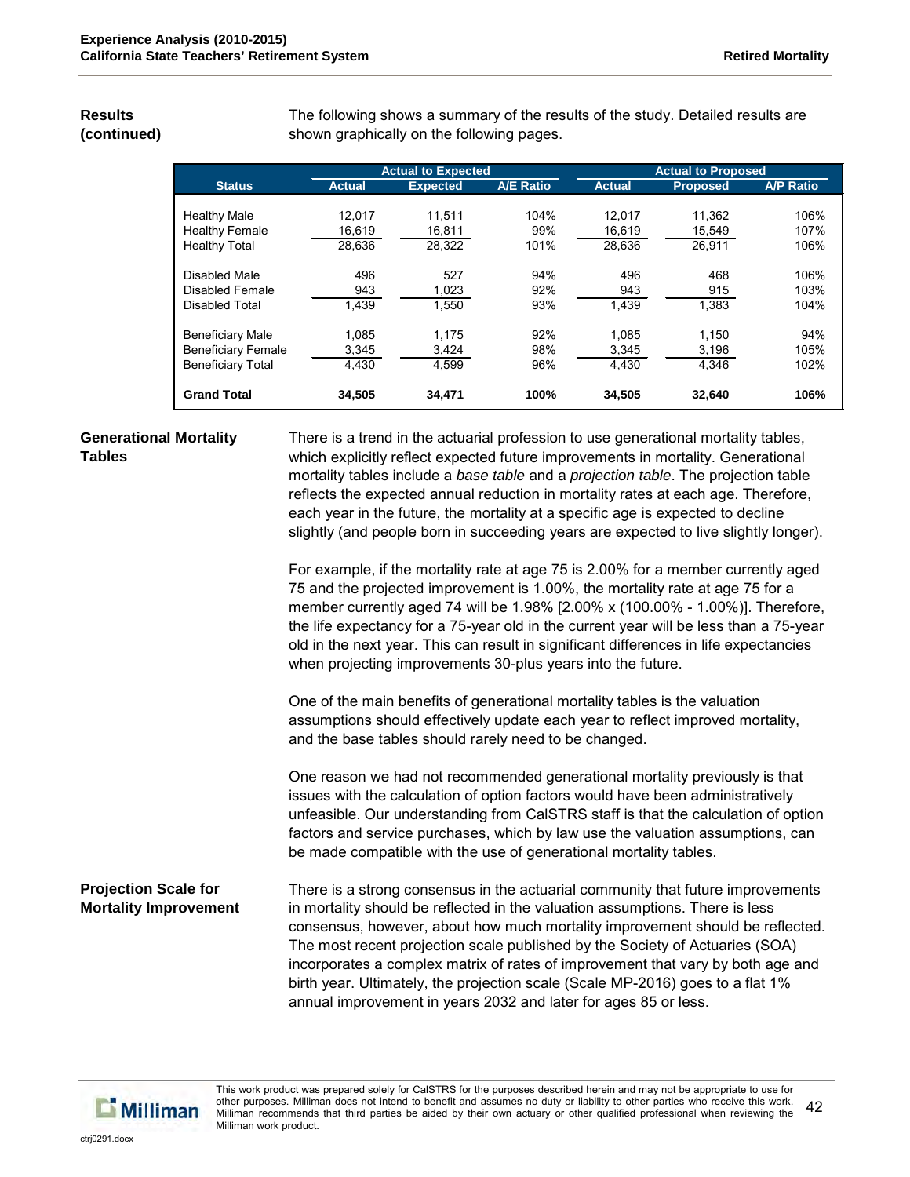## Results (continued)

The following shows a summary of the results of the study. Detailed results are shown graphically on the following pages.

| Status | Actual to Expected | | | Actual to Proposed | | |
|---|---|---|---|---|---|---|
| | Actual | Expected | A/E Ratio | Actual | Proposed | A/P Ratio |
| Healthy Male | 12,017 | 11,511 | 104% | 12,017 | 11,362 | 106% |
| Healthy Female | 16,619 | 16,811 | 99% | 16,619 | 15,549 | 107% |
| Healthy Total | 28,636 | 28,322 | 101% | 28,636 | 26,911 | 106% |
| Disabled Male | 496 | 527 | 94% | 496 | 468 | 106% |
| Disabled Female | 943 | 1,023 | 92% | 943 | 915 | 103% |
| Disabled Total | 1,439 | 1,550 | 93% | 1,439 | 1,383 | 104% |
| Beneficiary Male | 1,085 | 1,175 | 92% | 1,085 | 1,150 | 94% |
| Beneficiary Female | 3,345 | 3,424 | 98% | 3,345 | 3,196 | 105% |
| Beneficiary Total | 4,430 | 4,599 | 96% | 4,430 | 4,346 | 102% |
| **Grand Total** | **34,505** | **34,471** | **100%** | **34,505** | **32,640** | **106%** |

## Generational Mortality Tables

There is a trend in the actuarial profession to use generational mortality tables, which explicitly reflect expected future improvements in mortality. Generational mortality tables include a *base table* and a *projection table*. The projection table reflects the expected annual reduction in mortality rates at each age. Therefore, each year in the future, the mortality at a specific age is expected to decline slightly (and people born in succeeding years are expected to live slightly longer).

For example, if the mortality rate at age 75 is 2.00% for a member currently aged 75 and the projected improvement is 1.00%, the mortality rate at age 75 for a member currently aged 74 will be 1.98% [2.00% x (100.00% - 1.00%)]. Therefore, the life expectancy for a 75-year old in the current year will be less than a 75-year old in the next year. This can result in significant differences in life expectancies when projecting improvements 30-plus years into the future.

One of the main benefits of generational mortality tables is the valuation assumptions should effectively update each year to reflect improved mortality, and the base tables should rarely need to be changed.

One reason we had not recommended generational mortality previously is that issues with the calculation of option factors would have been administratively unfeasible. Our understanding from CalSTRS staff is that the calculation of option factors and service purchases, which by law use the valuation assumptions, can be made compatible with the use of generational mortality tables.

## Projection Scale for Mortality Improvement

There is a strong consensus in the actuarial community that future improvements in mortality should be reflected in the valuation assumptions. There is less consensus, however, about how much mortality improvement should be reflected. The most recent projection scale published by the Society of Actuaries (SOA) incorporates a complex matrix of rates of improvement that vary by both age and birth year. Ultimately, the projection scale (Scale MP-2016) goes to a flat 1% annual improvement in years 2032 and later for ages 85 or less.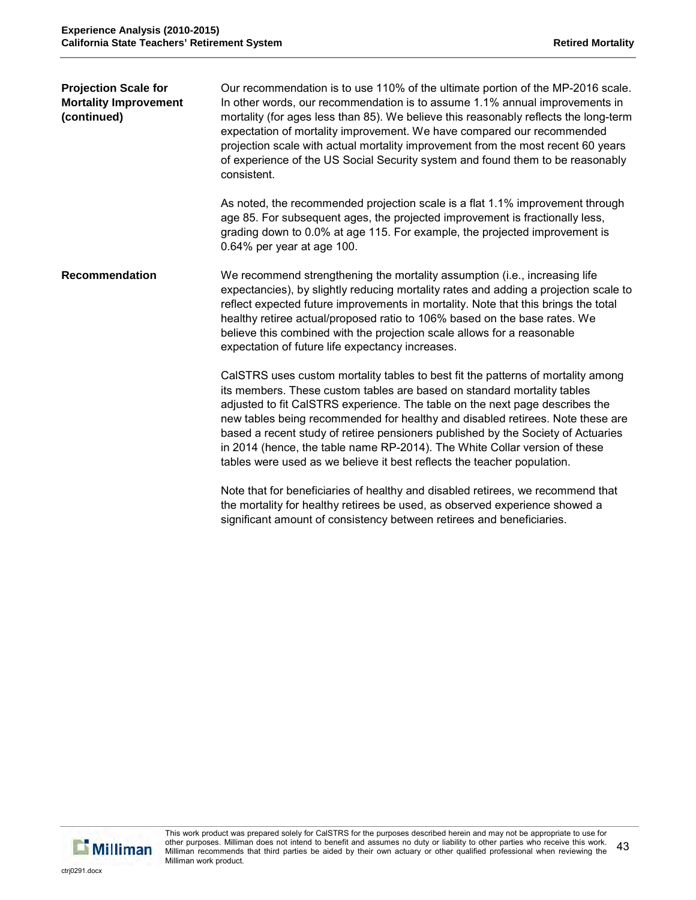**Projection Scale for Mortality Improvement (continued)**

Our recommendation is to use 110% of the ultimate portion of the MP-2016 scale. In other words, our recommendation is to assume 1.1% annual improvements in mortality (for ages less than 85). We believe this reasonably reflects the long-term expectation of mortality improvement. We have compared our recommended projection scale with actual mortality improvement from the most recent 60 years of experience of the US Social Security system and found them to be reasonably consistent.

As noted, the recommended projection scale is a flat 1.1% improvement through age 85. For subsequent ages, the projected improvement is fractionally less, grading down to 0.0% at age 115. For example, the projected improvement is 0.64% per year at age 100.

**Recommendation**

We recommend strengthening the mortality assumption (i.e., increasing life expectancies), by slightly reducing mortality rates and adding a projection scale to reflect expected future improvements in mortality. Note that this brings the total healthy retiree actual/proposed ratio to 106% based on the base rates. We believe this combined with the projection scale allows for a reasonable expectation of future life expectancy increases.

CalSTRS uses custom mortality tables to best fit the patterns of mortality among its members. These custom tables are based on standard mortality tables adjusted to fit CalSTRS experience. The table on the next page describes the new tables being recommended for healthy and disabled retirees. Note these are based a recent study of retiree pensioners published by the Society of Actuaries in 2014 (hence, the table name RP-2014). The White Collar version of these tables were used as we believe it best reflects the teacher population.

Note that for beneficiaries of healthy and disabled retirees, we recommend that the mortality for healthy retirees be used, as observed experience showed a significant amount of consistency between retirees and beneficiaries.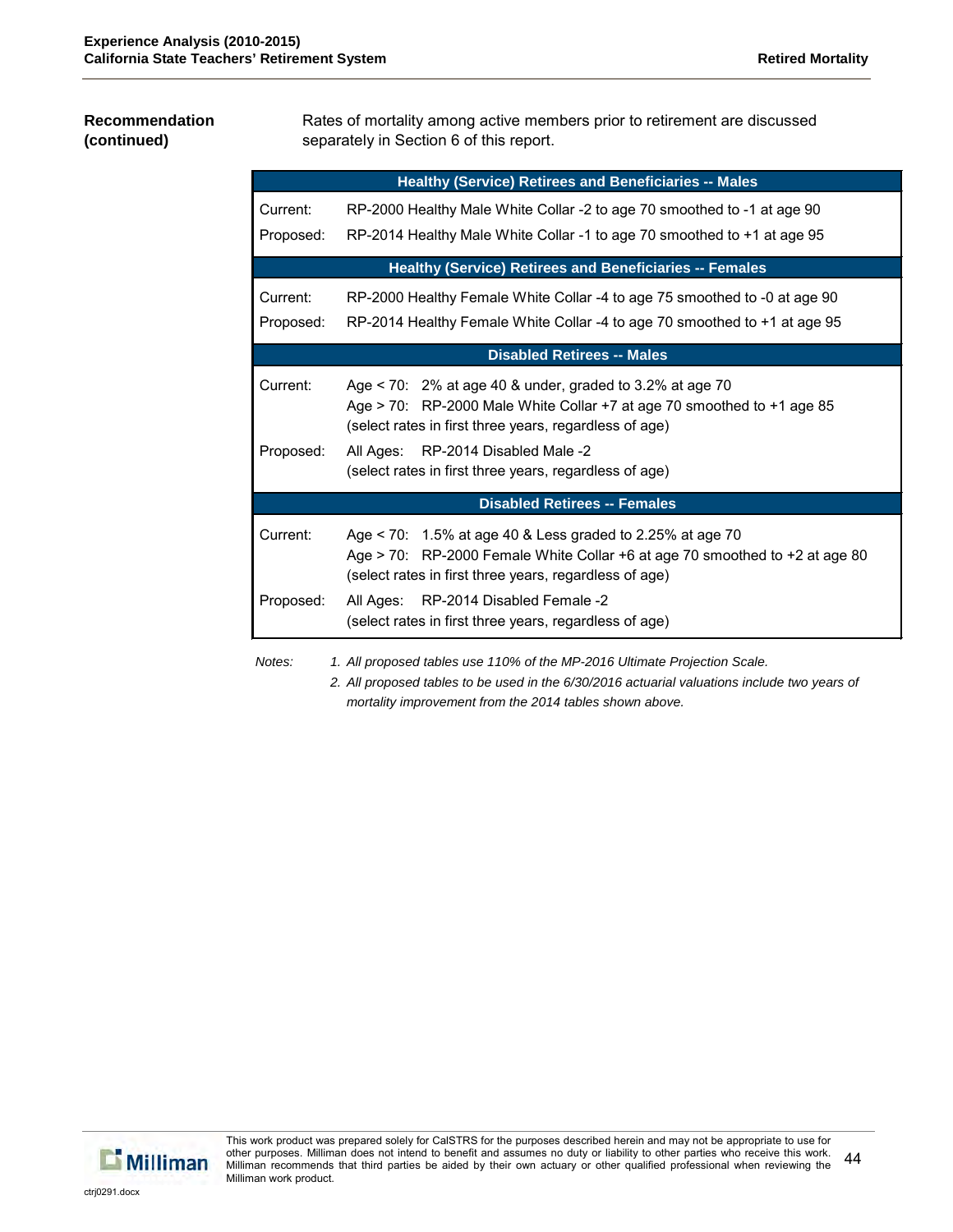**Recommendation (continued)**

Rates of mortality among active members prior to retirement are discussed separately in Section 6 of this report.

| | |
|---|---|
| **Healthy (Service) Retirees and Beneficiaries -- Males** | |
| Current: | RP-2000 Healthy Male White Collar -2 to age 70 smoothed to -1 at age 90 |
| Proposed: | RP-2014 Healthy Male White Collar -1 to age 70 smoothed to +1 at age 95 |
| **Healthy (Service) Retirees and Beneficiaries -- Females** | |
| Current: | RP-2000 Healthy Female White Collar -4 to age 75 smoothed to -0 at age 90 |
| Proposed: | RP-2014 Healthy Female White Collar -4 to age 70 smoothed to +1 at age 95 |
| **Disabled Retirees -- Males** | |
| Current: | Age < 70: 2% at age 40 & under, graded to 3.2% at age 70<br>Age > 70: RP-2000 Male White Collar +7 at age 70 smoothed to +1 age 85<br>(select rates in first three years, regardless of age) |
| Proposed: | All Ages: RP-2014 Disabled Male -2<br>(select rates in first three years, regardless of age) |
| **Disabled Retirees -- Females** | |
| Current: | Age < 70: 1.5% at age 40 & Less graded to 2.25% at age 70<br>Age > 70: RP-2000 Female White Collar +6 at age 70 smoothed to +2 at age 80<br>(select rates in first three years, regardless of age) |
| Proposed: | All Ages: RP-2014 Disabled Female -2<br>(select rates in first three years, regardless of age) |

*Notes:*

1. *All proposed tables use 110% of the MP-2016 Ultimate Projection Scale.*
2. *All proposed tables to be used in the 6/30/2016 actuarial valuations include two years of mortality improvement from the 2014 tables shown above.*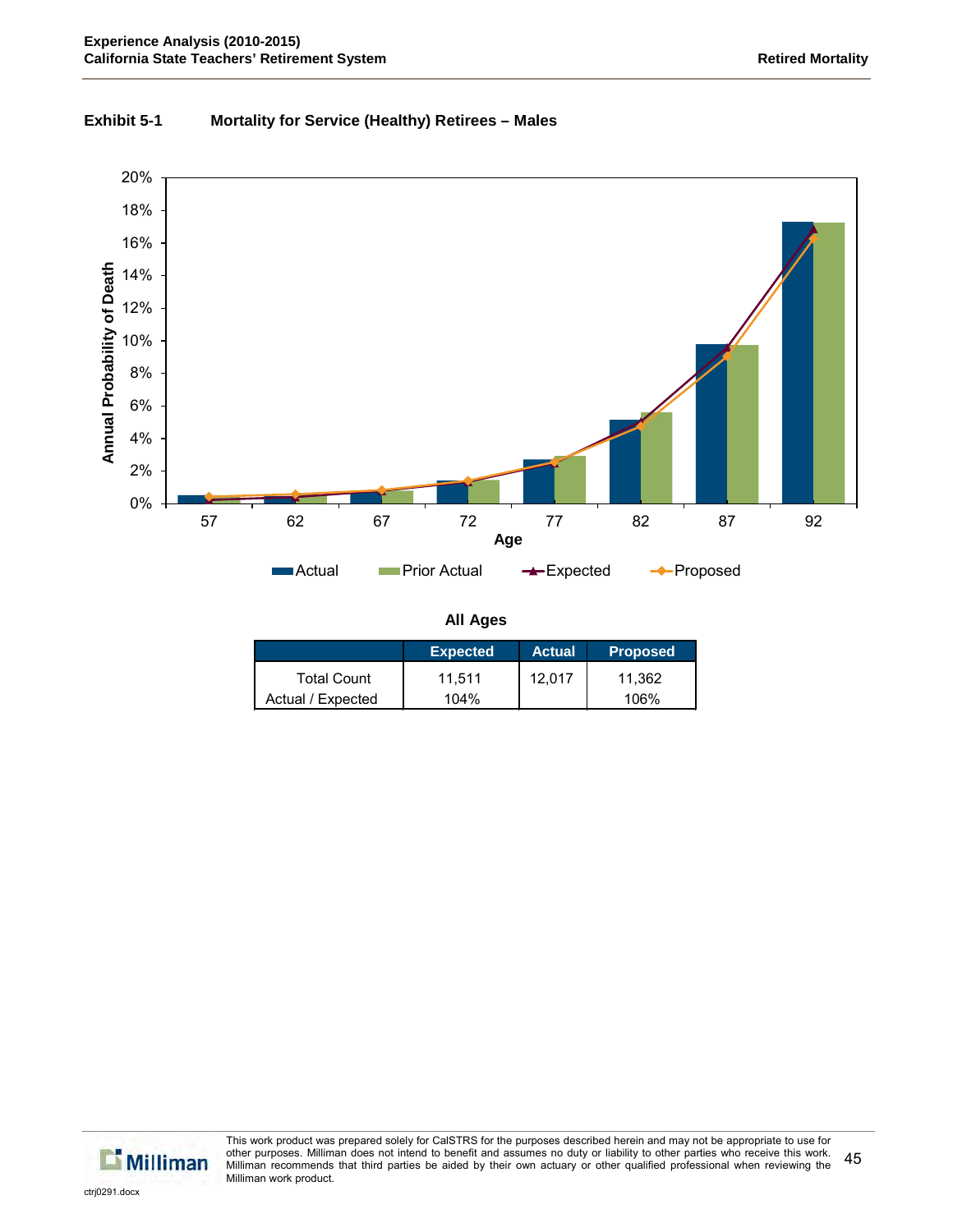**Exhibit 5-1 Mortality for Service (Healthy) Retirees – Males**

**All Ages**

| | Expected | Actual | Proposed |
|---|---|---|---|
| Total Count | 11,511 | 12,017 | 11,362 |
| Actual / Expected | 104% | | 106% |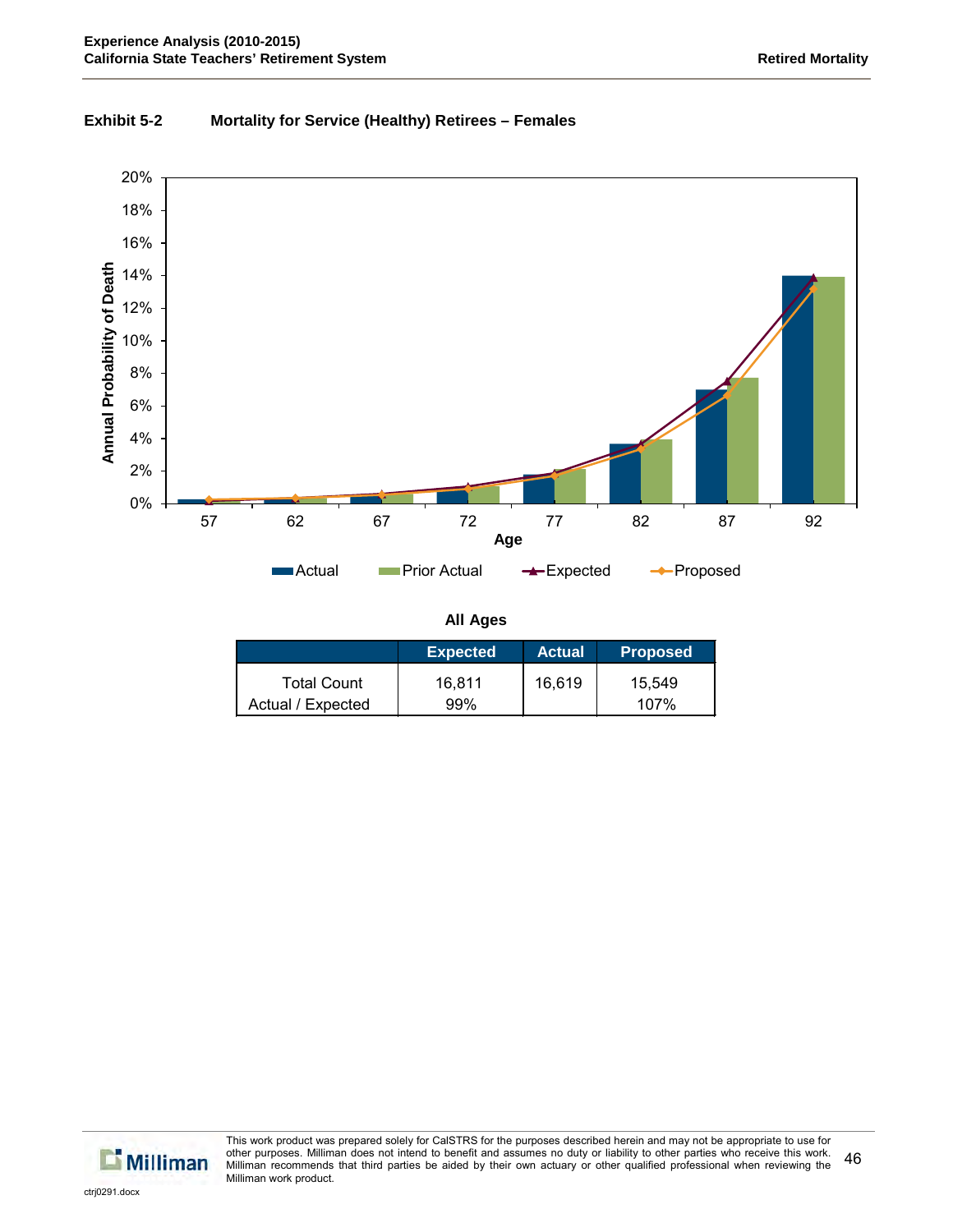**Exhibit 5-2 Mortality for Service (Healthy) Retirees – Females**

**All Ages**

| | Expected | Actual | Proposed |
|---|---|---|---|
| Total Count | 16,811 | 16,619 | 15,549 |
| Actual / Expected | 99% | | 107% |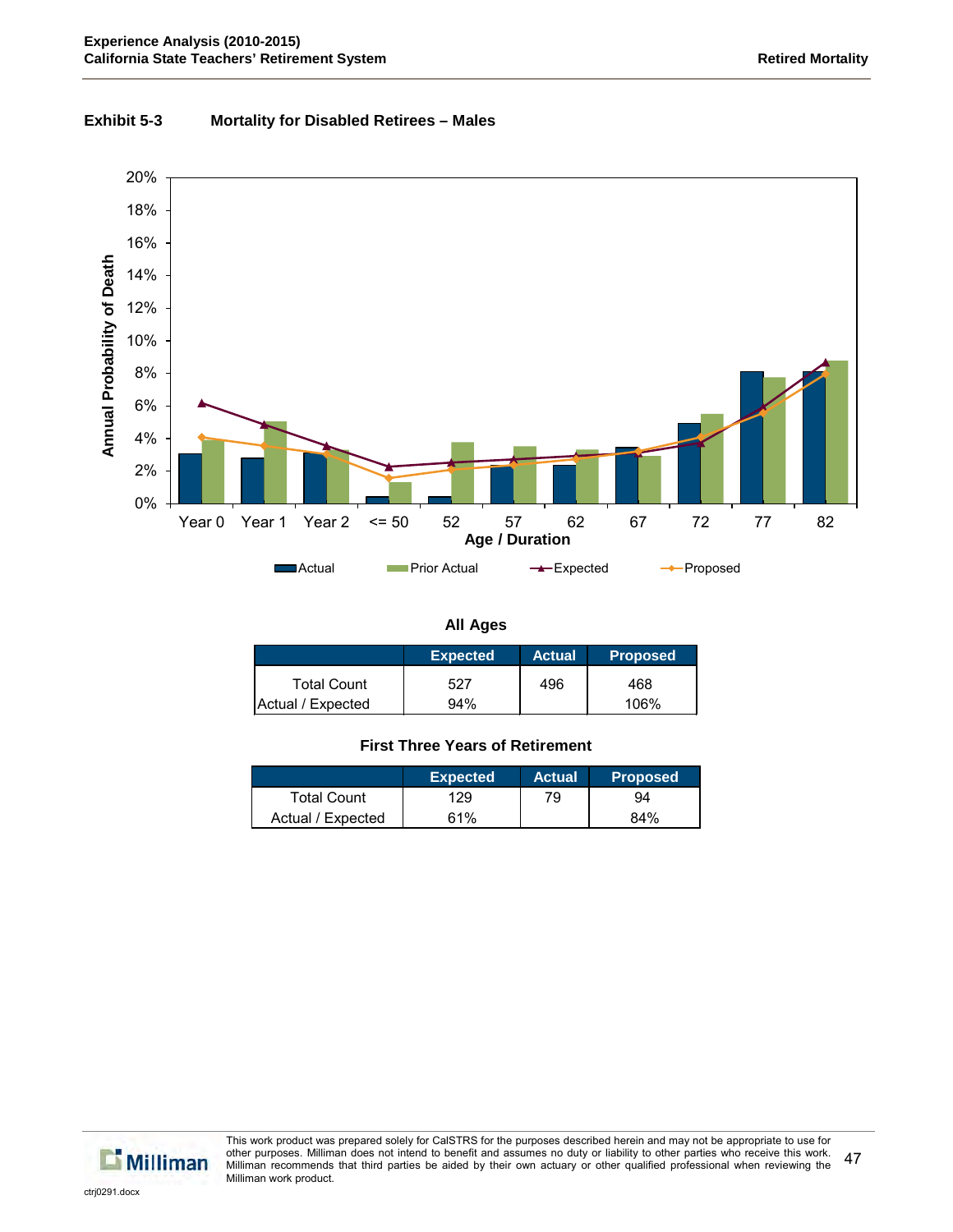**Exhibit 5-3 Mortality for Disabled Retirees – Males**

Annual Probability of Death

Age / Duration: Year 0, Year 1, Year 2, <= 50, 52, 57, 62, 67, 72, 77, 82

Actual | Prior Actual | Expected | Proposed

**All Ages**

| | Expected | Actual | Proposed |
|---|---|---|---|
| Total Count | 527 | 496 | 468 |
| Actual / Expected | 94% | | 106% |

**First Three Years of Retirement**

| | Expected | Actual | Proposed |
|---|---|---|---|
| Total Count | 129 | 79 | 94 |
| Actual / Expected | 61% | | 84% |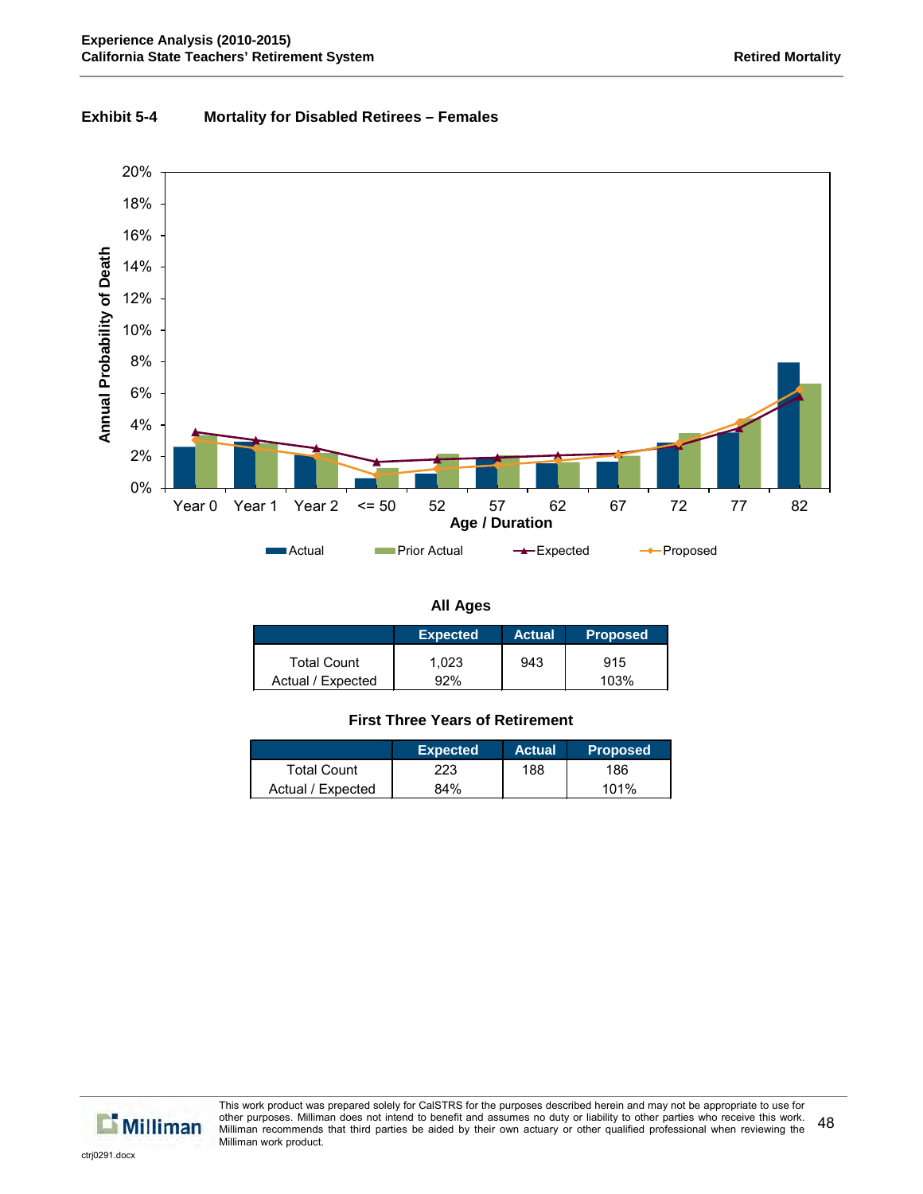**Exhibit 5-4 Mortality for Disabled Retirees – Females**

Annual Probability of Death

20%
18%
16%
14%
12%
10%
8%
6%
4%
2%
0%

Year 0 Year 1 Year 2 <= 50 52 57 62 67 72 77 82

Age / Duration

Actual Prior Actual Expected Proposed

**All Ages**

| | Expected | Actual | Proposed |
|---|---|---|---|
| Total Count | 1,023 | 943 | 915 |
| Actual / Expected | 92% | | 103% |

**First Three Years of Retirement**

| | Expected | Actual | Proposed |
|---|---|---|---|
| Total Count | 223 | 188 | 186 |
| Actual / Expected | 84% | | 101% |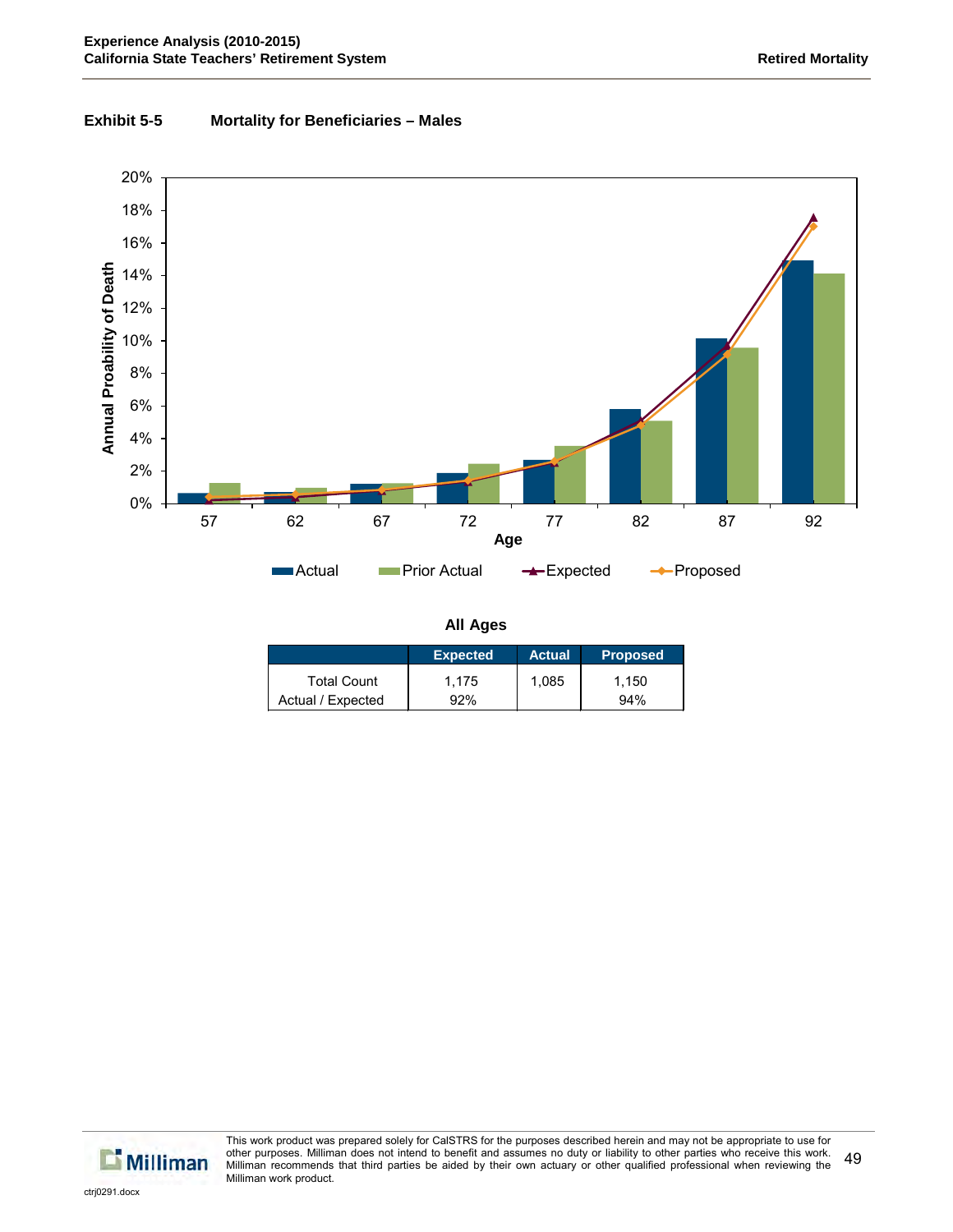**Exhibit 5-5 Mortality for Beneficiaries – Males**

Annual Proability of Death

20%
18%
16%
14%
12%
10%
8%
6%
4%
2%
0%

57 62 67 72 77 82 87 92

Age

Actual Prior Actual Expected Proposed

**All Ages**

| | Expected | Actual | Proposed |
|---|---|---|---|
| Total Count | 1,175 | 1,085 | 1,150 |
| Actual / Expected | 92% | | 94% |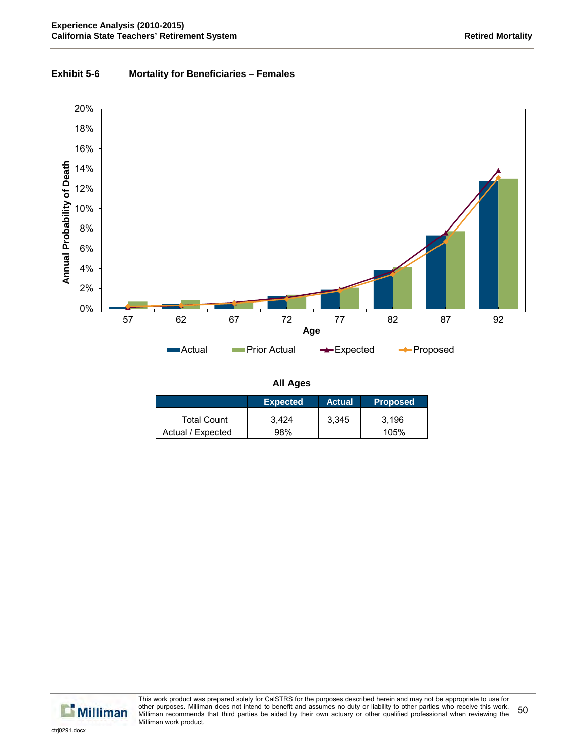**Exhibit 5-6 Mortality for Beneficiaries – Females**

**All Ages**

| | Expected | Actual | Proposed |
|---|---|---|---|
| Total Count | 3,424 | 3,345 | 3,196 |
| Actual / Expected | 98% | | 105% |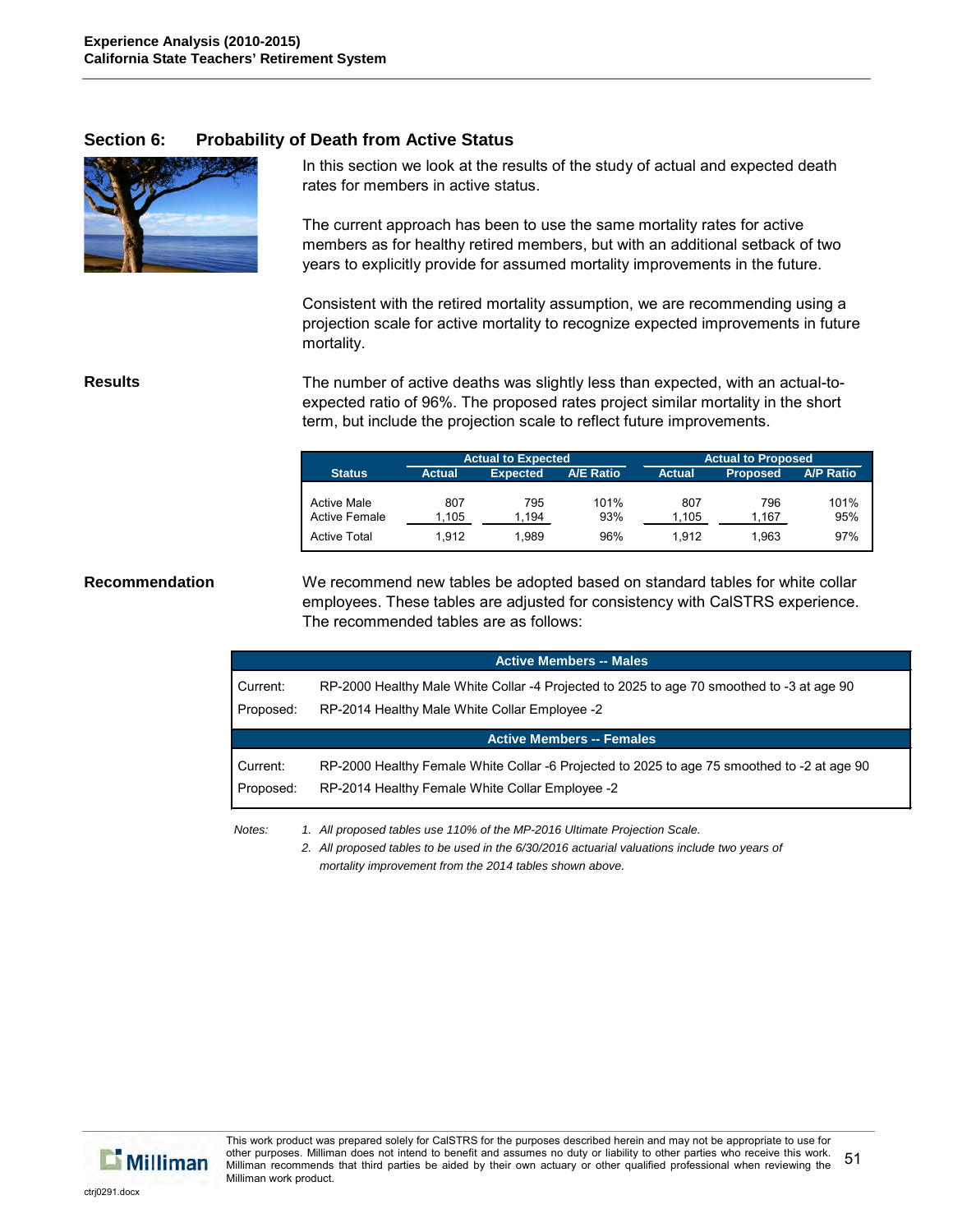## Section 6: Probability of Death from Active Status

In this section we look at the results of the study of actual and expected death rates for members in active status.

The current approach has been to use the same mortality rates for active members as for healthy retired members, but with an additional setback of two years to explicitly provide for assumed mortality improvements in the future.

Consistent with the retired mortality assumption, we are recommending using a projection scale for active mortality to recognize expected improvements in future mortality.

**Results**

The number of active deaths was slightly less than expected, with an actual-to-expected ratio of 96%. The proposed rates project similar mortality in the short term, but include the projection scale to reflect future improvements.

| | Actual to Expected | | | Actual to Proposed | | |
|---|---|---|---|---|---|---|
| **Status** | **Actual** | **Expected** | **A/E Ratio** | **Actual** | **Proposed** | **A/P Ratio** |
| Active Male | 807 | 795 | 101% | 807 | 796 | 101% |
| Active Female | 1,105 | 1,194 | 93% | 1,105 | 1,167 | 95% |
| Active Total | 1,912 | 1,989 | 96% | 1,912 | 1,963 | 97% |

**Recommendation**

We recommend new tables be adopted based on standard tables for white collar employees. These tables are adjusted for consistency with CalSTRS experience. The recommended tables are as follows:

| Active Members -- Males | |
|---|---|
| Current: | RP-2000 Healthy Male White Collar -4 Projected to 2025 to age 70 smoothed to -3 at age 90 |
| Proposed: | RP-2014 Healthy Male White Collar Employee -2 |
| **Active Members -- Females** | |
| Current: | RP-2000 Healthy Female White Collar -6 Projected to 2025 to age 75 smoothed to -2 at age 90 |
| Proposed: | RP-2014 Healthy Female White Collar Employee -2 |

*Notes:*

1. *All proposed tables use 110% of the MP-2016 Ultimate Projection Scale.*
2. *All proposed tables to be used in the 6/30/2016 actuarial valuations include two years of mortality improvement from the 2014 tables shown above.*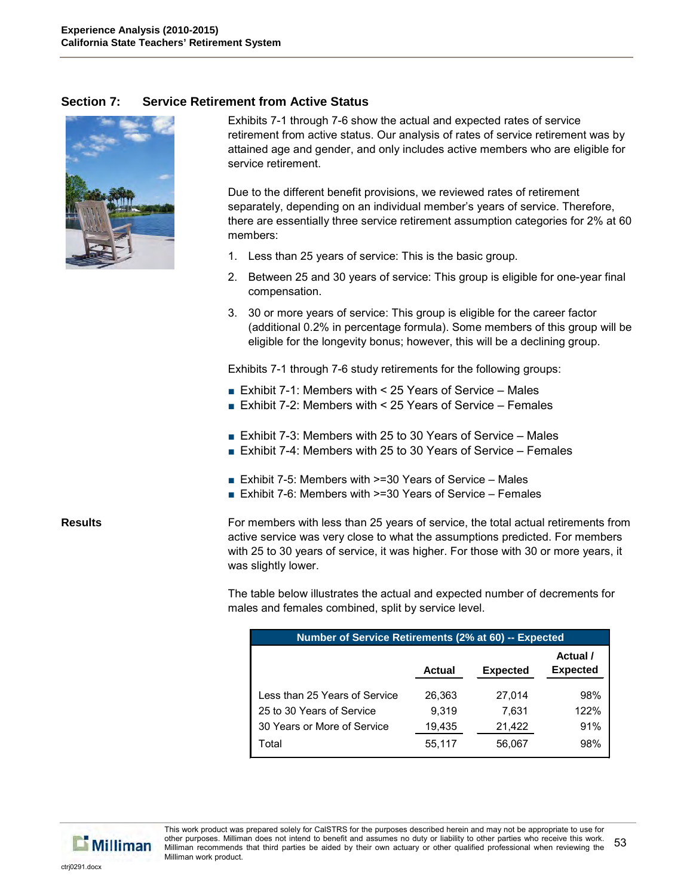## Section 7: Service Retirement from Active Status

Exhibits 7-1 through 7-6 show the actual and expected rates of service retirement from active status. Our analysis of rates of service retirement was by attained age and gender, and only includes active members who are eligible for service retirement.

Due to the different benefit provisions, we reviewed rates of retirement separately, depending on an individual member's years of service. Therefore, there are essentially three service retirement assumption categories for 2% at 60 members:

1. Less than 25 years of service: This is the basic group.
2. Between 25 and 30 years of service: This group is eligible for one-year final compensation.
3. 30 or more years of service: This group is eligible for the career factor (additional 0.2% in percentage formula). Some members of this group will be eligible for the longevity bonus; however, this will be a declining group.

Exhibits 7-1 through 7-6 study retirements for the following groups:

- Exhibit 7-1: Members with < 25 Years of Service – Males
- Exhibit 7-2: Members with < 25 Years of Service – Females

- Exhibit 7-3: Members with 25 to 30 Years of Service – Males
- Exhibit 7-4: Members with 25 to 30 Years of Service – Females

- Exhibit 7-5: Members with >=30 Years of Service – Males
- Exhibit 7-6: Members with >=30 Years of Service – Females

### Results

For members with less than 25 years of service, the total actual retirements from active service was very close to what the assumptions predicted. For members with 25 to 30 years of service, it was higher. For those with 30 or more years, it was slightly lower.

The table below illustrates the actual and expected number of decrements for males and females combined, split by service level.

**Number of Service Retirements (2% at 60) -- Expected**

| | Actual | Expected | Actual / Expected |
|---|---|---|---|
| Less than 25 Years of Service | 26,363 | 27,014 | 98% |
| 25 to 30 Years of Service | 9,319 | 7,631 | 122% |
| 30 Years or More of Service | 19,435 | 21,422 | 91% |
| Total | 55,117 | 56,067 | 98% |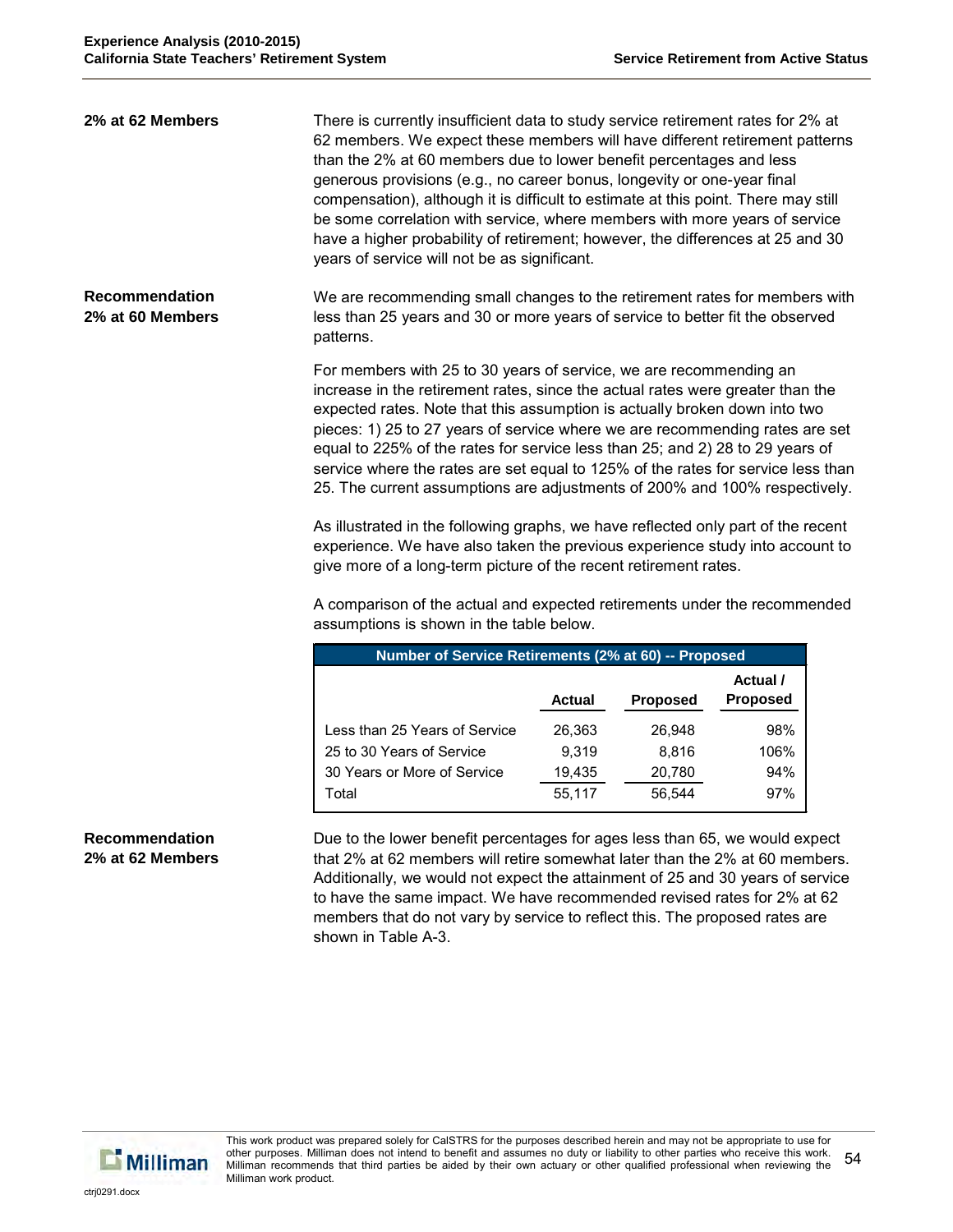## 2% at 62 Members

There is currently insufficient data to study service retirement rates for 2% at 62 members. We expect these members will have different retirement patterns than the 2% at 60 members due to lower benefit percentages and less generous provisions (e.g., no career bonus, longevity or one-year final compensation), although it is difficult to estimate at this point. There may still be some correlation with service, where members with more years of service have a higher probability of retirement; however, the differences at 25 and 30 years of service will not be as significant.

## Recommendation 2% at 60 Members

We are recommending small changes to the retirement rates for members with less than 25 years and 30 or more years of service to better fit the observed patterns.

For members with 25 to 30 years of service, we are recommending an increase in the retirement rates, since the actual rates were greater than the expected rates. Note that this assumption is actually broken down into two pieces: 1) 25 to 27 years of service where we are recommending rates are set equal to 225% of the rates for service less than 25; and 2) 28 to 29 years of service where the rates are set equal to 125% of the rates for service less than 25. The current assumptions are adjustments of 200% and 100% respectively.

As illustrated in the following graphs, we have reflected only part of the recent experience. We have also taken the previous experience study into account to give more of a long-term picture of the recent retirement rates.

A comparison of the actual and expected retirements under the recommended assumptions is shown in the table below.

**Number of Service Retirements (2% at 60) -- Proposed**

| | Actual | Proposed | Actual / Proposed |
|---|---|---|---|
| Less than 25 Years of Service | 26,363 | 26,948 | 98% |
| 25 to 30 Years of Service | 9,319 | 8,816 | 106% |
| 30 Years or More of Service | 19,435 | 20,780 | 94% |
| Total | 55,117 | 56,544 | 97% |

## Recommendation 2% at 62 Members

Due to the lower benefit percentages for ages less than 65, we would expect that 2% at 62 members will retire somewhat later than the 2% at 60 members. Additionally, we would not expect the attainment of 25 and 30 years of service to have the same impact. We have recommended revised rates for 2% at 62 members that do not vary by service to reflect this. The proposed rates are shown in Table A-3.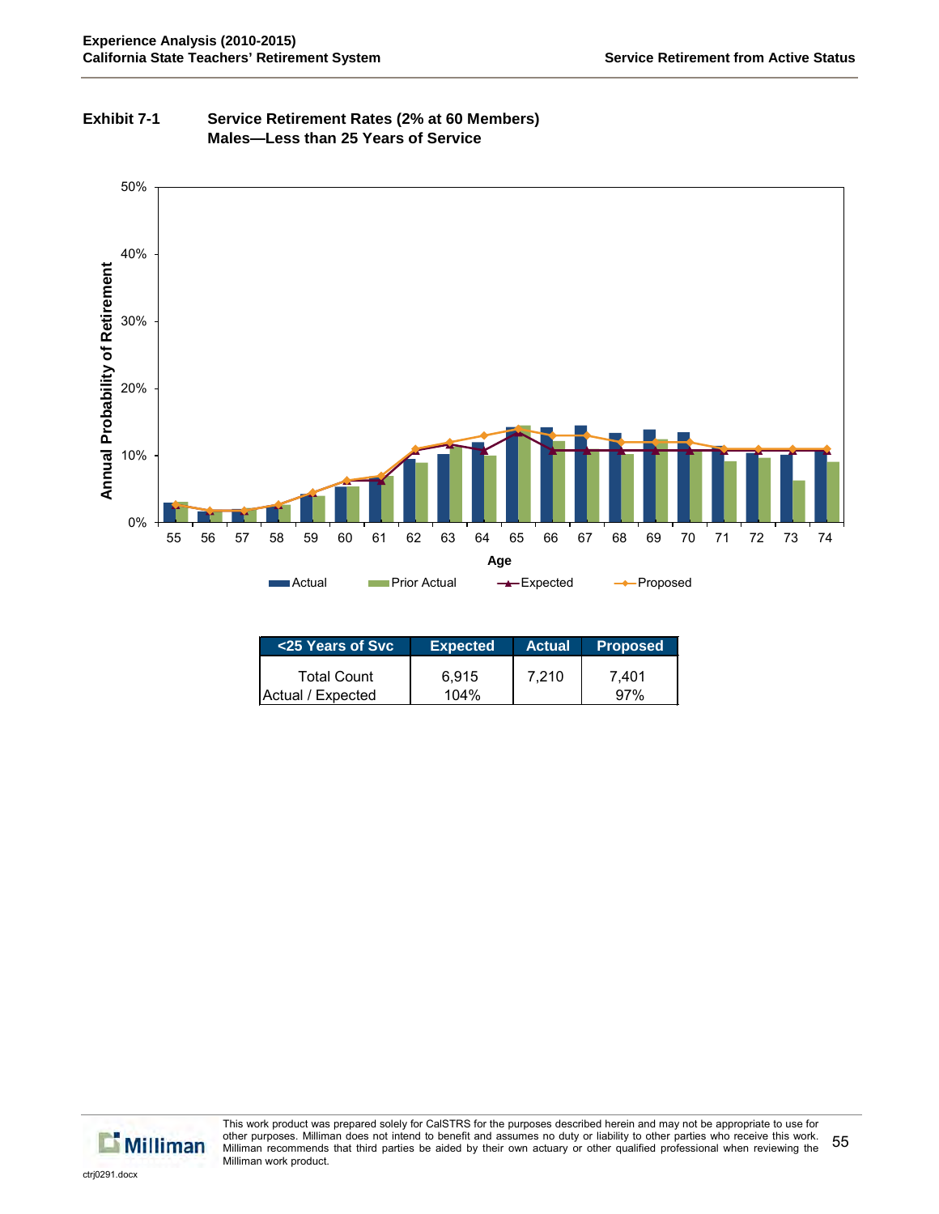**Exhibit 7-1 Service Retirement Rates (2% at 60 Members)**
**Males—Less than 25 Years of Service**

| <25 Years of Svc | Expected | Actual | Proposed |
|---|---|---|---|
| Total Count | 6,915 | 7,210 | 7,401 |
| Actual / Expected | 104% | | 97% |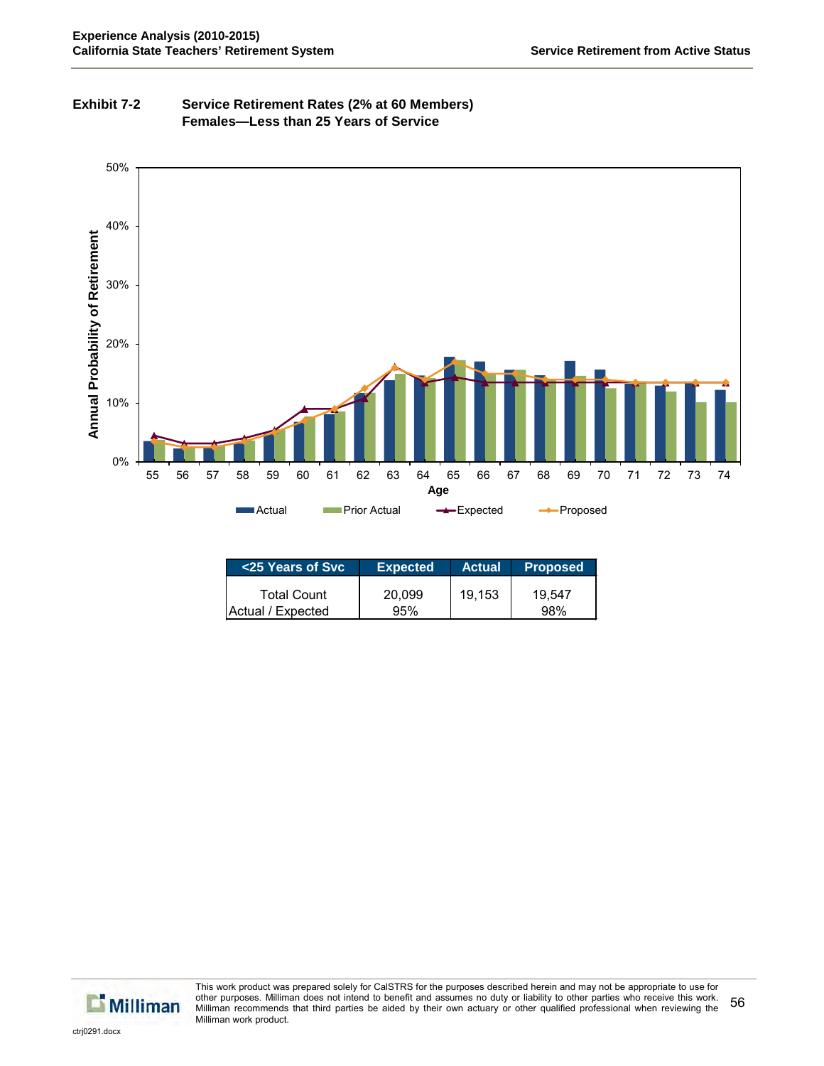**Exhibit 7-2 Service Retirement Rates (2% at 60 Members)**
**Females—Less than 25 Years of Service**

| <25 Years of Svc | Expected | Actual | Proposed |
|---|---|---|---|
| Total Count | 20,099 | 19,153 | 19,547 |
| Actual / Expected | 95% | | 98% |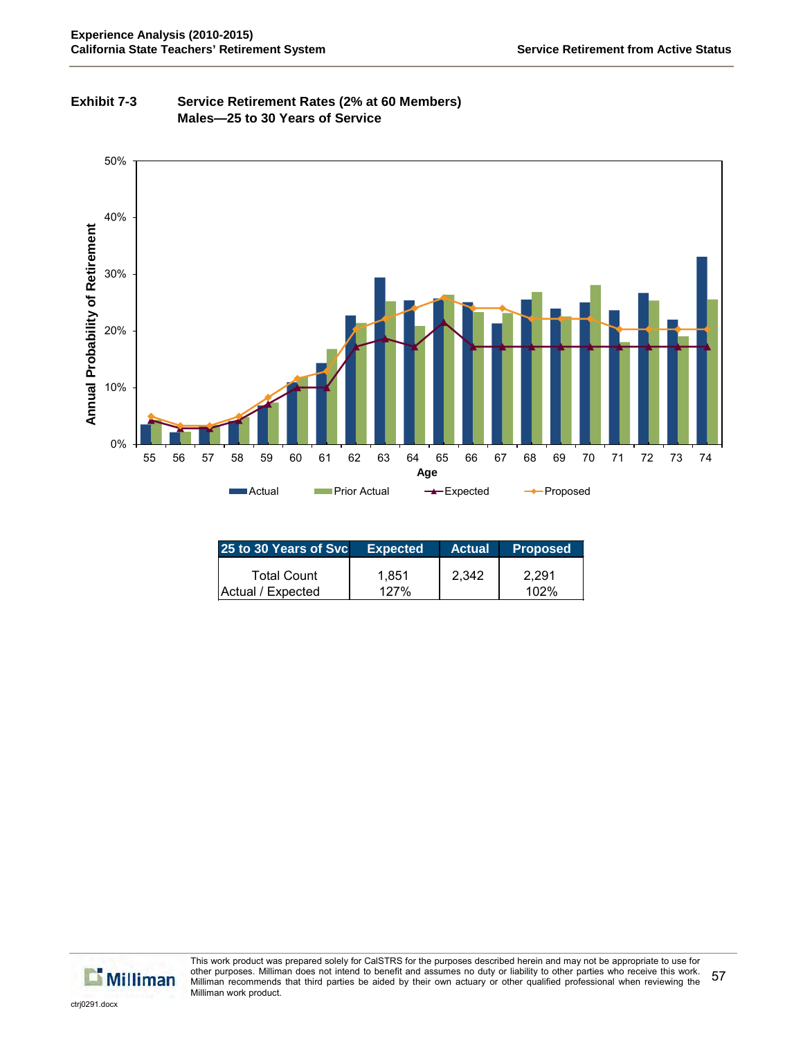**Exhibit 7-3 Service Retirement Rates (2% at 60 Members)**
**Males—25 to 30 Years of Service**

| 25 to 30 Years of Svc | Expected | Actual | Proposed |
|---|---|---|---|
| Total Count | 1,851 | 2,342 | 2,291 |
| Actual / Expected | 127% | | 102% |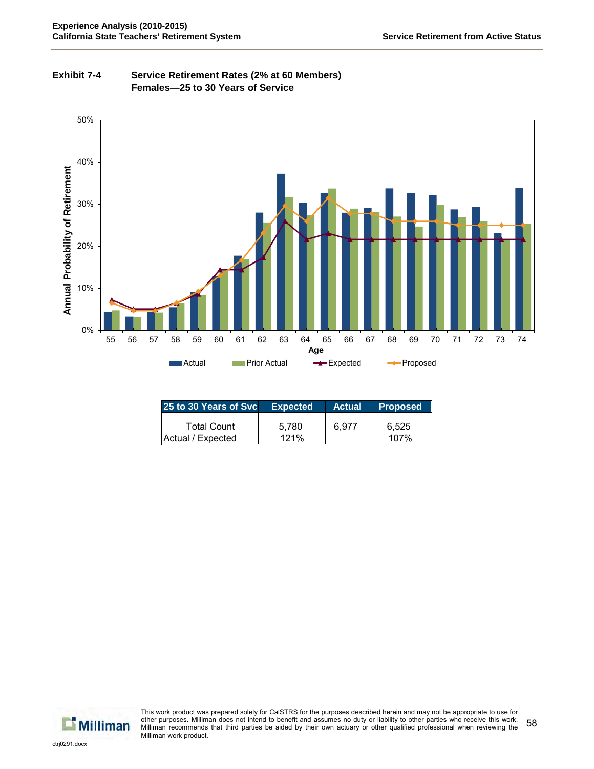**Exhibit 7-4 Service Retirement Rates (2% at 60 Members) Females—25 to 30 Years of Service**

| 25 to 30 Years of Svc | Expected | Actual | Proposed |
|---|---|---|---|
| Total Count | 5,780 | 6,977 | 6,525 |
| Actual / Expected | 121% | | 107% |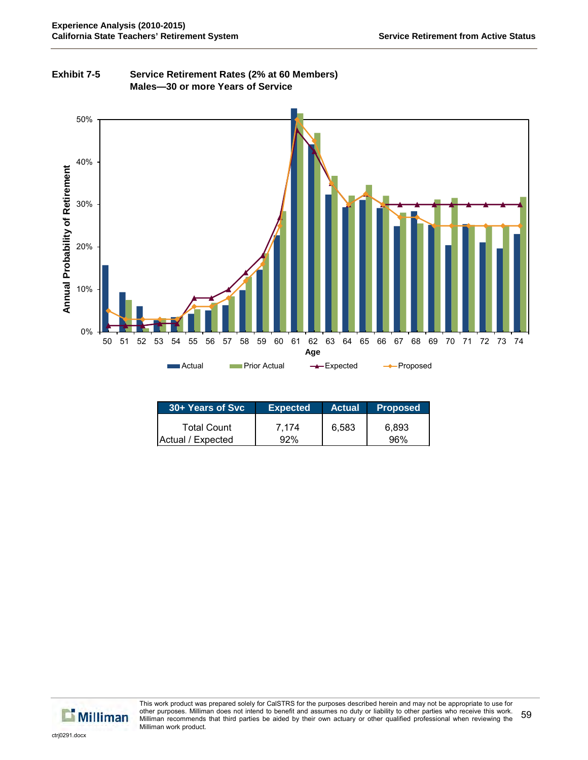**Exhibit 7-5 Service Retirement Rates (2% at 60 Members)**
**Males—30 or more Years of Service**

| 30+ Years of Svc | Expected | Actual | Proposed |
|---|---|---|---|
| Total Count | 7,174 | 6,583 | 6,893 |
| Actual / Expected | 92% | | 96% |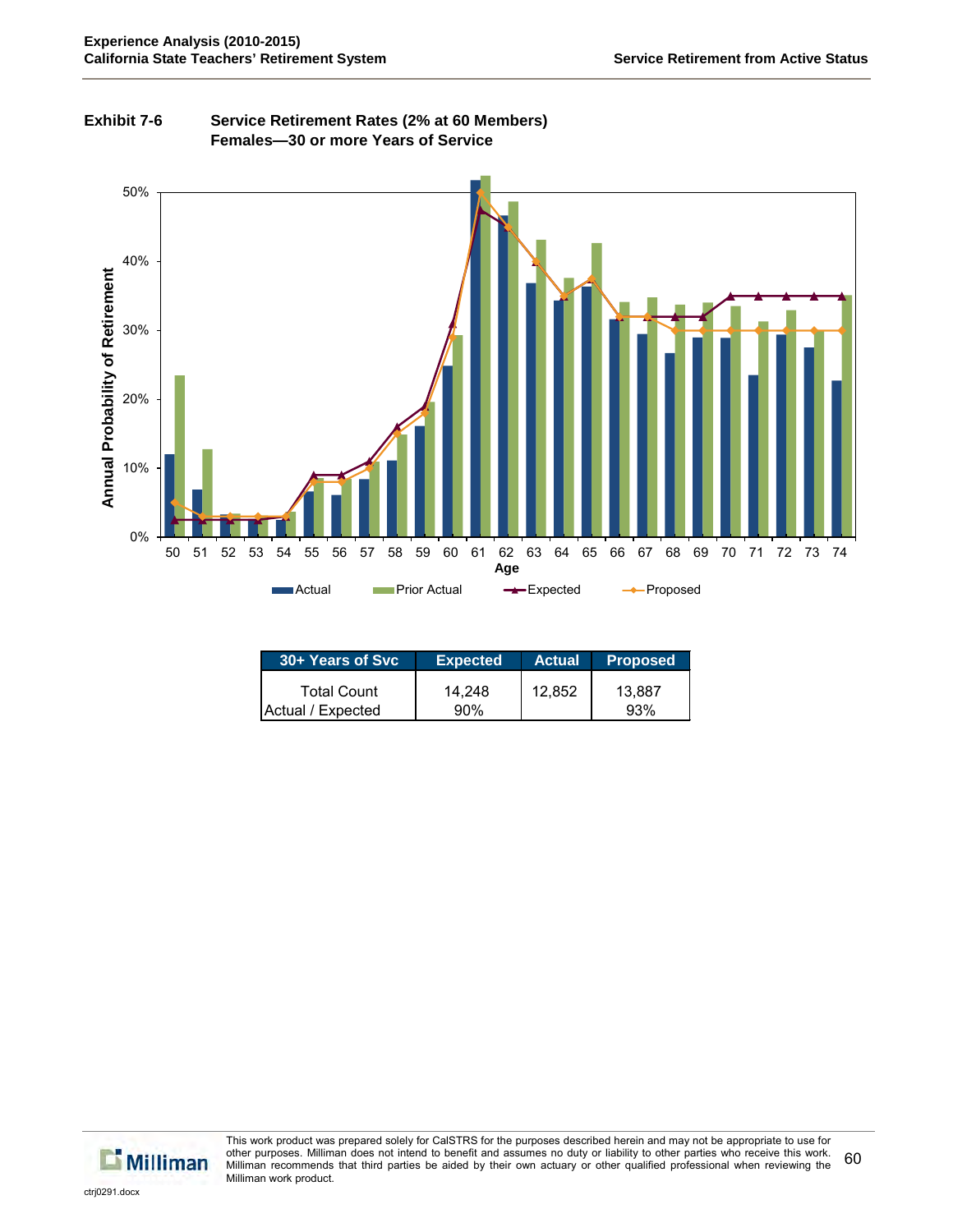**Exhibit 7-6 Service Retirement Rates (2% at 60 Members)**
**Females—30 or more Years of Service**

| 30+ Years of Svc | Expected | Actual | Proposed |
|---|---|---|---|
| Total Count | 14,248 | 12,852 | 13,887 |
| Actual / Expected | 90% | | 93% |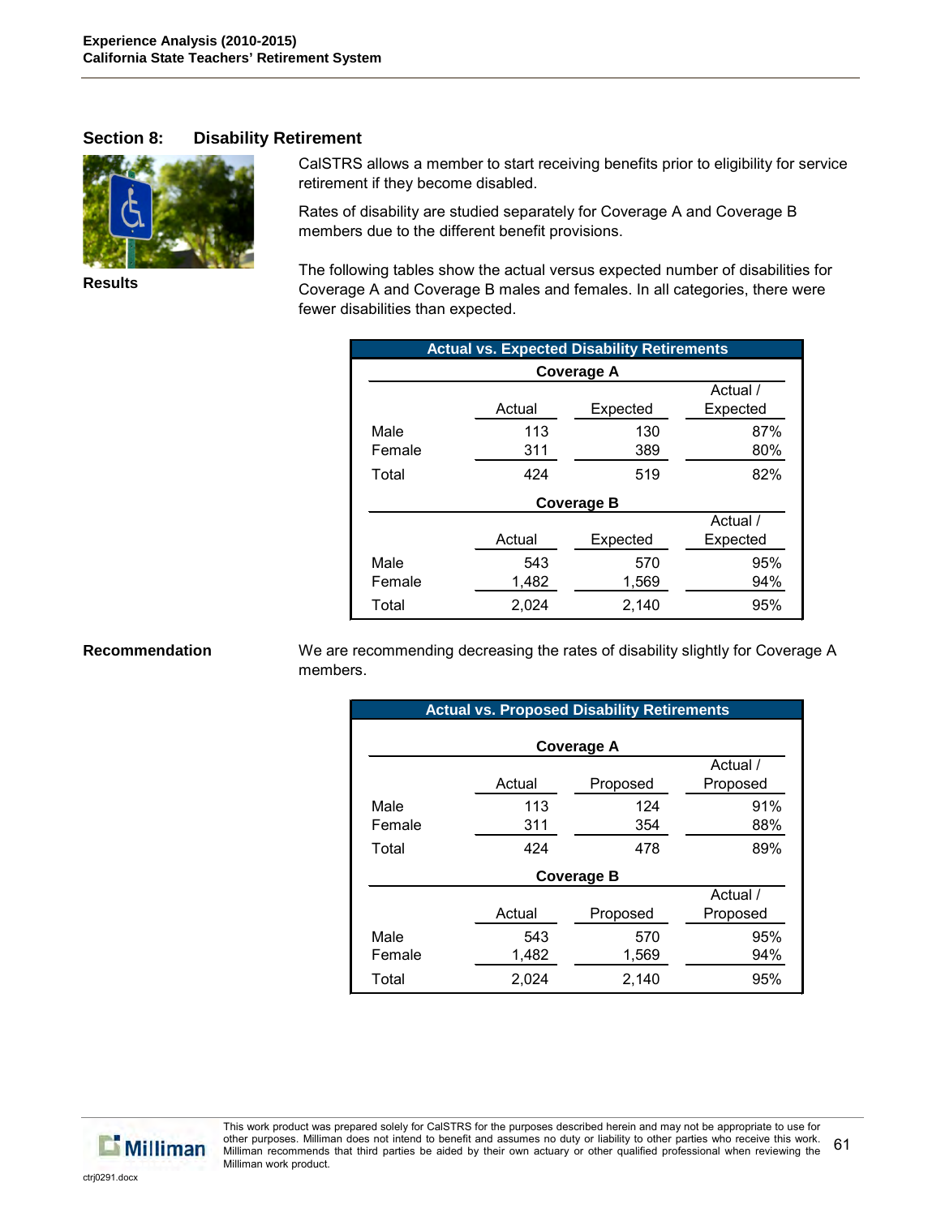## Section 8: Disability Retirement

**Results**

CalSTRS allows a member to start receiving benefits prior to eligibility for service retirement if they become disabled.

Rates of disability are studied separately for Coverage A and Coverage B members due to the different benefit provisions.

The following tables show the actual versus expected number of disabilities for Coverage A and Coverage B males and females. In all categories, there were fewer disabilities than expected.

**Actual vs. Expected Disability Retirements**

| Coverage A | Actual | Expected | Actual / Expected |
|---|---|---|---|
| Male | 113 | 130 | 87% |
| Female | 311 | 389 | 80% |
| Total | 424 | 519 | 82% |

| Coverage B | Actual | Expected | Actual / Expected |
|---|---|---|---|
| Male | 543 | 570 | 95% |
| Female | 1,482 | 1,569 | 94% |
| Total | 2,024 | 2,140 | 95% |

**Recommendation**

We are recommending decreasing the rates of disability slightly for Coverage A members.

**Actual vs. Proposed Disability Retirements**

| Coverage A | Actual | Proposed | Actual / Proposed |
|---|---|---|---|
| Male | 113 | 124 | 91% |
| Female | 311 | 354 | 88% |
| Total | 424 | 478 | 89% |

| Coverage B | Actual | Proposed | Actual / Proposed |
|---|---|---|---|
| Male | 543 | 570 | 95% |
| Female | 1,482 | 1,569 | 94% |
| Total | 2,024 | 2,140 | 95% |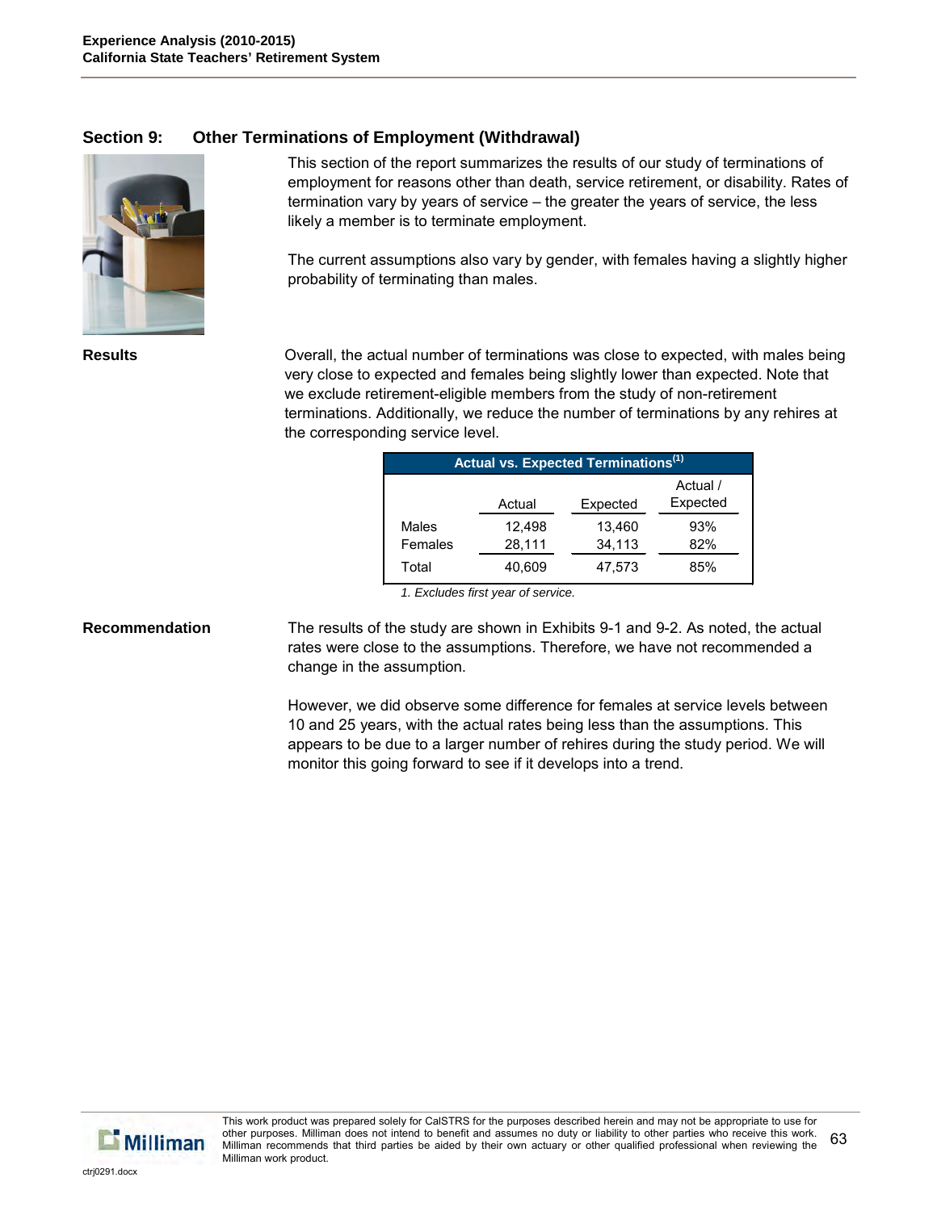## Section 9: Other Terminations of Employment (Withdrawal)

This section of the report summarizes the results of our study of terminations of employment for reasons other than death, service retirement, or disability. Rates of termination vary by years of service – the greater the years of service, the less likely a member is to terminate employment.

The current assumptions also vary by gender, with females having a slightly higher probability of terminating than males.

**Results**

Overall, the actual number of terminations was close to expected, with males being very close to expected and females being slightly lower than expected. Note that we exclude retirement-eligible members from the study of non-retirement terminations. Additionally, we reduce the number of terminations by any rehires at the corresponding service level.

**Actual vs. Expected Terminations[1]**

| | Actual | Expected | Actual / Expected |
|---|---|---|---|
| Males | 12,498 | 13,460 | 93% |
| Females | 28,111 | 34,113 | 82% |
| Total | 40,609 | 47,573 | 85% |

*1. Excludes first year of service.*

**Recommendation**

The results of the study are shown in Exhibits 9-1 and 9-2. As noted, the actual rates were close to the assumptions. Therefore, we have not recommended a change in the assumption.

However, we did observe some difference for females at service levels between 10 and 25 years, with the actual rates being less than the assumptions. This appears to be due to a larger number of rehires during the study period. We will monitor this going forward to see if it develops into a trend.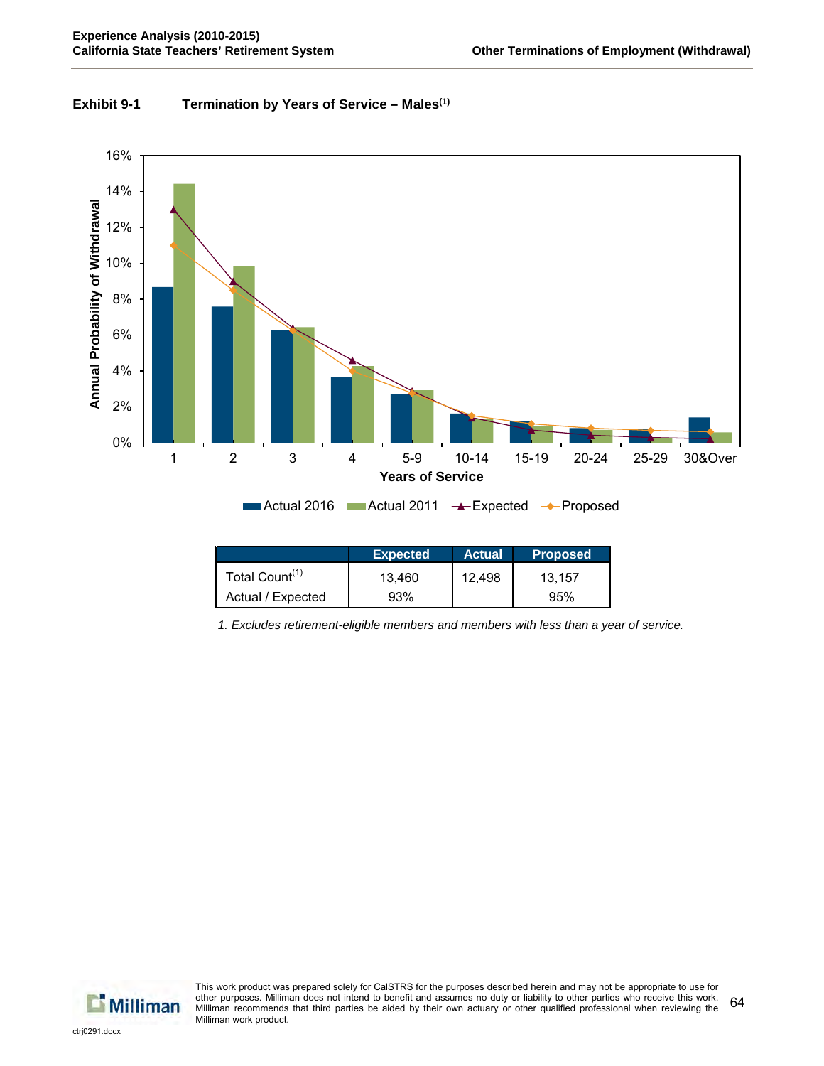**Exhibit 9-1 Termination by Years of Service – Males[1]**

| | Expected | Actual | Proposed |
|---|---|---|---|
| Total Count[1] | 13,460 | 12,498 | 13,157 |
| Actual / Expected | 93% | | 95% |

*1. Excludes retirement-eligible members and members with less than a year of service.*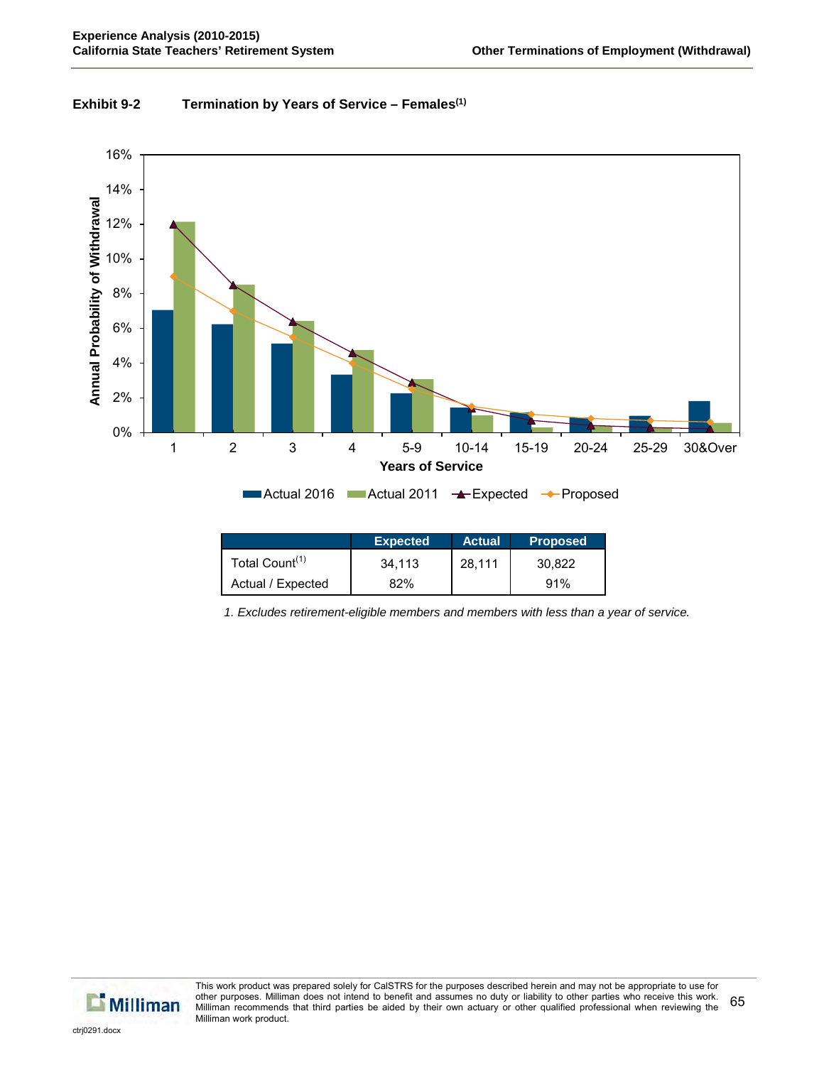**Exhibit 9-2 Termination by Years of Service – Females[1]**

| | Expected | Actual | Proposed |
|---|---|---|---|
| Total Count[1] | 34,113 | 28,111 | 30,822 |
| Actual / Expected | 82% | | 91% |

*1. Excludes retirement-eligible members and members with less than a year of service.*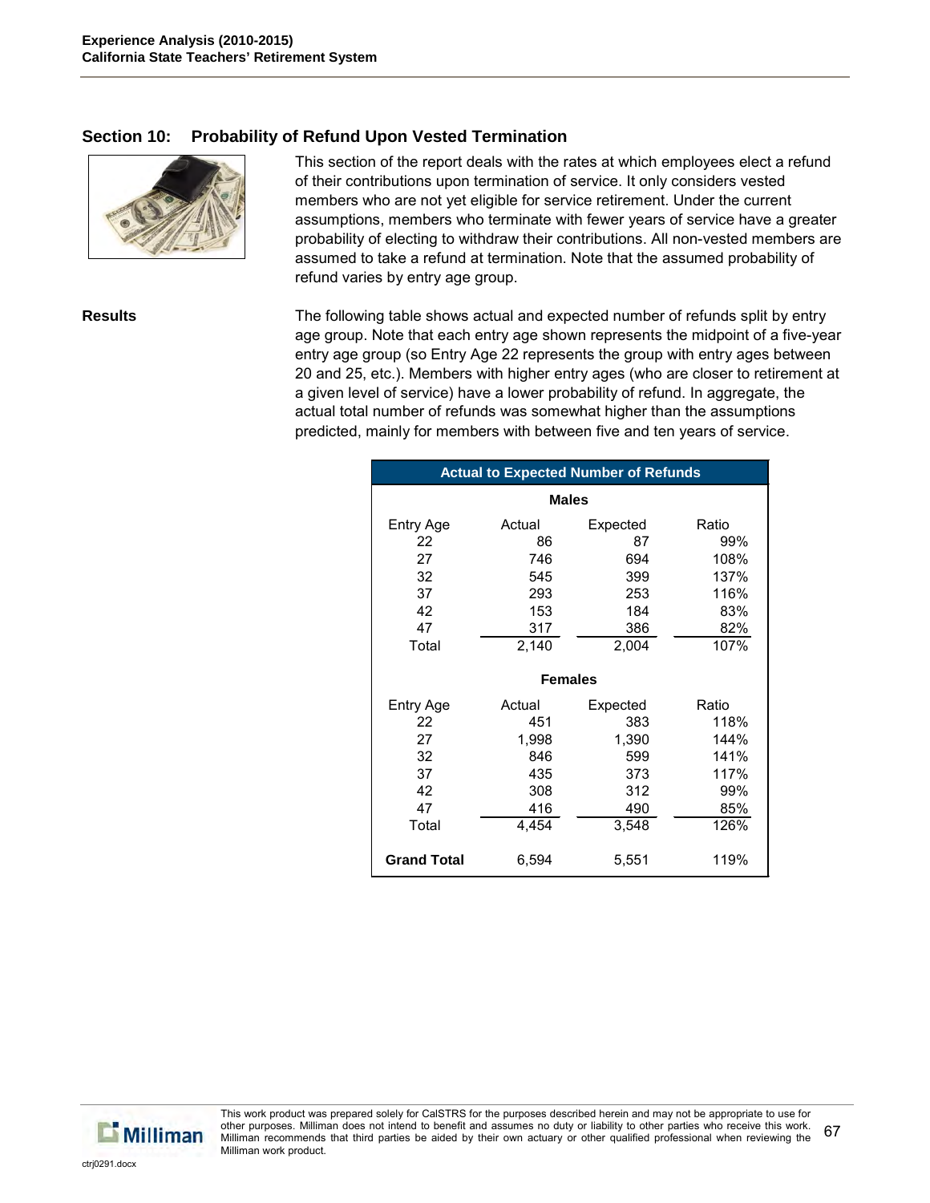## Section 10: Probability of Refund Upon Vested Termination

This section of the report deals with the rates at which employees elect a refund of their contributions upon termination of service. It only considers vested members who are not yet eligible for service retirement. Under the current assumptions, members who terminate with fewer years of service have a greater probability of electing to withdraw their contributions. All non-vested members are assumed to take a refund at termination. Note that the assumed probability of refund varies by entry age group.

**Results**

The following table shows actual and expected number of refunds split by entry age group. Note that each entry age shown represents the midpoint of a five-year entry age group (so Entry Age 22 represents the group with entry ages between 20 and 25, etc.). Members with higher entry ages (who are closer to retirement at a given level of service) have a lower probability of refund. In aggregate, the actual total number of refunds was somewhat higher than the assumptions predicted, mainly for members with between five and ten years of service.

**Actual to Expected Number of Refunds**

| Entry Age | Actual | Expected | Ratio |
|---|---|---|---|
| **Males** | | | |
| 22 | 86 | 87 | 99% |
| 27 | 746 | 694 | 108% |
| 32 | 545 | 399 | 137% |
| 37 | 293 | 253 | 116% |
| 42 | 153 | 184 | 83% |
| 47 | 317 | 386 | 82% |
| Total | 2,140 | 2,004 | 107% |
| **Females** | | | |
| 22 | 451 | 383 | 118% |
| 27 | 1,998 | 1,390 | 144% |
| 32 | 846 | 599 | 141% |
| 37 | 435 | 373 | 117% |
| 42 | 308 | 312 | 99% |
| 47 | 416 | 490 | 85% |
| Total | 4,454 | 3,548 | 126% |
| **Grand Total** | 6,594 | 5,551 | 119% |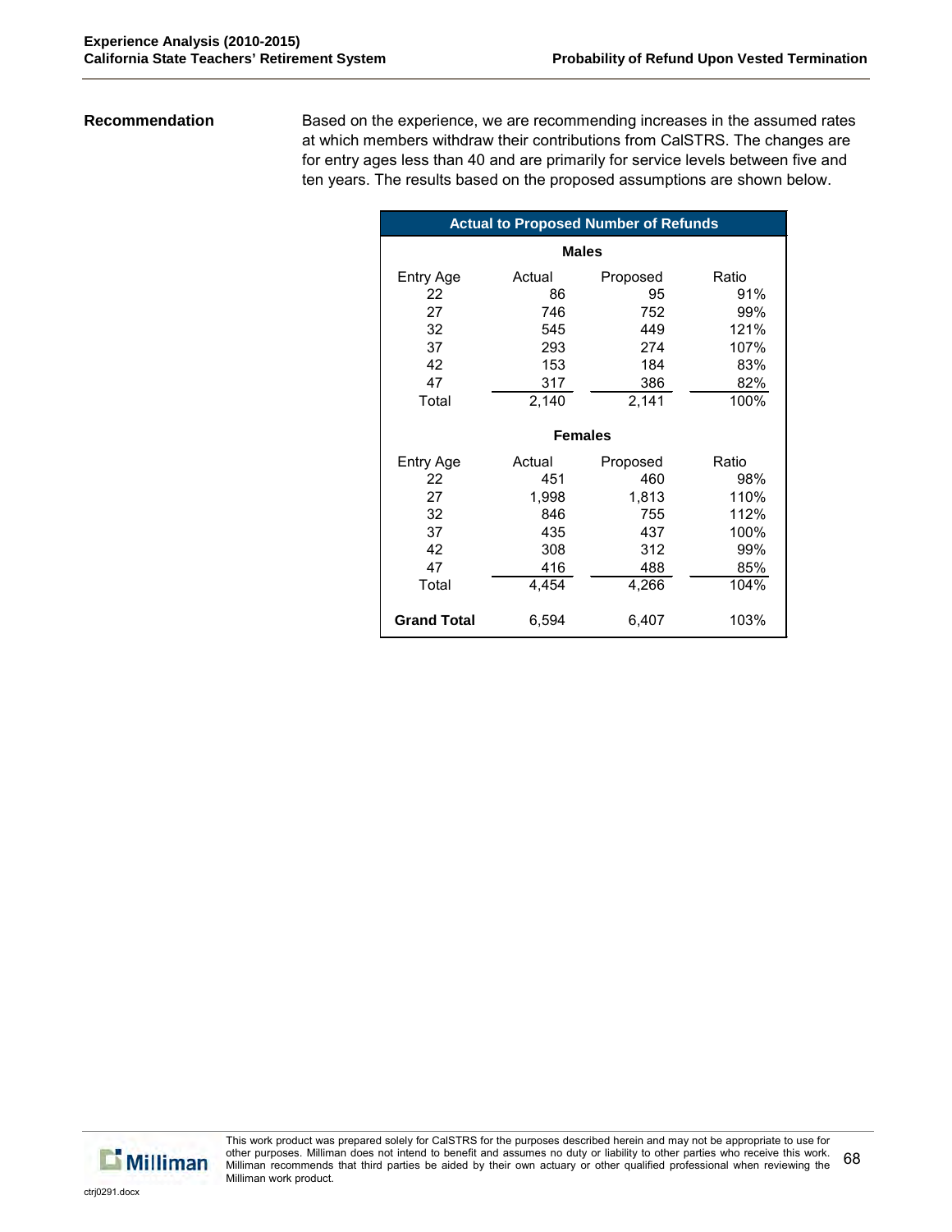**Recommendation**

Based on the experience, we are recommending increases in the assumed rates at which members withdraw their contributions from CalSTRS. The changes are for entry ages less than 40 and are primarily for service levels between five and ten years. The results based on the proposed assumptions are shown below.

| Actual to Proposed Number of Refunds | | | |
|---|---|---|---|
| **Males** | | | |
| Entry Age | Actual | Proposed | Ratio |
| 22 | 86 | 95 | 91% |
| 27 | 746 | 752 | 99% |
| 32 | 545 | 449 | 121% |
| 37 | 293 | 274 | 107% |
| 42 | 153 | 184 | 83% |
| 47 | 317 | 386 | 82% |
| Total | 2,140 | 2,141 | 100% |
| **Females** | | | |
| Entry Age | Actual | Proposed | Ratio |
| 22 | 451 | 460 | 98% |
| 27 | 1,998 | 1,813 | 110% |
| 32 | 846 | 755 | 112% |
| 37 | 435 | 437 | 100% |
| 42 | 308 | 312 | 99% |
| 47 | 416 | 488 | 85% |
| Total | 4,454 | 4,266 | 104% |
| **Grand Total** | 6,594 | 6,407 | 103% |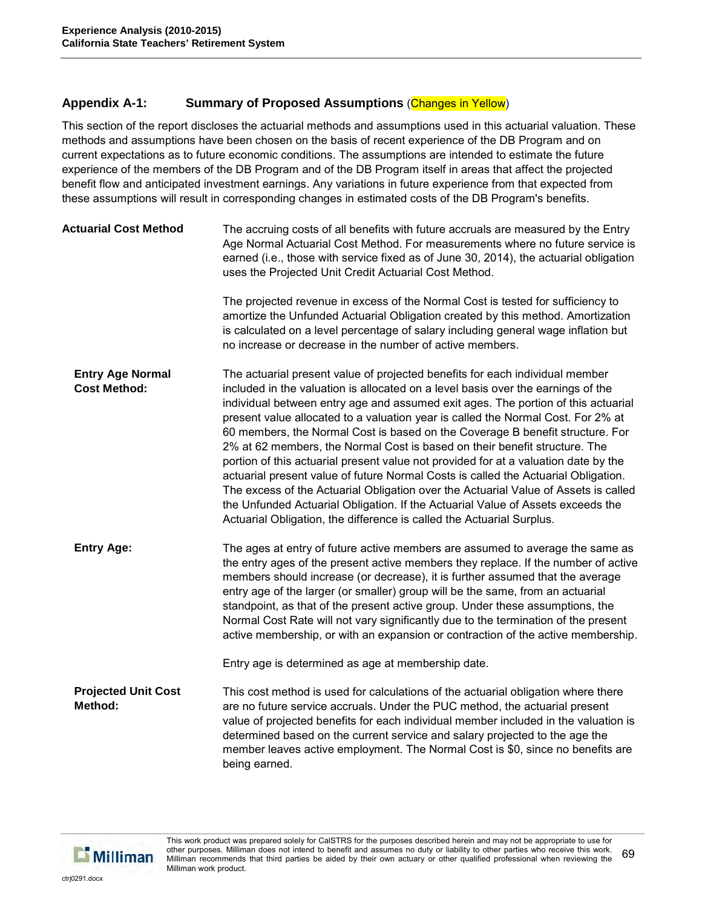## Appendix A-1: Summary of Proposed Assumptions (Changes in Yellow)

This section of the report discloses the actuarial methods and assumptions used in this actuarial valuation. These methods and assumptions have been chosen on the basis of recent experience of the DB Program and on current expectations as to future economic conditions. The assumptions are intended to estimate the future experience of the members of the DB Program and of the DB Program itself in areas that affect the projected benefit flow and anticipated investment earnings. Any variations in future experience from that expected from these assumptions will result in corresponding changes in estimated costs of the DB Program's benefits.

**Actuarial Cost Method**

The accruing costs of all benefits with future accruals are measured by the Entry Age Normal Actuarial Cost Method. For measurements where no future service is earned (i.e., those with service fixed as of June 30, 2014), the actuarial obligation uses the Projected Unit Credit Actuarial Cost Method.

The projected revenue in excess of the Normal Cost is tested for sufficiency to amortize the Unfunded Actuarial Obligation created by this method. Amortization is calculated on a level percentage of salary including general wage inflation but no increase or decrease in the number of active members.

**Entry Age Normal Cost Method:**

The actuarial present value of projected benefits for each individual member included in the valuation is allocated on a level basis over the earnings of the individual between entry age and assumed exit ages. The portion of this actuarial present value allocated to a valuation year is called the Normal Cost. For 2% at 60 members, the Normal Cost is based on the Coverage B benefit structure. For 2% at 62 members, the Normal Cost is based on their benefit structure. The portion of this actuarial present value not provided for at a valuation date by the actuarial present value of future Normal Costs is called the Actuarial Obligation. The excess of the Actuarial Obligation over the Actuarial Value of Assets is called the Unfunded Actuarial Obligation. If the Actuarial Value of Assets exceeds the Actuarial Obligation, the difference is called the Actuarial Surplus.

**Entry Age:**

The ages at entry of future active members are assumed to average the same as the entry ages of the present active members they replace. If the number of active members should increase (or decrease), it is further assumed that the average entry age of the larger (or smaller) group will be the same, from an actuarial standpoint, as that of the present active group. Under these assumptions, the Normal Cost Rate will not vary significantly due to the termination of the present active membership, or with an expansion or contraction of the active membership.

Entry age is determined as age at membership date.

**Projected Unit Cost Method:**

This cost method is used for calculations of the actuarial obligation where there are no future service accruals. Under the PUC method, the actuarial present value of projected benefits for each individual member included in the valuation is determined based on the current service and salary projected to the age the member leaves active employment. The Normal Cost is $0, since no benefits are being earned.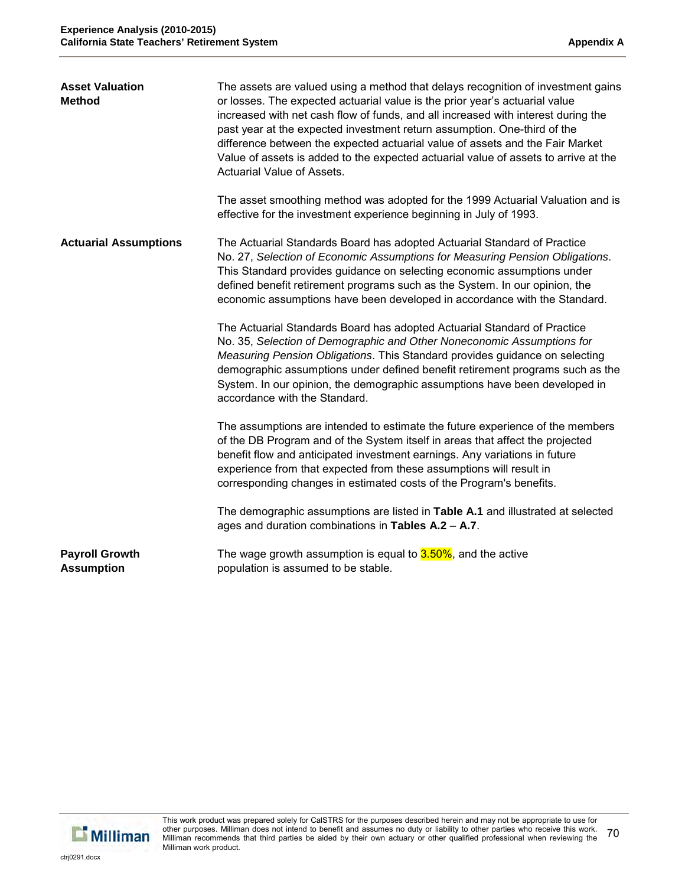**Asset Valuation Method**

The assets are valued using a method that delays recognition of investment gains or losses. The expected actuarial value is the prior year's actuarial value increased with net cash flow of funds, and all increased with interest during the past year at the expected investment return assumption. One-third of the difference between the expected actuarial value of assets and the Fair Market Value of assets is added to the expected actuarial value of assets to arrive at the Actuarial Value of Assets.

The asset smoothing method was adopted for the 1999 Actuarial Valuation and is effective for the investment experience beginning in July of 1993.

**Actuarial Assumptions**

The Actuarial Standards Board has adopted Actuarial Standard of Practice No. 27, *Selection of Economic Assumptions for Measuring Pension Obligations*. This Standard provides guidance on selecting economic assumptions under defined benefit retirement programs such as the System. In our opinion, the economic assumptions have been developed in accordance with the Standard.

The Actuarial Standards Board has adopted Actuarial Standard of Practice No. 35, *Selection of Demographic and Other Noneconomic Assumptions for Measuring Pension Obligations*. This Standard provides guidance on selecting demographic assumptions under defined benefit retirement programs such as the System. In our opinion, the demographic assumptions have been developed in accordance with the Standard.

The assumptions are intended to estimate the future experience of the members of the DB Program and of the System itself in areas that affect the projected benefit flow and anticipated investment earnings. Any variations in future experience from that expected from these assumptions will result in corresponding changes in estimated costs of the Program's benefits.

The demographic assumptions are listed in **Table A.1** and illustrated at selected ages and duration combinations in **Tables A.2** – **A.7**.

**Payroll Growth Assumption**

The wage growth assumption is equal to 3.50%, and the active population is assumed to be stable.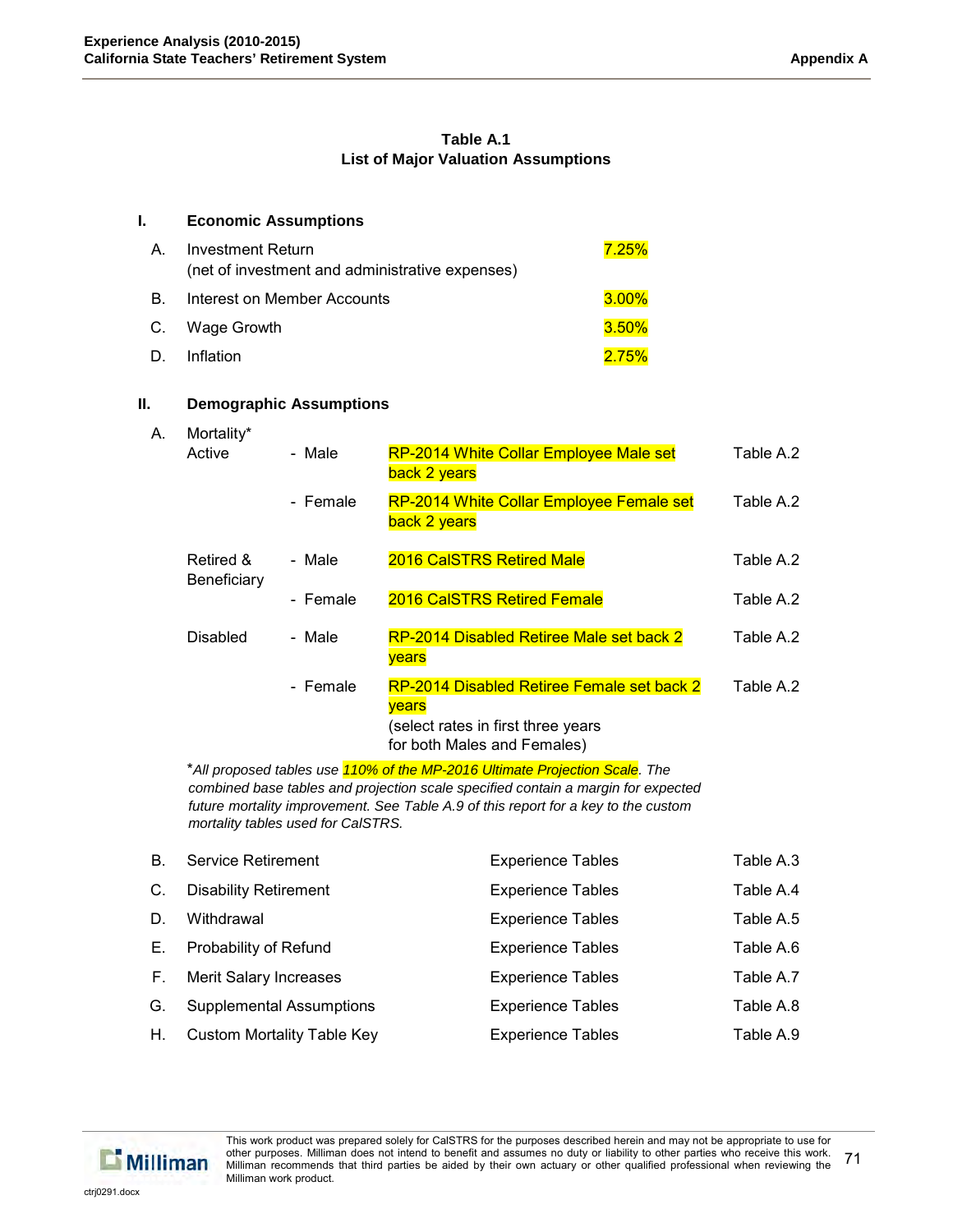## Table A.1
## List of Major Valuation Assumptions

### I. Economic Assumptions

| | | |
|---|---|---|
| A. | Investment Return (net of investment and administrative expenses) | 7.25% |
| B. | Interest on Member Accounts | 3.00% |
| C. | Wage Growth | 3.50% |
| D. | Inflation | 2.75% |

### II. Demographic Assumptions

A. Mortality*

| | | | |
|---|---|---|---|
| Active | - Male | RP-2014 White Collar Employee Male set back 2 years | Table A.2 |
| | - Female | RP-2014 White Collar Employee Female set back 2 years | Table A.2 |
| Retired & Beneficiary | - Male | 2016 CalSTRS Retired Male | Table A.2 |
| | - Female | 2016 CalSTRS Retired Female | Table A.2 |
| Disabled | - Male | RP-2014 Disabled Retiree Male set back 2 years | Table A.2 |
| | - Female | RP-2014 Disabled Retiree Female set back 2 years (select rates in first three years for both Males and Females) | Table A.2 |

*\*All proposed tables use 110% of the MP-2016 Ultimate Projection Scale. The combined base tables and projection scale specified contain a margin for expected future mortality improvement. See Table A.9 of this report for a key to the custom mortality tables used for CalSTRS.*

| | | | |
|---|---|---|---|
| B. | Service Retirement | Experience Tables | Table A.3 |
| C. | Disability Retirement | Experience Tables | Table A.4 |
| D. | Withdrawal | Experience Tables | Table A.5 |
| E. | Probability of Refund | Experience Tables | Table A.6 |
| F. | Merit Salary Increases | Experience Tables | Table A.7 |
| G. | Supplemental Assumptions | Experience Tables | Table A.8 |
| H. | Custom Mortality Table Key | Experience Tables | Table A.9 |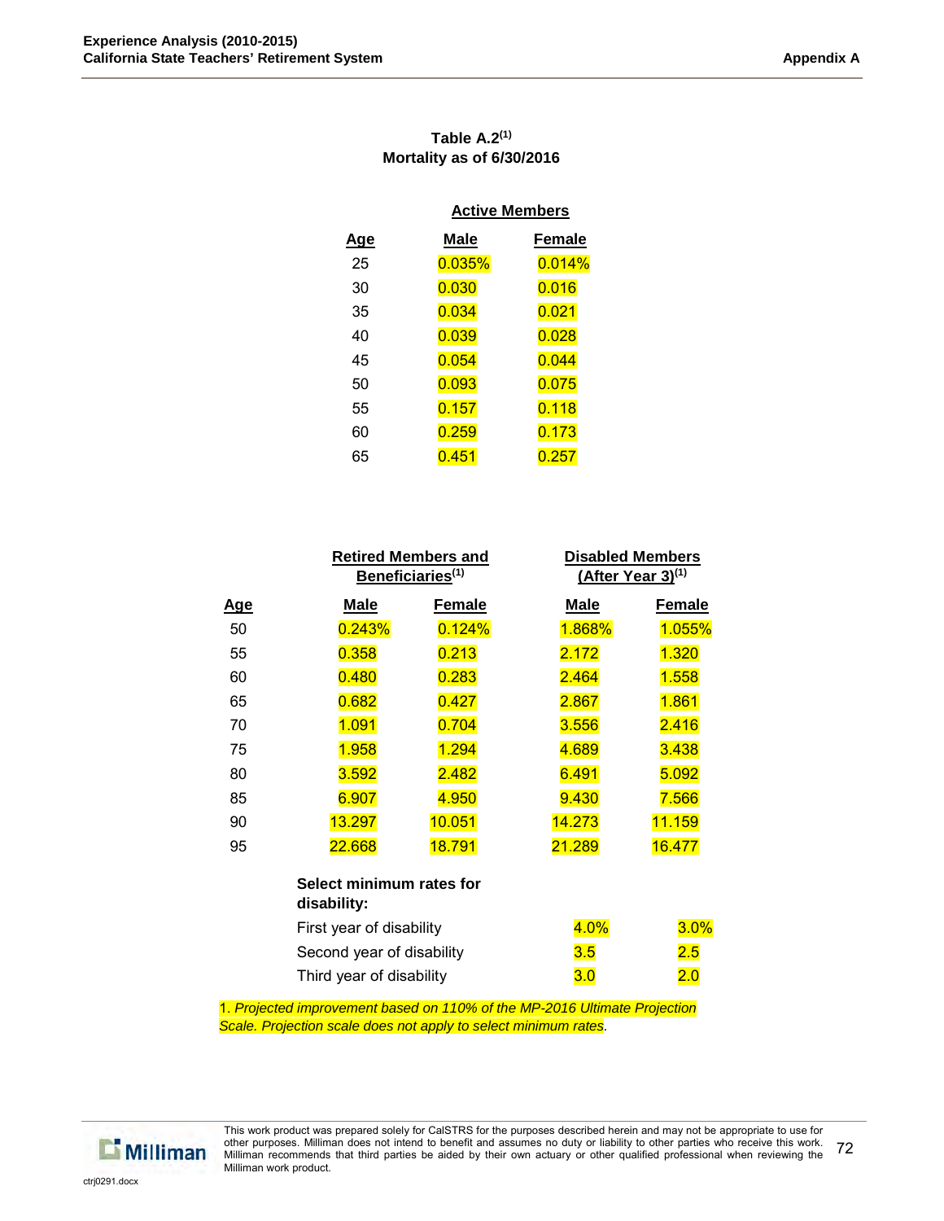**Table A.2[1]**
**Mortality as of 6/30/2016**

| | Active Members | |
|---|---|---|
| Age | Male | Female |
| 25 | 0.035% | 0.014% |
| 30 | 0.030 | 0.016 |
| 35 | 0.034 | 0.021 |
| 40 | 0.039 | 0.028 |
| 45 | 0.054 | 0.044 |
| 50 | 0.093 | 0.075 |
| 55 | 0.157 | 0.118 |
| 60 | 0.259 | 0.173 |
| 65 | 0.451 | 0.257 |

| | Retired Members and Beneficiaries[1] | | Disabled Members (After Year 3)[1] | |
|---|---|---|---|---|
| Age | Male | Female | Male | Female |
| 50 | 0.243% | 0.124% | 1.868% | 1.055% |
| 55 | 0.358 | 0.213 | 2.172 | 1.320 |
| 60 | 0.480 | 0.283 | 2.464 | 1.558 |
| 65 | 0.682 | 0.427 | 2.867 | 1.861 |
| 70 | 1.091 | 0.704 | 3.556 | 2.416 |
| 75 | 1.958 | 1.294 | 4.689 | 3.438 |
| 80 | 3.592 | 2.482 | 6.491 | 5.092 |
| 85 | 6.907 | 4.950 | 9.430 | 7.566 |
| 90 | 13.297 | 10.051 | 14.273 | 11.159 |
| 95 | 22.668 | 18.791 | 21.289 | 16.477 |

| Select minimum rates for disability: | Male | Female |
|---|---|---|
| First year of disability | 4.0% | 3.0% |
| Second year of disability | 3.5 | 2.5 |
| Third year of disability | 3.0 | 2.0 |

1. *Projected improvement based on 110% of the MP-2016 Ultimate Projection Scale. Projection scale does not apply to select minimum rates.*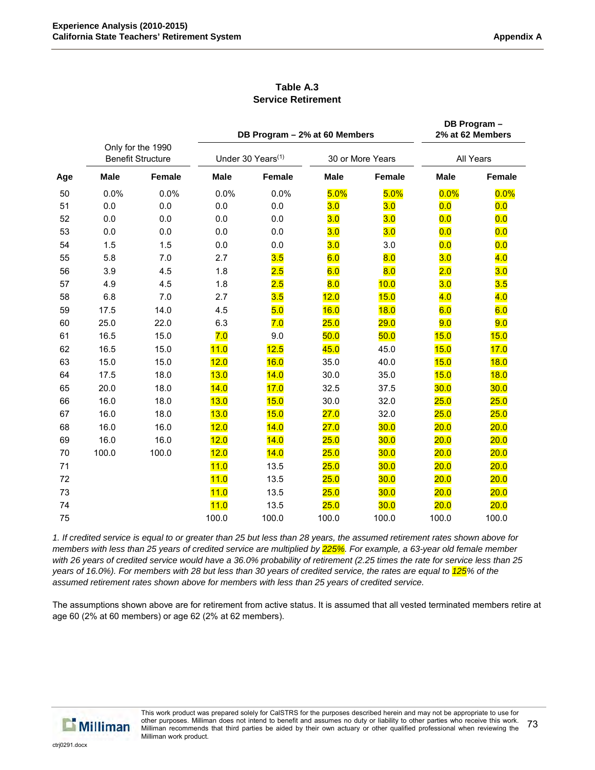## Table A.3
## Service Retirement

| | Only for the 1990 Benefit Structure | | DB Program – 2% at 60 Members | | | | DB Program – 2% at 62 Members | |
|---|---|---|---|---|---|---|---|---|
| | | | Under 30 Years[1] | | 30 or More Years | | All Years | |
| **Age** | **Male** | **Female** | **Male** | **Female** | **Male** | **Female** | **Male** | **Female** |
| 50 | 0.0% | 0.0% | 0.0% | 0.0% | 5.0% | 5.0% | 0.0% | 0.0% |
| 51 | 0.0 | 0.0 | 0.0 | 0.0 | 3.0 | 3.0 | 0.0 | 0.0 |
| 52 | 0.0 | 0.0 | 0.0 | 0.0 | 3.0 | 3.0 | 0.0 | 0.0 |
| 53 | 0.0 | 0.0 | 0.0 | 0.0 | 3.0 | 3.0 | 0.0 | 0.0 |
| 54 | 1.5 | 1.5 | 0.0 | 0.0 | 3.0 | 3.0 | 0.0 | 0.0 |
| 55 | 5.8 | 7.0 | 2.7 | 3.5 | 6.0 | 8.0 | 3.0 | 4.0 |
| 56 | 3.9 | 4.5 | 1.8 | 2.5 | 6.0 | 8.0 | 2.0 | 3.0 |
| 57 | 4.9 | 4.5 | 1.8 | 2.5 | 8.0 | 10.0 | 3.0 | 3.5 |
| 58 | 6.8 | 7.0 | 2.7 | 3.5 | 12.0 | 15.0 | 4.0 | 4.0 |
| 59 | 17.5 | 14.0 | 4.5 | 5.0 | 16.0 | 18.0 | 6.0 | 6.0 |
| 60 | 25.0 | 22.0 | 6.3 | 7.0 | 25.0 | 29.0 | 9.0 | 9.0 |
| 61 | 16.5 | 15.0 | 7.0 | 9.0 | 50.0 | 50.0 | 15.0 | 15.0 |
| 62 | 16.5 | 15.0 | 11.0 | 12.5 | 45.0 | 45.0 | 15.0 | 17.0 |
| 63 | 15.0 | 15.0 | 12.0 | 16.0 | 35.0 | 40.0 | 15.0 | 18.0 |
| 64 | 17.5 | 18.0 | 13.0 | 14.0 | 30.0 | 35.0 | 15.0 | 18.0 |
| 65 | 20.0 | 18.0 | 14.0 | 17.0 | 32.5 | 37.5 | 30.0 | 30.0 |
| 66 | 16.0 | 18.0 | 13.0 | 15.0 | 30.0 | 32.0 | 25.0 | 25.0 |
| 67 | 16.0 | 18.0 | 13.0 | 15.0 | 27.0 | 32.0 | 25.0 | 25.0 |
| 68 | 16.0 | 16.0 | 12.0 | 14.0 | 27.0 | 30.0 | 20.0 | 20.0 |
| 69 | 16.0 | 16.0 | 12.0 | 14.0 | 25.0 | 30.0 | 20.0 | 20.0 |
| 70 | 100.0 | 100.0 | 12.0 | 14.0 | 25.0 | 30.0 | 20.0 | 20.0 |
| 71 | | | 11.0 | 13.5 | 25.0 | 30.0 | 20.0 | 20.0 |
| 72 | | | 11.0 | 13.5 | 25.0 | 30.0 | 20.0 | 20.0 |
| 73 | | | 11.0 | 13.5 | 25.0 | 30.0 | 20.0 | 20.0 |
| 74 | | | 11.0 | 13.5 | 25.0 | 30.0 | 20.0 | 20.0 |
| 75 | | | 100.0 | 100.0 | 100.0 | 100.0 | 100.0 | 100.0 |

*1. If credited service is equal to or greater than 25 but less than 28 years, the assumed retirement rates shown above for members with less than 25 years of credited service are multiplied by 225%. For example, a 63-year old female member with 26 years of credited service would have a 36.0% probability of retirement (2.25 times the rate for service less than 25 years of 16.0%). For members with 28 but less than 30 years of credited service, the rates are equal to 125% of the assumed retirement rates shown above for members with less than 25 years of credited service.*

The assumptions shown above are for retirement from active status. It is assumed that all vested terminated members retire at age 60 (2% at 60 members) or age 62 (2% at 62 members).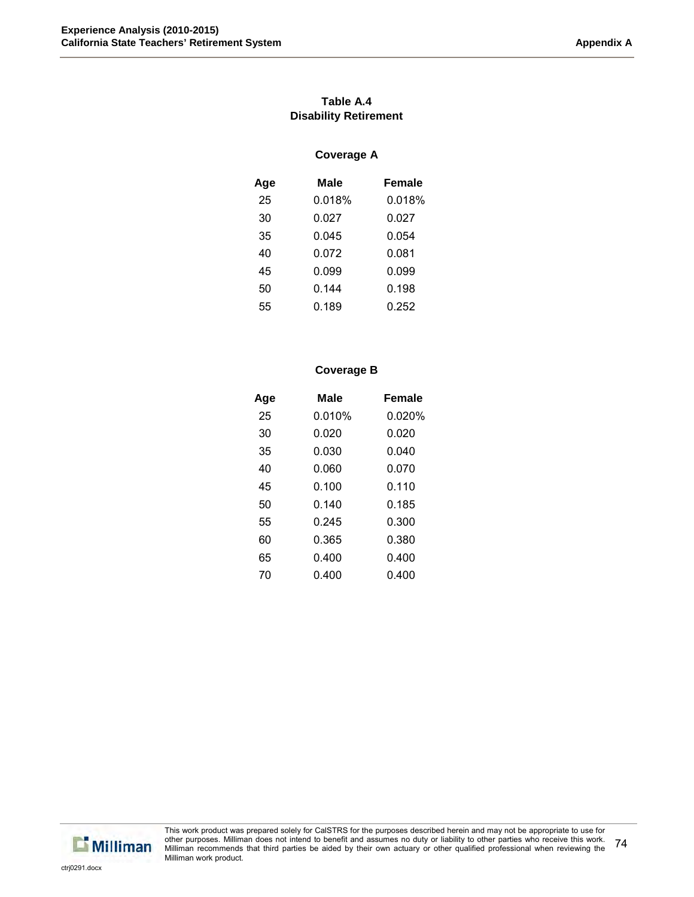# Table A.4
## Disability Retirement

### Coverage A

| Age | Male | Female |
|---|---|---|
| 25 | 0.018% | 0.018% |
| 30 | 0.027 | 0.027 |
| 35 | 0.045 | 0.054 |
| 40 | 0.072 | 0.081 |
| 45 | 0.099 | 0.099 |
| 50 | 0.144 | 0.198 |
| 55 | 0.189 | 0.252 |

### Coverage B

| Age | Male | Female |
|---|---|---|
| 25 | 0.010% | 0.020% |
| 30 | 0.020 | 0.020 |
| 35 | 0.030 | 0.040 |
| 40 | 0.060 | 0.070 |
| 45 | 0.100 | 0.110 |
| 50 | 0.140 | 0.185 |
| 55 | 0.245 | 0.300 |
| 60 | 0.365 | 0.380 |
| 65 | 0.400 | 0.400 |
| 70 | 0.400 | 0.400 |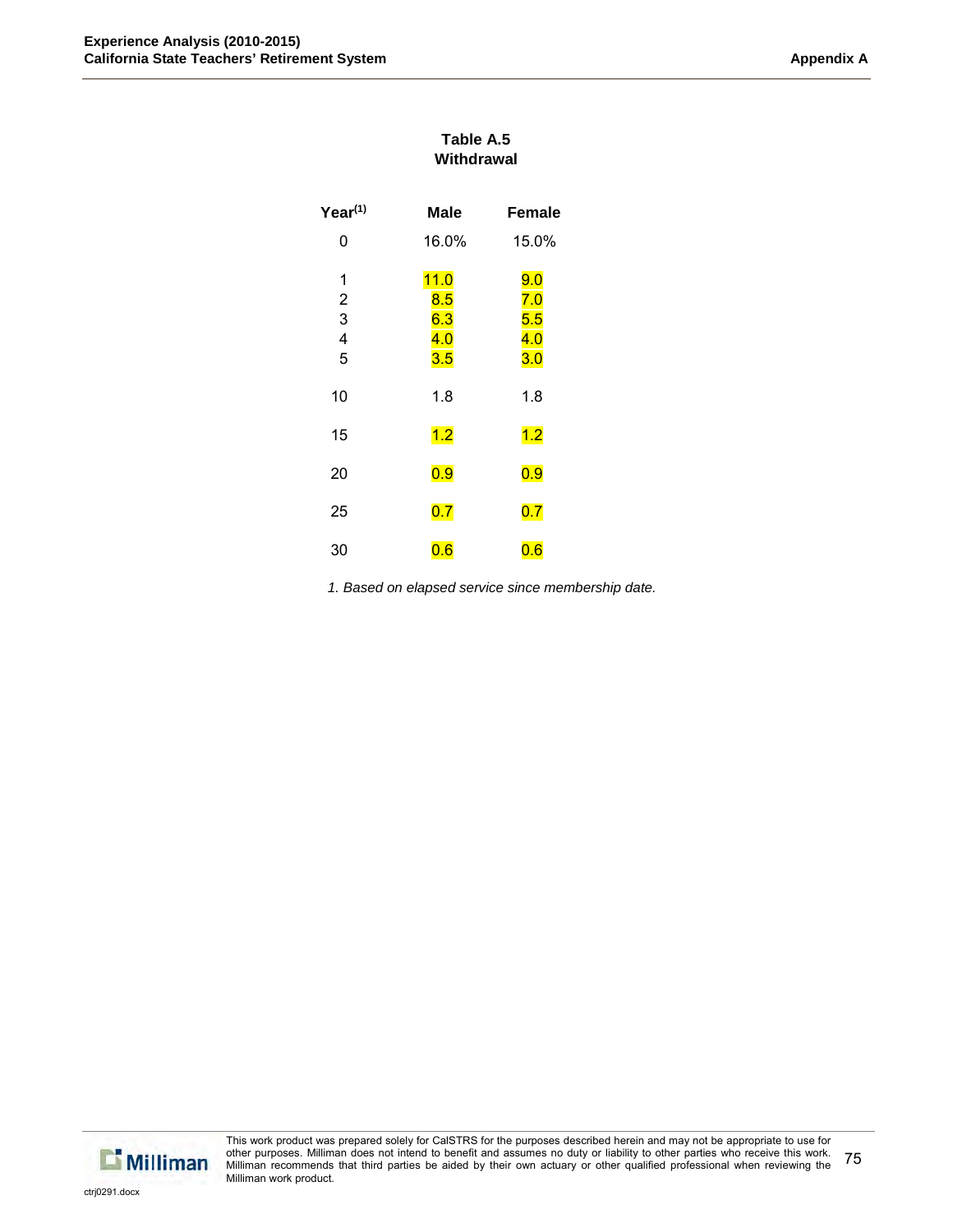**Table A.5**
**Withdrawal**

| Year[1] | Male | Female |
|---|---|---|
| 0 | 16.0% | 15.0% |
| 1 | 11.0 | 9.0 |
| 2 | 8.5 | 7.0 |
| 3 | 6.3 | 5.5 |
| 4 | 4.0 | 4.0 |
| 5 | 3.5 | 3.0 |
| 10 | 1.8 | 1.8 |
| 15 | 1.2 | 1.2 |
| 20 | 0.9 | 0.9 |
| 25 | 0.7 | 0.7 |
| 30 | 0.6 | 0.6 |

*1. Based on elapsed service since membership date.*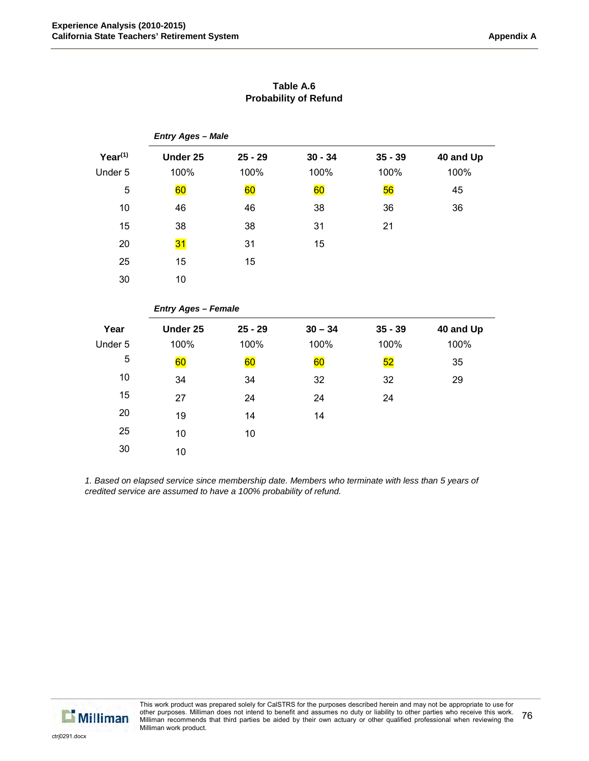**Table A.6**
**Probability of Refund**

| | *Entry Ages – Male* | | | | |
|---|---|---|---|---|---|
| **Year[1]** | **Under 25** | **25 - 29** | **30 - 34** | **35 - 39** | **40 and Up** |
| Under 5 | 100% | 100% | 100% | 100% | 100% |
| 5 | 60 | 60 | 60 | 56 | 45 |
| 10 | 46 | 46 | 38 | 36 | 36 |
| 15 | 38 | 38 | 31 | 21 | |
| 20 | 31 | 31 | 15 | | |
| 25 | 15 | 15 | | | |
| 30 | 10 | | | | |

| | *Entry Ages – Female* | | | | |
|---|---|---|---|---|---|
| **Year** | **Under 25** | **25 - 29** | **30 – 34** | **35 - 39** | **40 and Up** |
| Under 5 | 100% | 100% | 100% | 100% | 100% |
| 5 | 60 | 60 | 60 | 52 | 35 |
| 10 | 34 | 34 | 32 | 32 | 29 |
| 15 | 27 | 24 | 24 | 24 | |
| 20 | 19 | 14 | 14 | | |
| 25 | 10 | 10 | | | |
| 30 | 10 | | | | |

*1. Based on elapsed service since membership date. Members who terminate with less than 5 years of credited service are assumed to have a 100% probability of refund.*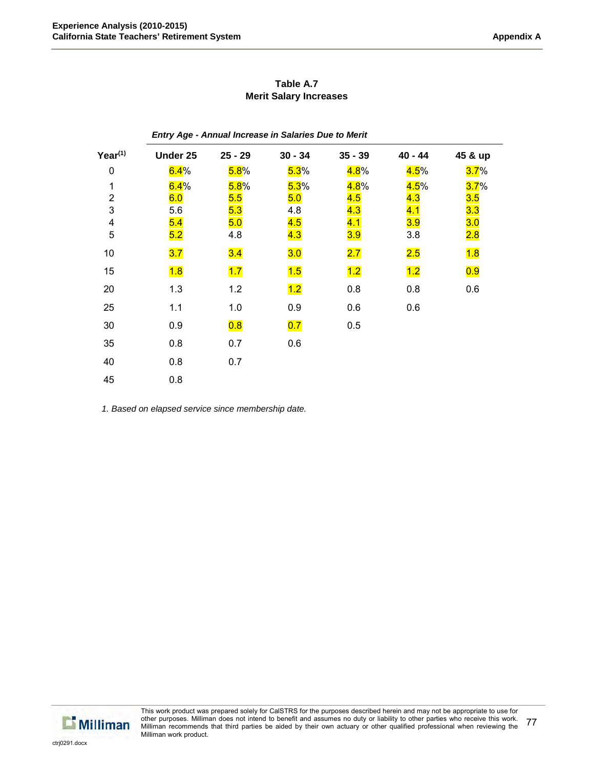**Table A.7**
**Merit Salary Increases**

*Entry Age - Annual Increase in Salaries Due to Merit*

| Year[1] | Under 25 | 25 - 29 | 30 - 34 | 35 - 39 | 40 - 44 | 45 & up |
|---|---|---|---|---|---|---|
| 0 | 6.4% | 5.8% | 5.3% | 4.8% | 4.5% | 3.7% |
| 1 | 6.4% | 5.8% | 5.3% | 4.8% | 4.5% | 3.7% |
| 2 | 6.0 | 5.5 | 5.0 | 4.5 | 4.3 | 3.5 |
| 3 | 5.6 | 5.3 | 4.8 | 4.3 | 4.1 | 3.3 |
| 4 | 5.4 | 5.0 | 4.5 | 4.1 | 3.9 | 3.0 |
| 5 | 5.2 | 4.8 | 4.3 | 3.9 | 3.8 | 2.8 |
| 10 | 3.7 | 3.4 | 3.0 | 2.7 | 2.5 | 1.8 |
| 15 | 1.8 | 1.7 | 1.5 | 1.2 | 1.2 | 0.9 |
| 20 | 1.3 | 1.2 | 1.2 | 0.8 | 0.8 | 0.6 |
| 25 | 1.1 | 1.0 | 0.9 | 0.6 | 0.6 | |
| 30 | 0.9 | 0.8 | 0.7 | 0.5 | | |
| 35 | 0.8 | 0.7 | 0.6 | | | |
| 40 | 0.8 | 0.7 | | | | |
| 45 | 0.8 | | | | | |

*1. Based on elapsed service since membership date.*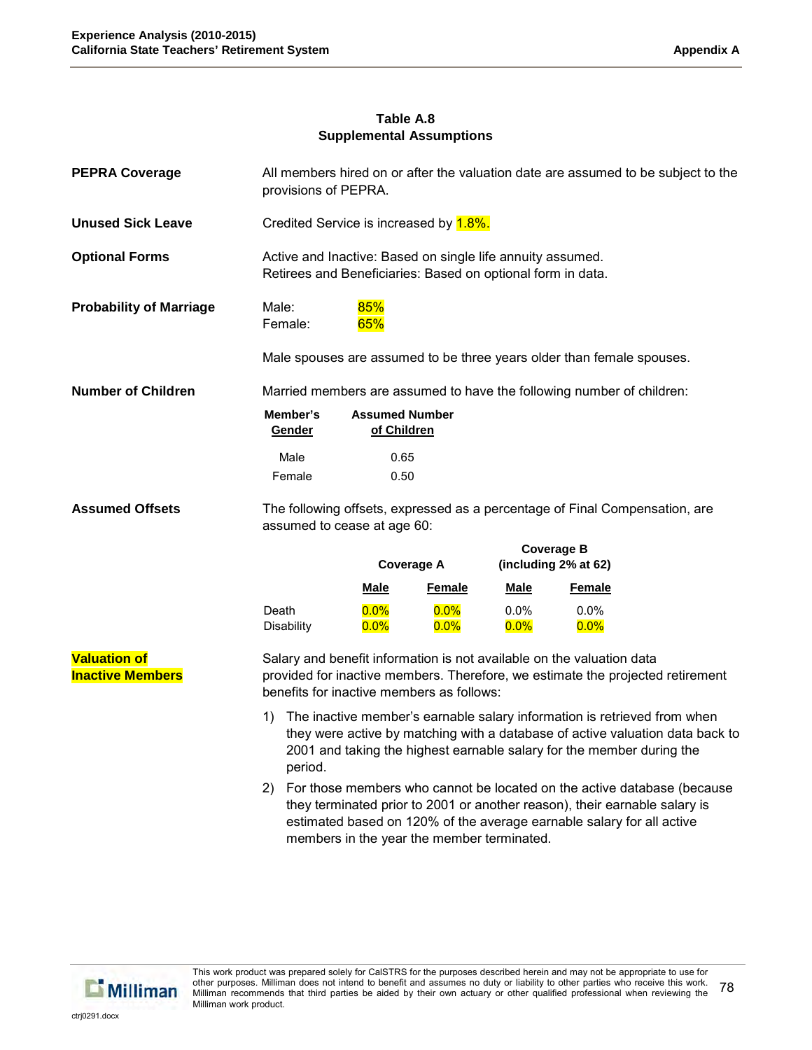**Table A.8**
**Supplemental Assumptions**

**PEPRA Coverage**

All members hired on or after the valuation date are assumed to be subject to the provisions of PEPRA.

**Unused Sick Leave**

Credited Service is increased by 1.8%.

**Optional Forms**

Active and Inactive: Based on single life annuity assumed.
Retirees and Beneficiaries: Based on optional form in data.

**Probability of Marriage**

| | |
|---|---|
| Male: | 85% |
| Female: | 65% |

Male spouses are assumed to be three years older than female spouses.

**Number of Children**

Married members are assumed to have the following number of children:

| Member's Gender | Assumed Number of Children |
|---|---|
| Male | 0.65 |
| Female | 0.50 |

**Assumed Offsets**

The following offsets, expressed as a percentage of Final Compensation, are assumed to cease at age 60:

| | Coverage A | | Coverage B (including 2% at 62) | |
|---|---|---|---|---|
| | **Male** | **Female** | **Male** | **Female** |
| Death | 0.0% | 0.0% | 0.0% | 0.0% |
| Disability | 0.0% | 0.0% | 0.0% | 0.0% |

**Valuation of Inactive Members**

Salary and benefit information is not available on the valuation data provided for inactive members. Therefore, we estimate the projected retirement benefits for inactive members as follows:

1) The inactive member's earnable salary information is retrieved from when they were active by matching with a database of active valuation data back to 2001 and taking the highest earnable salary for the member during the period.
2) For those members who cannot be located on the active database (because they terminated prior to 2001 or another reason), their earnable salary is estimated based on 120% of the average earnable salary for all active members in the year the member terminated.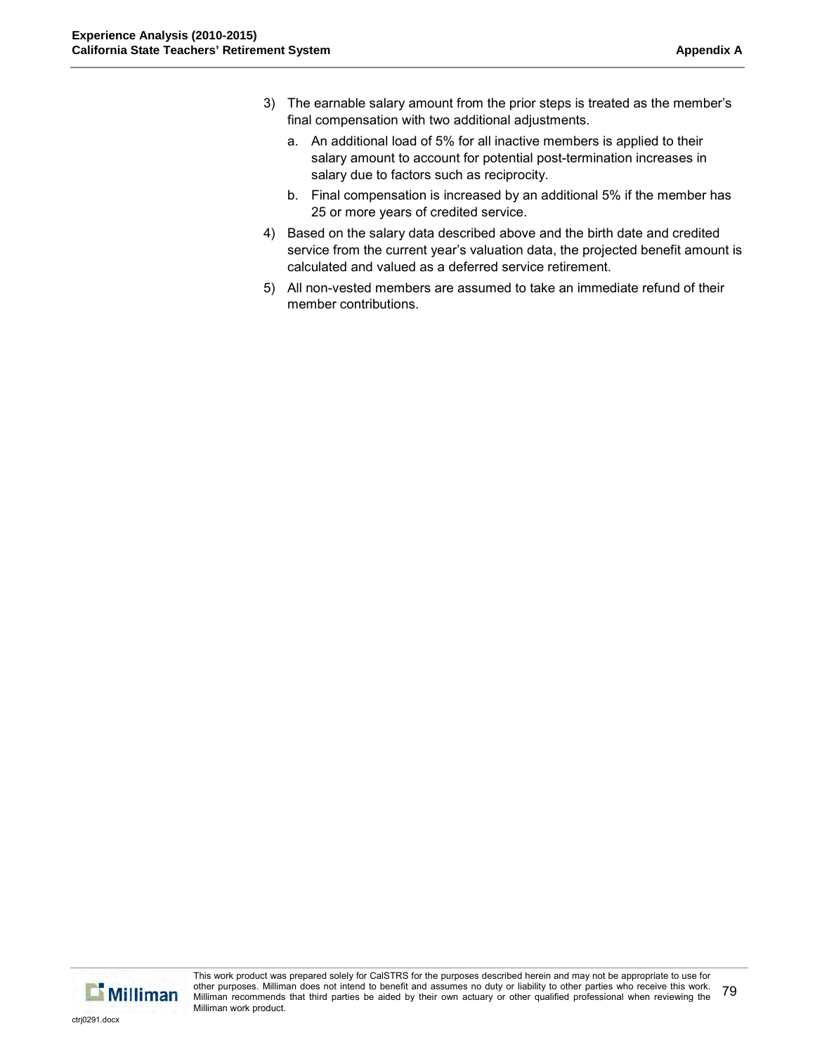3) The earnable salary amount from the prior steps is treated as the member's final compensation with two additional adjustments.

   a. An additional load of 5% for all inactive members is applied to their salary amount to account for potential post-termination increases in salary due to factors such as reciprocity.

   b. Final compensation is increased by an additional 5% if the member has 25 or more years of credited service.

4) Based on the salary data described above and the birth date and credited service from the current year's valuation data, the projected benefit amount is calculated and valued as a deferred service retirement.

5) All non-vested members are assumed to take an immediate refund of their member contributions.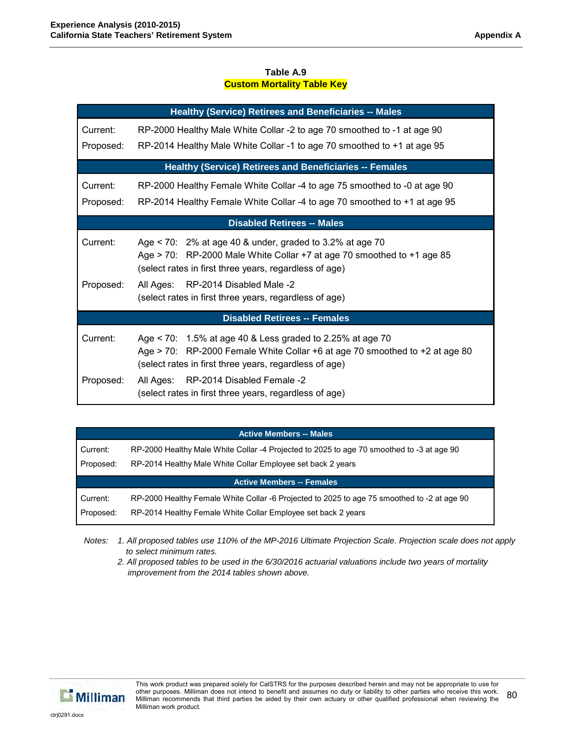**Table A.9**

**Custom Mortality Table Key**

| Healthy (Service) Retirees and Beneficiaries -- Males | |
|---|---|
| Current: | RP-2000 Healthy Male White Collar -2 to age 70 smoothed to -1 at age 90 |
| Proposed: | RP-2014 Healthy Male White Collar -1 to age 70 smoothed to +1 at age 95 |
| **Healthy (Service) Retirees and Beneficiaries -- Females** | |
| Current: | RP-2000 Healthy Female White Collar -4 to age 75 smoothed to -0 at age 90 |
| Proposed: | RP-2014 Healthy Female White Collar -4 to age 70 smoothed to +1 at age 95 |
| **Disabled Retirees -- Males** | |
| Current: | Age < 70: 2% at age 40 & under, graded to 3.2% at age 70<br>Age > 70: RP-2000 Male White Collar +7 at age 70 smoothed to +1 age 85<br>(select rates in first three years, regardless of age) |
| Proposed: | All Ages: RP-2014 Disabled Male -2<br>(select rates in first three years, regardless of age) |
| **Disabled Retirees -- Females** | |
| Current: | Age < 70: 1.5% at age 40 & Less graded to 2.25% at age 70<br>Age > 70: RP-2000 Female White Collar +6 at age 70 smoothed to +2 at age 80<br>(select rates in first three years, regardless of age) |
| Proposed: | All Ages: RP-2014 Disabled Female -2<br>(select rates in first three years, regardless of age) |

| Active Members -- Males | |
|---|---|
| Current: | RP-2000 Healthy Male White Collar -4 Projected to 2025 to age 70 smoothed to -3 at age 90 |
| Proposed: | RP-2014 Healthy Male White Collar Employee set back 2 years |
| **Active Members -- Females** | |
| Current: | RP-2000 Healthy Female White Collar -6 Projected to 2025 to age 75 smoothed to -2 at age 90 |
| Proposed: | RP-2014 Healthy Female White Collar Employee set back 2 years |

*Notes: 1. All proposed tables use 110% of the MP-2016 Ultimate Projection Scale. Projection scale does not apply to select minimum rates.*

*2. All proposed tables to be used in the 6/30/2016 actuarial valuations include two years of mortality improvement from the 2014 tables shown above.*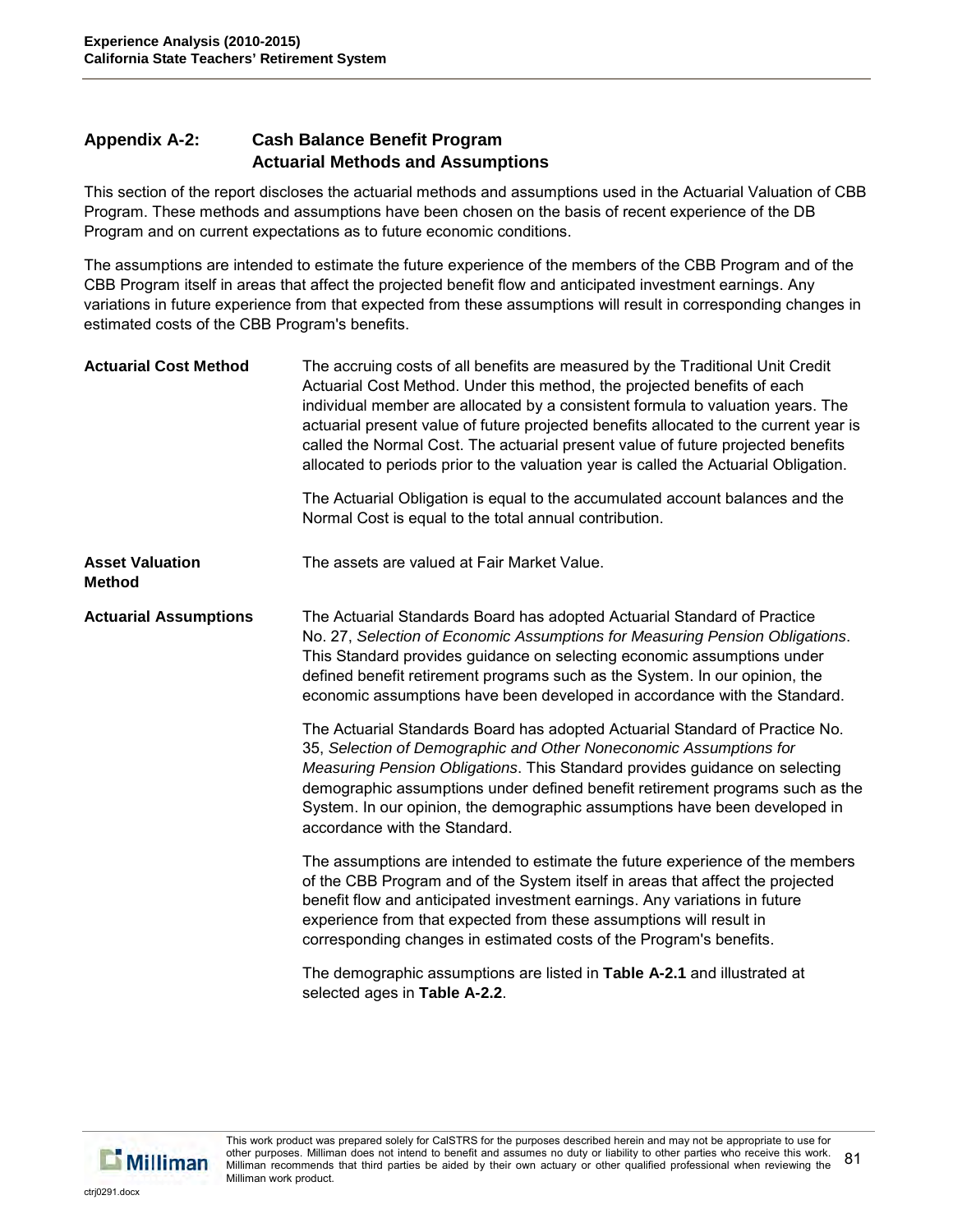## Appendix A-2: Cash Balance Benefit Program Actuarial Methods and Assumptions

This section of the report discloses the actuarial methods and assumptions used in the Actuarial Valuation of CBB Program. These methods and assumptions have been chosen on the basis of recent experience of the DB Program and on current expectations as to future economic conditions.

The assumptions are intended to estimate the future experience of the members of the CBB Program and of the CBB Program itself in areas that affect the projected benefit flow and anticipated investment earnings. Any variations in future experience from that expected from these assumptions will result in corresponding changes in estimated costs of the CBB Program's benefits.

**Actuarial Cost Method**

The accruing costs of all benefits are measured by the Traditional Unit Credit Actuarial Cost Method. Under this method, the projected benefits of each individual member are allocated by a consistent formula to valuation years. The actuarial present value of future projected benefits allocated to the current year is called the Normal Cost. The actuarial present value of future projected benefits allocated to periods prior to the valuation year is called the Actuarial Obligation.

The Actuarial Obligation is equal to the accumulated account balances and the Normal Cost is equal to the total annual contribution.

**Asset Valuation Method**

The assets are valued at Fair Market Value.

**Actuarial Assumptions**

The Actuarial Standards Board has adopted Actuarial Standard of Practice No. 27, *Selection of Economic Assumptions for Measuring Pension Obligations*. This Standard provides guidance on selecting economic assumptions under defined benefit retirement programs such as the System. In our opinion, the economic assumptions have been developed in accordance with the Standard.

The Actuarial Standards Board has adopted Actuarial Standard of Practice No. 35, *Selection of Demographic and Other Noneconomic Assumptions for Measuring Pension Obligations*. This Standard provides guidance on selecting demographic assumptions under defined benefit retirement programs such as the System. In our opinion, the demographic assumptions have been developed in accordance with the Standard.

The assumptions are intended to estimate the future experience of the members of the CBB Program and of the System itself in areas that affect the projected benefit flow and anticipated investment earnings. Any variations in future experience from that expected from these assumptions will result in corresponding changes in estimated costs of the Program's benefits.

The demographic assumptions are listed in **Table A-2.1** and illustrated at selected ages in **Table A-2.2**.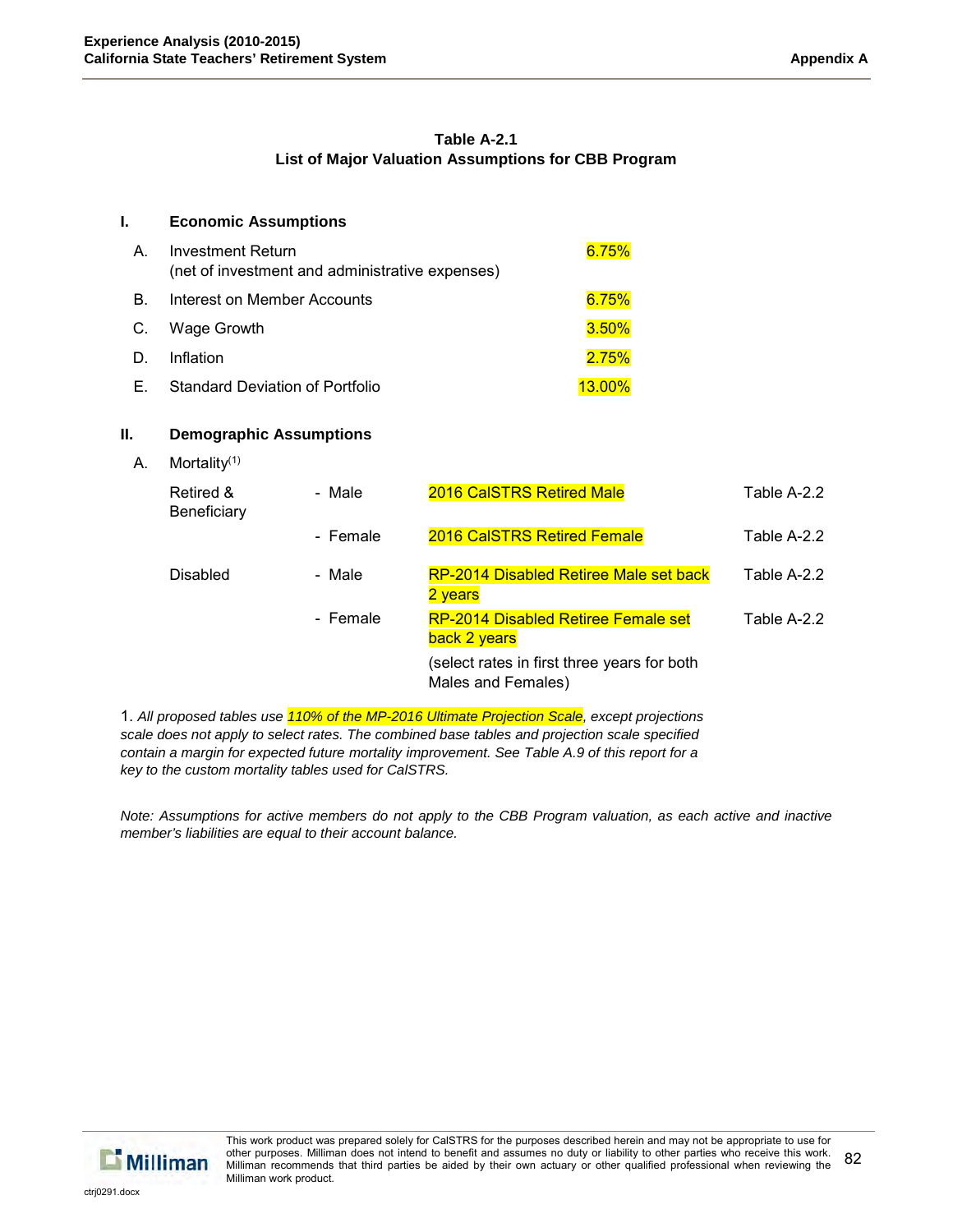**Table A-2.1**
**List of Major Valuation Assumptions for CBB Program**

**I. Economic Assumptions**

| | | |
|---|---|---|
| A. | Investment Return (net of investment and administrative expenses) | 6.75% |
| B. | Interest on Member Accounts | 6.75% |
| C. | Wage Growth | 3.50% |
| D. | Inflation | 2.75% |
| E. | Standard Deviation of Portfolio | 13.00% |

**II. Demographic Assumptions**

A. Mortality[1]

| | | | |
|---|---|---|---|
| Retired & Beneficiary | - Male | 2016 CalSTRS Retired Male | Table A-2.2 |
| | - Female | 2016 CalSTRS Retired Female | Table A-2.2 |
| Disabled | - Male | RP-2014 Disabled Retiree Male set back 2 years | Table A-2.2 |
| | - Female | RP-2014 Disabled Retiree Female set back 2 years | Table A-2.2 |
| | | (select rates in first three years for both Males and Females) | |

1. *All proposed tables use 110% of the MP-2016 Ultimate Projection Scale, except projections scale does not apply to select rates. The combined base tables and projection scale specified contain a margin for expected future mortality improvement. See Table A.9 of this report for a key to the custom mortality tables used for CalSTRS.*

*Note: Assumptions for active members do not apply to the CBB Program valuation, as each active and inactive member's liabilities are equal to their account balance.*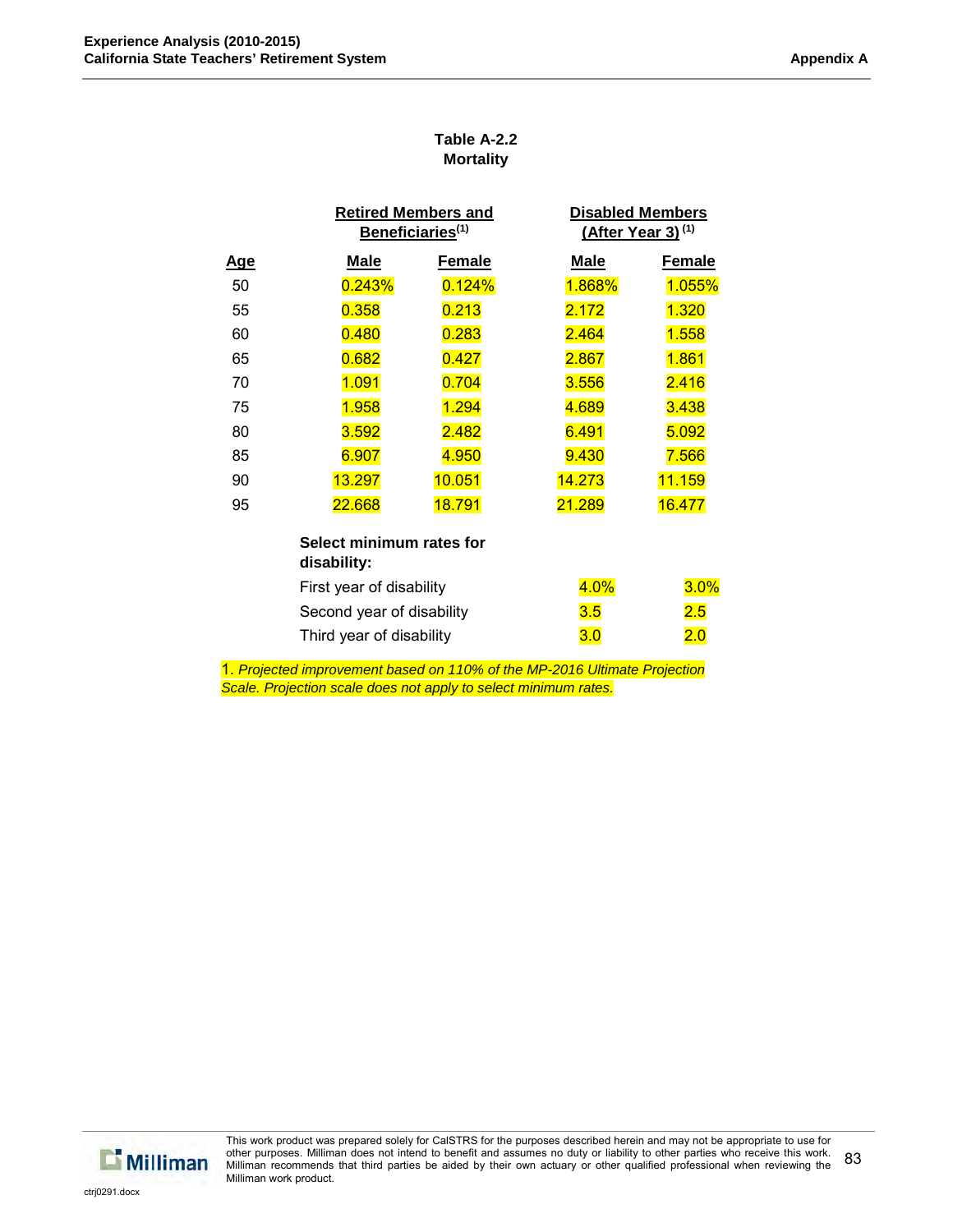**Table A-2.2**
**Mortality**

| Age | Retired Members and Beneficiaries[1] | | Disabled Members (After Year 3) [1] | |
|---|---|---|---|---|
| | Male | Female | Male | Female |
| 50 | 0.243% | 0.124% | 1.868% | 1.055% |
| 55 | 0.358 | 0.213 | 2.172 | 1.320 |
| 60 | 0.480 | 0.283 | 2.464 | 1.558 |
| 65 | 0.682 | 0.427 | 2.867 | 1.861 |
| 70 | 1.091 | 0.704 | 3.556 | 2.416 |
| 75 | 1.958 | 1.294 | 4.689 | 3.438 |
| 80 | 3.592 | 2.482 | 6.491 | 5.092 |
| 85 | 6.907 | 4.950 | 9.430 | 7.566 |
| 90 | 13.297 | 10.051 | 14.273 | 11.159 |
| 95 | 22.668 | 18.791 | 21.289 | 16.477 |
| | **Select minimum rates for disability:** | | | |
| | First year of disability | | 4.0% | 3.0% |
| | Second year of disability | | 3.5 | 2.5 |
| | Third year of disability | | 3.0 | 2.0 |

1. *Projected improvement based on 110% of the MP-2016 Ultimate Projection Scale. Projection scale does not apply to select minimum rates.*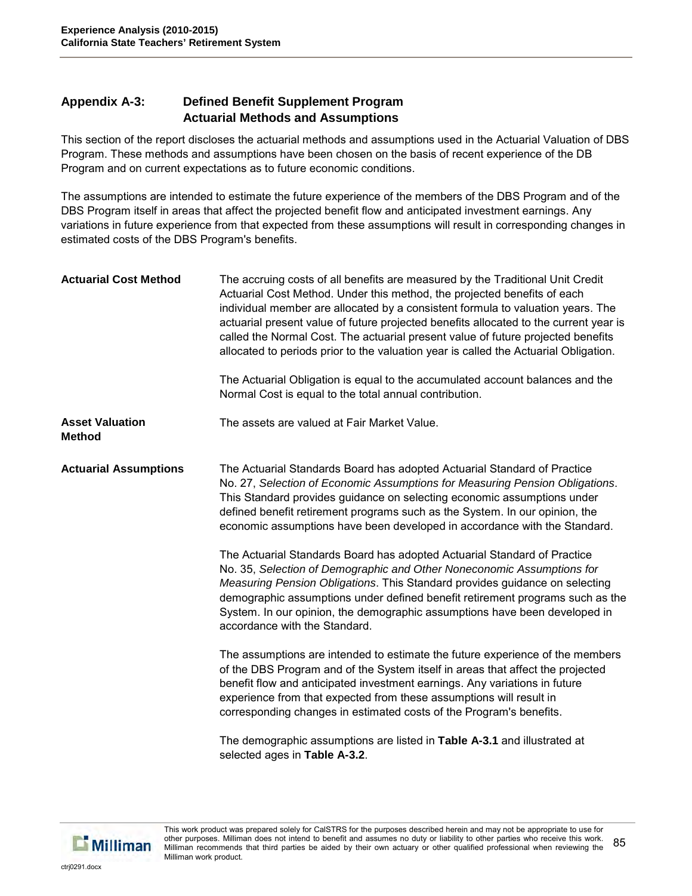## Appendix A-3: Defined Benefit Supplement Program Actuarial Methods and Assumptions

This section of the report discloses the actuarial methods and assumptions used in the Actuarial Valuation of DBS Program. These methods and assumptions have been chosen on the basis of recent experience of the DB Program and on current expectations as to future economic conditions.

The assumptions are intended to estimate the future experience of the members of the DBS Program and of the DBS Program itself in areas that affect the projected benefit flow and anticipated investment earnings. Any variations in future experience from that expected from these assumptions will result in corresponding changes in estimated costs of the DBS Program's benefits.

**Actuarial Cost Method**

The accruing costs of all benefits are measured by the Traditional Unit Credit Actuarial Cost Method. Under this method, the projected benefits of each individual member are allocated by a consistent formula to valuation years. The actuarial present value of future projected benefits allocated to the current year is called the Normal Cost. The actuarial present value of future projected benefits allocated to periods prior to the valuation year is called the Actuarial Obligation.

The Actuarial Obligation is equal to the accumulated account balances and the Normal Cost is equal to the total annual contribution.

**Asset Valuation Method**

The assets are valued at Fair Market Value.

**Actuarial Assumptions**

The Actuarial Standards Board has adopted Actuarial Standard of Practice No. 27, *Selection of Economic Assumptions for Measuring Pension Obligations*. This Standard provides guidance on selecting economic assumptions under defined benefit retirement programs such as the System. In our opinion, the economic assumptions have been developed in accordance with the Standard.

The Actuarial Standards Board has adopted Actuarial Standard of Practice No. 35, *Selection of Demographic and Other Noneconomic Assumptions for Measuring Pension Obligations*. This Standard provides guidance on selecting demographic assumptions under defined benefit retirement programs such as the System. In our opinion, the demographic assumptions have been developed in accordance with the Standard.

The assumptions are intended to estimate the future experience of the members of the DBS Program and of the System itself in areas that affect the projected benefit flow and anticipated investment earnings. Any variations in future experience from that expected from these assumptions will result in corresponding changes in estimated costs of the Program's benefits.

The demographic assumptions are listed in **Table A-3.1** and illustrated at selected ages in **Table A-3.2**.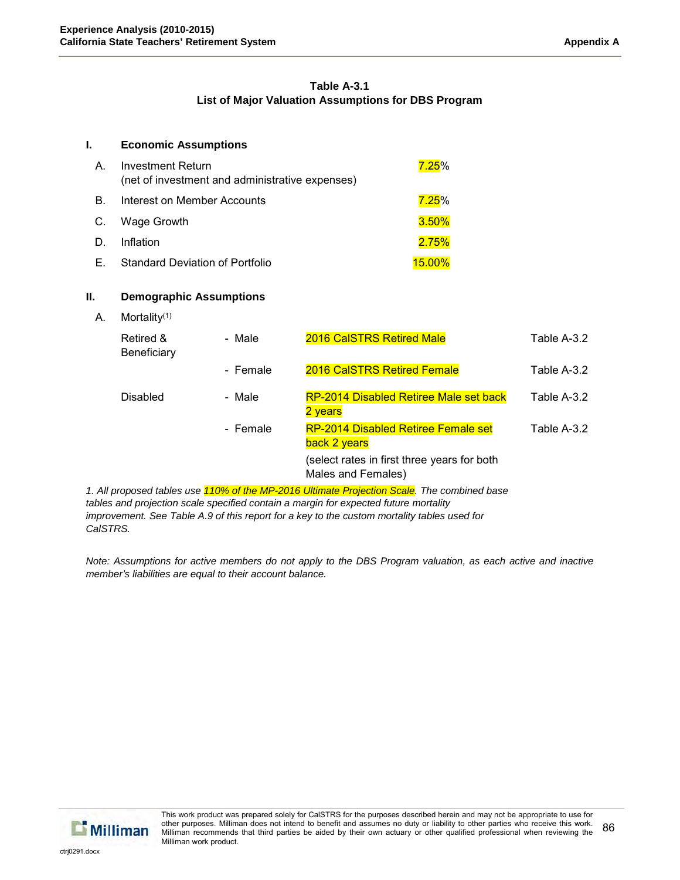**Table A-3.1**
**List of Major Valuation Assumptions for DBS Program**

## I. Economic Assumptions

| | | |
|---|---|---|
| A. | Investment Return (net of investment and administrative expenses) | 7.25% |
| B. | Interest on Member Accounts | 7.25% |
| C. | Wage Growth | 3.50% |
| D. | Inflation | 2.75% |
| E. | Standard Deviation of Portfolio | 15.00% |

## II. Demographic Assumptions

A. Mortality[(1)]

| | | | |
|---|---|---|---|
| Retired & Beneficiary | - Male | 2016 CalSTRS Retired Male | Table A-3.2 |
| | - Female | 2016 CalSTRS Retired Female | Table A-3.2 |
| Disabled | - Male | RP-2014 Disabled Retiree Male set back 2 years | Table A-3.2 |
| | - Female | RP-2014 Disabled Retiree Female set back 2 years (select rates in first three years for both Males and Females) | Table A-3.2 |

*1. All proposed tables use 110% of the MP-2016 Ultimate Projection Scale. The combined base tables and projection scale specified contain a margin for expected future mortality improvement. See Table A.9 of this report for a key to the custom mortality tables used for CalSTRS.*

*Note: Assumptions for active members do not apply to the DBS Program valuation, as each active and inactive member's liabilities are equal to their account balance.*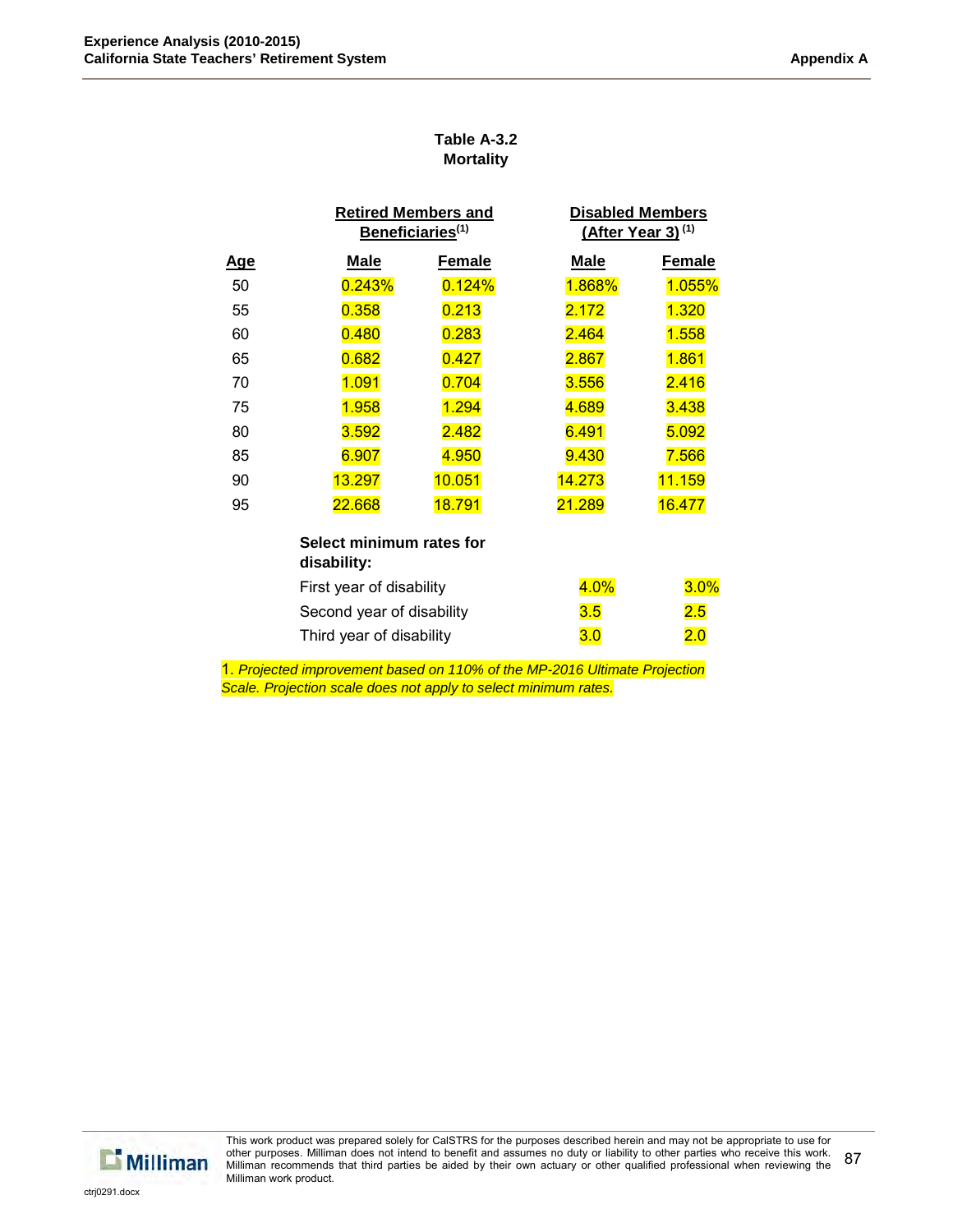### Table A-3.2
### Mortality

| | Retired Members and Beneficiaries[1] | | Disabled Members (After Year 3)[1] | |
|---|---|---|---|---|
| **Age** | **Male** | **Female** | **Male** | **Female** |
| 50 | 0.243% | 0.124% | 1.868% | 1.055% |
| 55 | 0.358 | 0.213 | 2.172 | 1.320 |
| 60 | 0.480 | 0.283 | 2.464 | 1.558 |
| 65 | 0.682 | 0.427 | 2.867 | 1.861 |
| 70 | 1.091 | 0.704 | 3.556 | 2.416 |
| 75 | 1.958 | 1.294 | 4.689 | 3.438 |
| 80 | 3.592 | 2.482 | 6.491 | 5.092 |
| 85 | 6.907 | 4.950 | 9.430 | 7.566 |
| 90 | 13.297 | 10.051 | 14.273 | 11.159 |
| 95 | 22.668 | 18.791 | 21.289 | 16.477 |
| **Select minimum rates for disability:** | | | | |
| First year of disability | | | 4.0% | 3.0% |
| Second year of disability | | | 3.5 | 2.5 |
| Third year of disability | | | 3.0 | 2.0 |

1. *Projected improvement based on 110% of the MP-2016 Ultimate Projection Scale. Projection scale does not apply to select minimum rates.*